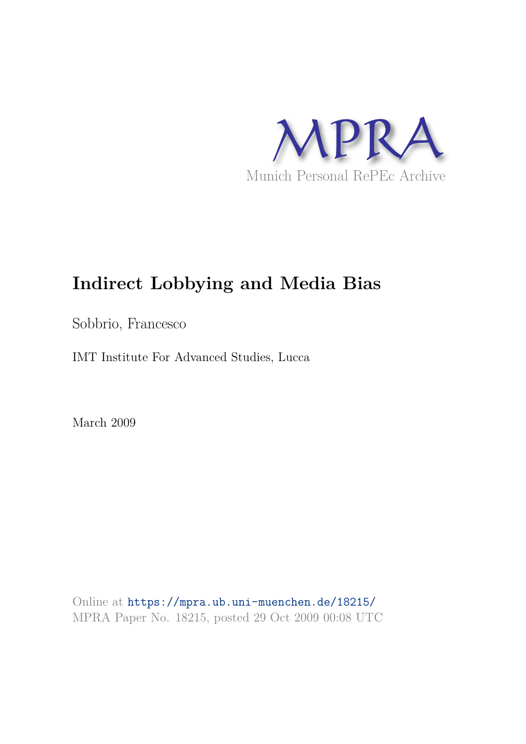MPRA

Munich Personal RePEc Archive

# Indirect Lobbying and Media Bias

Sobbrio, Francesco

IMT Institute For Advanced Studies, Lucca

March 2009

Online at https://mpra.ub.uni-muenchen.de/18215/
MPRA Paper No. 18215, posted 29 Oct 2009 00:08 UTC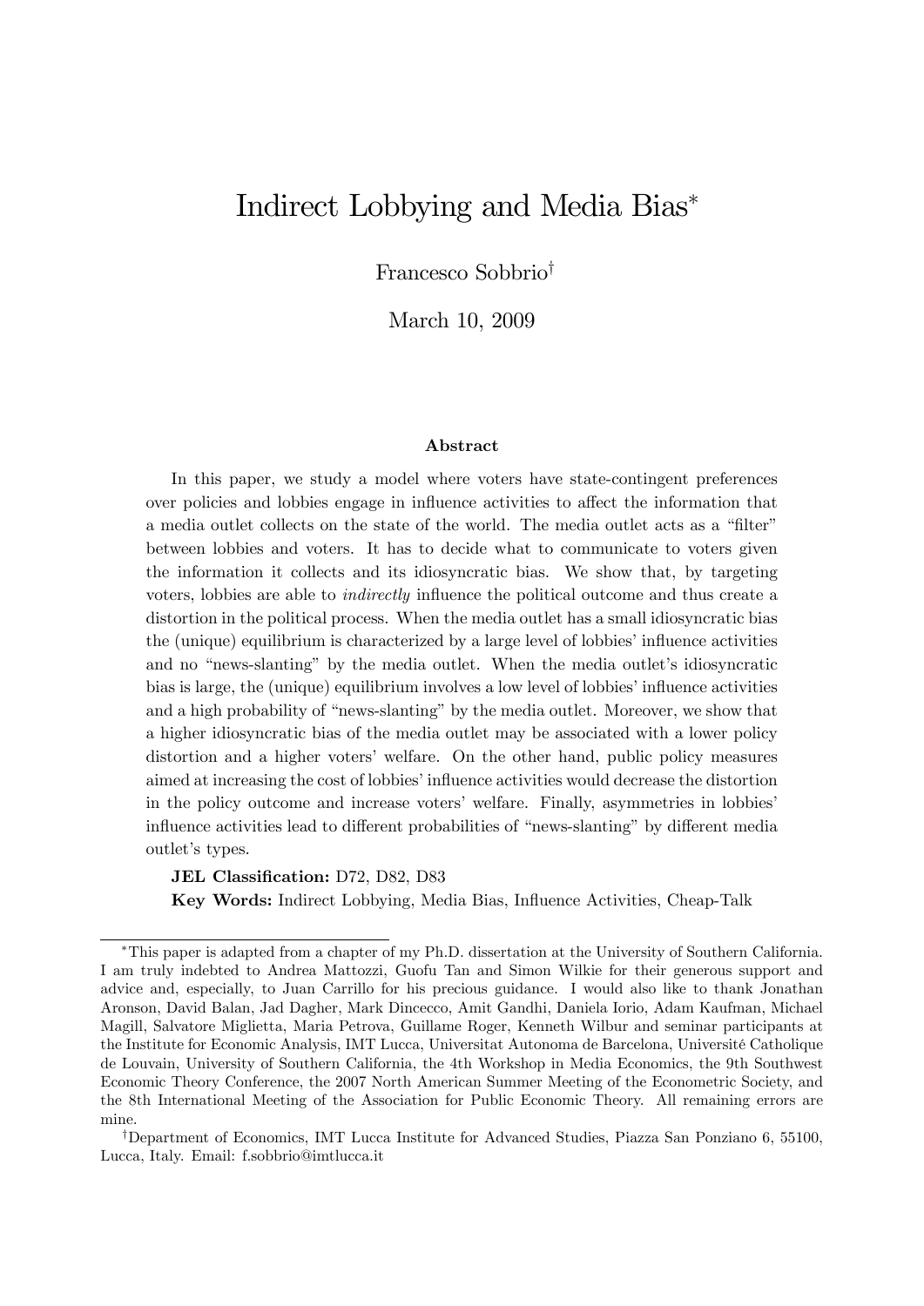# Indirect Lobbying and Media Bias*

Francesco Sobbrio†

March 10, 2009

### Abstract

In this paper, we study a model where voters have state-contingent preferences over policies and lobbies engage in influence activities to affect the information that a media outlet collects on the state of the world. The media outlet acts as a "filter" between lobbies and voters. It has to decide what to communicate to voters given the information it collects and its idiosyncratic bias. We show that, by targeting voters, lobbies are able to *indirectly* influence the political outcome and thus create a distortion in the political process. When the media outlet has a small idiosyncratic bias the (unique) equilibrium is characterized by a large level of lobbies' influence activities and no "news-slanting" by the media outlet. When the media outlet's idiosyncratic bias is large, the (unique) equilibrium involves a low level of lobbies' influence activities and a high probability of "news-slanting" by the media outlet. Moreover, we show that a higher idiosyncratic bias of the media outlet may be associated with a lower policy distortion and a higher voters' welfare. On the other hand, public policy measures aimed at increasing the cost of lobbies' influence activities would decrease the distortion in the policy outcome and increase voters' welfare. Finally, asymmetries in lobbies' influence activities lead to different probabilities of "news-slanting" by different media outlet's types.

**JEL Classification:** D72, D82, D83

**Key Words:** Indirect Lobbying, Media Bias, Influence Activities, Cheap-Talk

---

*This paper is adapted from a chapter of my Ph.D. dissertation at the University of Southern California. I am truly indebted to Andrea Mattozzi, Guofu Tan and Simon Wilkie for their generous support and advice and, especially, to Juan Carrillo for his precious guidance. I would also like to thank Jonathan Aronson, David Balan, Jad Dagher, Mark Dincecco, Amit Gandhi, Daniela Iorio, Adam Kaufman, Michael Magill, Salvatore Miglietta, Maria Petrova, Guillame Roger, Kenneth Wilbur and seminar participants at the Institute for Economic Analysis, IMT Lucca, Universitat Autonoma de Barcelona, Université Catholique de Louvain, University of Southern California, the 4th Workshop in Media Economics, the 9th Southwest Economic Theory Conference, the 2007 North American Summer Meeting of the Econometric Society, and the 8th International Meeting of the Association for Public Economic Theory. All remaining errors are mine.

†Department of Economics, IMT Lucca Institute for Advanced Studies, Piazza San Ponziano 6, 55100, Lucca, Italy. Email: f.sobbrio@imtlucca.it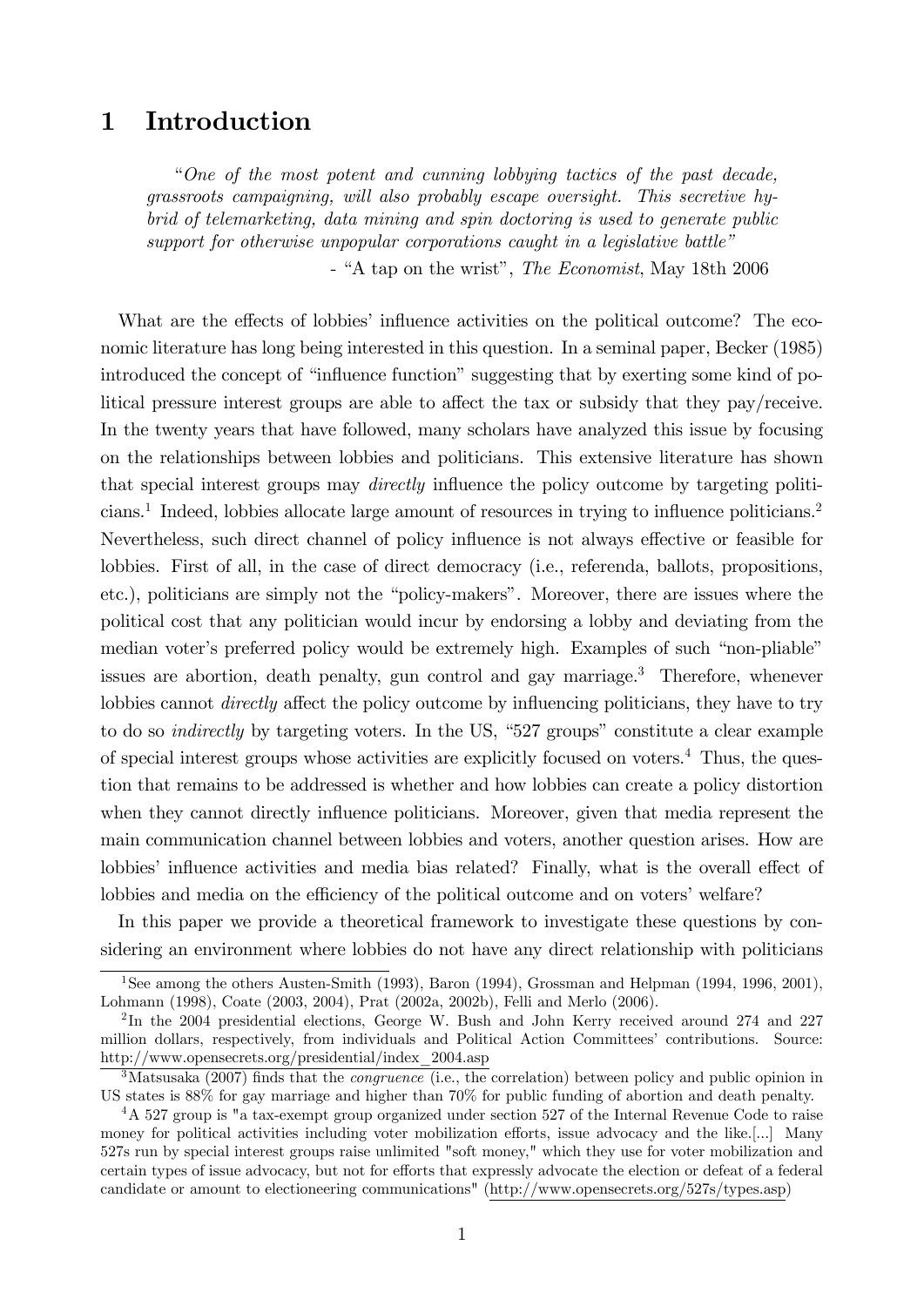# 1 Introduction

> *"One of the most potent and cunning lobbying tactics of the past decade, grassroots campaigning, will also probably escape oversight. This secretive hybrid of telemarketing, data mining and spin doctoring is used to generate public support for otherwise unpopular corporations caught in a legislative battle"*
>
> - "A tap on the wrist", *The Economist*, May 18th 2006

What are the effects of lobbies' influence activities on the political outcome? The economic literature has long being interested in this question. In a seminal paper, Becker (1985) introduced the concept of "influence function" suggesting that by exerting some kind of political pressure interest groups are able to affect the tax or subsidy that they pay/receive. In the twenty years that have followed, many scholars have analyzed this issue by focusing on the relationships between lobbies and politicians. This extensive literature has shown that special interest groups may *directly* influence the policy outcome by targeting politicians.[1] Indeed, lobbies allocate large amount of resources in trying to influence politicians.[2] Nevertheless, such direct channel of policy influence is not always effective or feasible for lobbies. First of all, in the case of direct democracy (i.e., referenda, ballots, propositions, etc.), politicians are simply not the "policy-makers". Moreover, there are issues where the political cost that any politician would incur by endorsing a lobby and deviating from the median voter's preferred policy would be extremely high. Examples of such "non-pliable" issues are abortion, death penalty, gun control and gay marriage.[3] Therefore, whenever lobbies cannot *directly* affect the policy outcome by influencing politicians, they have to try to do so *indirectly* by targeting voters. In the US, "527 groups" constitute a clear example of special interest groups whose activities are explicitly focused on voters.[4] Thus, the question that remains to be addressed is whether and how lobbies can create a policy distortion when they cannot directly influence politicians. Moreover, given that media represent the main communication channel between lobbies and voters, another question arises. How are lobbies' influence activities and media bias related? Finally, what is the overall effect of lobbies and media on the efficiency of the political outcome and on voters' welfare?

In this paper we provide a theoretical framework to investigate these questions by considering an environment where lobbies do not have any direct relationship with politicians

---

[1] See among the others Austen-Smith (1993), Baron (1994), Grossman and Helpman (1994, 1996, 2001), Lohmann (1998), Coate (2003, 2004), Prat (2002a, 2002b), Felli and Merlo (2006).

[2] In the 2004 presidential elections, George W. Bush and John Kerry received around 274 and 227 million dollars, respectively, from individuals and Political Action Committees' contributions. Source: http://www.opensecrets.org/presidential/index_2004.asp

[3] Matsusaka (2007) finds that the *congruence* (i.e., the correlation) between policy and public opinion in US states is 88% for gay marriage and higher than 70% for public funding of abortion and death penalty.

[4] A 527 group is "a tax-exempt group organized under section 527 of the Internal Revenue Code to raise money for political activities including voter mobilization efforts, issue advocacy and the like.[...] Many 527s run by special interest groups raise unlimited "soft money," which they use for voter mobilization and certain types of issue advocacy, but not for efforts that expressly advocate the election or defeat of a federal candidate or amount to electioneering communications" (http://www.opensecrets.org/527s/types.asp)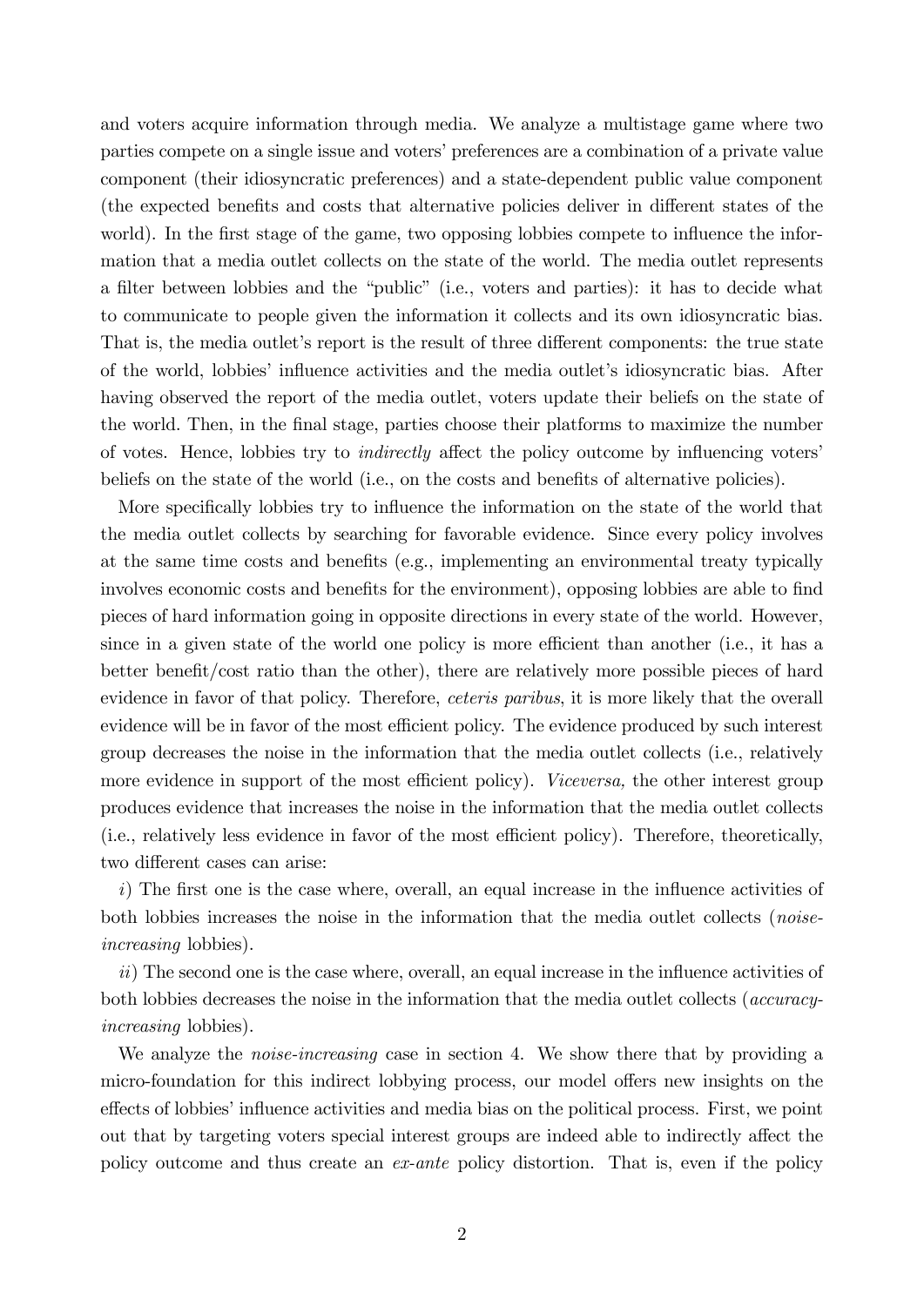and voters acquire information through media. We analyze a multistage game where two parties compete on a single issue and voters' preferences are a combination of a private value component (their idiosyncratic preferences) and a state-dependent public value component (the expected benefits and costs that alternative policies deliver in different states of the world). In the first stage of the game, two opposing lobbies compete to influence the information that a media outlet collects on the state of the world. The media outlet represents a filter between lobbies and the "public" (i.e., voters and parties): it has to decide what to communicate to people given the information it collects and its own idiosyncratic bias. That is, the media outlet's report is the result of three different components: the true state of the world, lobbies' influence activities and the media outlet's idiosyncratic bias. After having observed the report of the media outlet, voters update their beliefs on the state of the world. Then, in the final stage, parties choose their platforms to maximize the number of votes. Hence, lobbies try to *indirectly* affect the policy outcome by influencing voters' beliefs on the state of the world (i.e., on the costs and benefits of alternative policies).

More specifically lobbies try to influence the information on the state of the world that the media outlet collects by searching for favorable evidence. Since every policy involves at the same time costs and benefits (e.g., implementing an environmental treaty typically involves economic costs and benefits for the environment), opposing lobbies are able to find pieces of hard information going in opposite directions in every state of the world. However, since in a given state of the world one policy is more efficient than another (i.e., it has a better benefit/cost ratio than the other), there are relatively more possible pieces of hard evidence in favor of that policy. Therefore, *ceteris paribus*, it is more likely that the overall evidence will be in favor of the most efficient policy. The evidence produced by such interest group decreases the noise in the information that the media outlet collects (i.e., relatively more evidence in support of the most efficient policy). *Viceversa,* the other interest group produces evidence that increases the noise in the information that the media outlet collects (i.e., relatively less evidence in favor of the most efficient policy). Therefore, theoretically, two different cases can arise:

*i*) The first one is the case where, overall, an equal increase in the influence activities of both lobbies increases the noise in the information that the media outlet collects (*noise-increasing* lobbies).

*ii*) The second one is the case where, overall, an equal increase in the influence activities of both lobbies decreases the noise in the information that the media outlet collects (*accuracy-increasing* lobbies).

We analyze the *noise-increasing* case in section 4. We show there that by providing a micro-foundation for this indirect lobbying process, our model offers new insights on the effects of lobbies' influence activities and media bias on the political process. First, we point out that by targeting voters special interest groups are indeed able to indirectly affect the policy outcome and thus create an *ex-ante* policy distortion. That is, even if the policy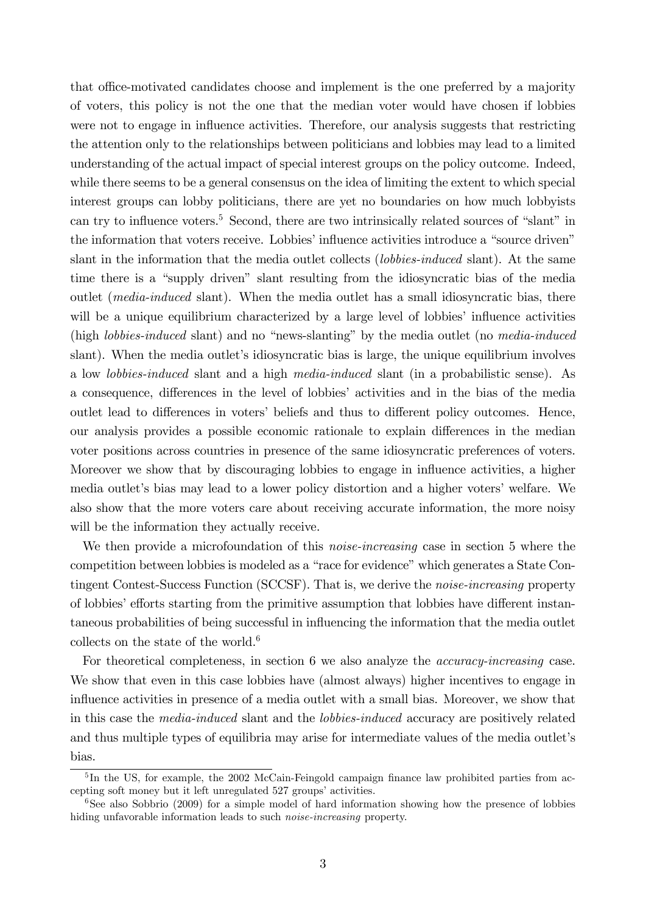that office-motivated candidates choose and implement is the one preferred by a majority of voters, this policy is not the one that the median voter would have chosen if lobbies were not to engage in influence activities. Therefore, our analysis suggests that restricting the attention only to the relationships between politicians and lobbies may lead to a limited understanding of the actual impact of special interest groups on the policy outcome. Indeed, while there seems to be a general consensus on the idea of limiting the extent to which special interest groups can lobby politicians, there are yet no boundaries on how much lobbyists can try to influence voters.[5] Second, there are two intrinsically related sources of "slant" in the information that voters receive. Lobbies' influence activities introduce a "source driven" slant in the information that the media outlet collects (*lobbies-induced* slant). At the same time there is a "supply driven" slant resulting from the idiosyncratic bias of the media outlet (*media-induced* slant). When the media outlet has a small idiosyncratic bias, there will be a unique equilibrium characterized by a large level of lobbies' influence activities (high *lobbies-induced* slant) and no "news-slanting" by the media outlet (no *media-induced* slant). When the media outlet's idiosyncratic bias is large, the unique equilibrium involves a low *lobbies-induced* slant and a high *media-induced* slant (in a probabilistic sense). As a consequence, differences in the level of lobbies' activities and in the bias of the media outlet lead to differences in voters' beliefs and thus to different policy outcomes. Hence, our analysis provides a possible economic rationale to explain differences in the median voter positions across countries in presence of the same idiosyncratic preferences of voters. Moreover we show that by discouraging lobbies to engage in influence activities, a higher media outlet's bias may lead to a lower policy distortion and a higher voters' welfare. We also show that the more voters care about receiving accurate information, the more noisy will be the information they actually receive.

We then provide a microfoundation of this *noise-increasing* case in section 5 where the competition between lobbies is modeled as a "race for evidence" which generates a State Contingent Contest-Success Function (SCCSF). That is, we derive the *noise-increasing* property of lobbies' efforts starting from the primitive assumption that lobbies have different instantaneous probabilities of being successful in influencing the information that the media outlet collects on the state of the world.[6]

For theoretical completeness, in section 6 we also analyze the *accuracy-increasing* case. We show that even in this case lobbies have (almost always) higher incentives to engage in influence activities in presence of a media outlet with a small bias. Moreover, we show that in this case the *media-induced* slant and the *lobbies-induced* accuracy are positively related and thus multiple types of equilibria may arise for intermediate values of the media outlet's bias.

---

[5] In the US, for example, the 2002 McCain-Feingold campaign finance law prohibited parties from accepting soft money but it left unregulated 527 groups' activities.

[6] See also Sobbrio (2009) for a simple model of hard information showing how the presence of lobbies hiding unfavorable information leads to such *noise-increasing* property.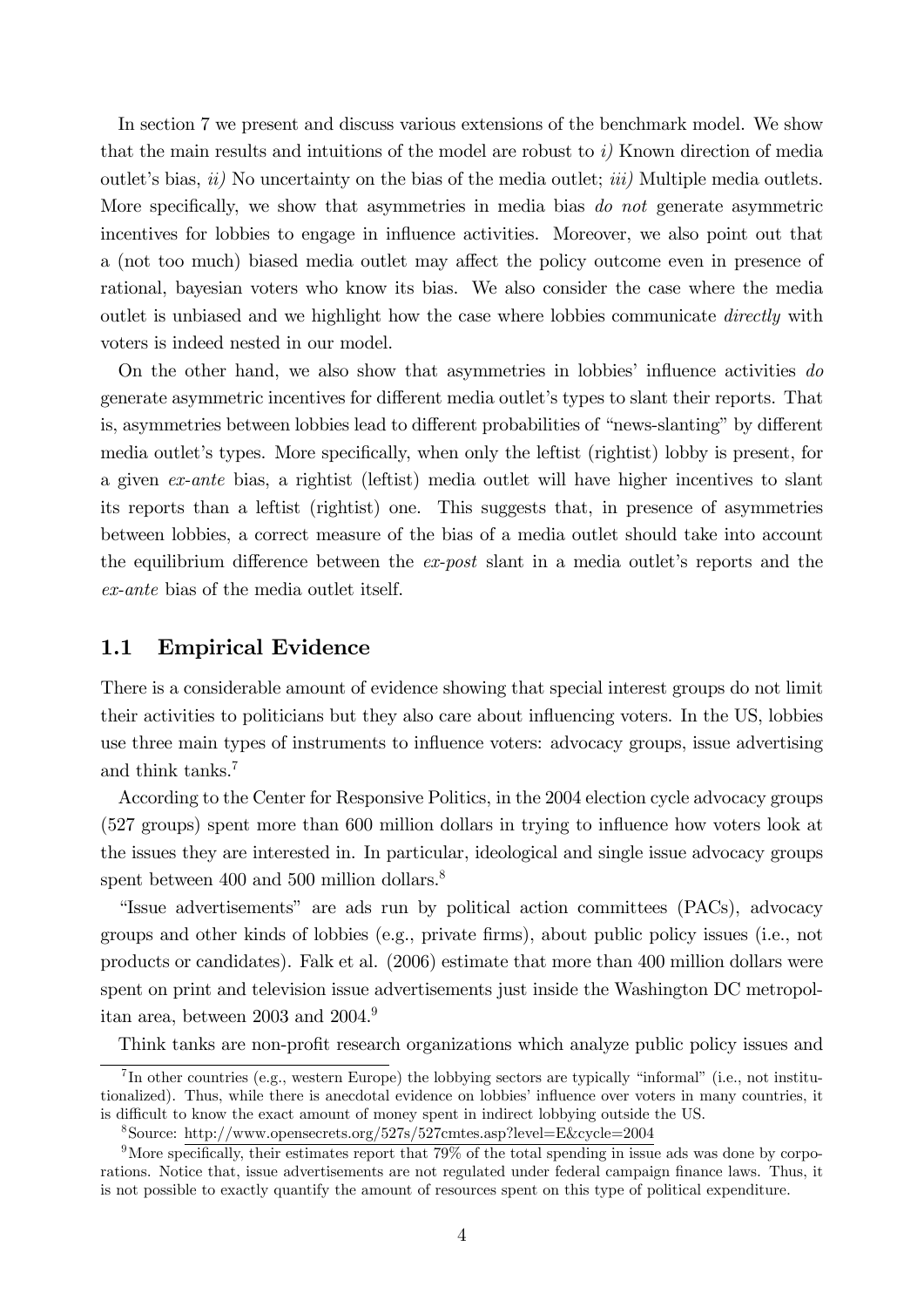In section 7 we present and discuss various extensions of the benchmark model. We show that the main results and intuitions of the model are robust to *i)* Known direction of media outlet's bias, *ii)* No uncertainty on the bias of the media outlet; *iii)* Multiple media outlets. More specifically, we show that asymmetries in media bias *do not* generate asymmetric incentives for lobbies to engage in influence activities. Moreover, we also point out that a (not too much) biased media outlet may affect the policy outcome even in presence of rational, bayesian voters who know its bias. We also consider the case where the media outlet is unbiased and we highlight how the case where lobbies communicate *directly* with voters is indeed nested in our model.

On the other hand, we also show that asymmetries in lobbies' influence activities *do* generate asymmetric incentives for different media outlet's types to slant their reports. That is, asymmetries between lobbies lead to different probabilities of "news-slanting" by different media outlet's types. More specifically, when only the leftist (rightist) lobby is present, for a given *ex-ante* bias, a rightist (leftist) media outlet will have higher incentives to slant its reports than a leftist (rightist) one. This suggests that, in presence of asymmetries between lobbies, a correct measure of the bias of a media outlet should take into account the equilibrium difference between the *ex-post* slant in a media outlet's reports and the *ex-ante* bias of the media outlet itself.

## 1.1 Empirical Evidence

There is a considerable amount of evidence showing that special interest groups do not limit their activities to politicians but they also care about influencing voters. In the US, lobbies use three main types of instruments to influence voters: advocacy groups, issue advertising and think tanks.[7]

According to the Center for Responsive Politics, in the 2004 election cycle advocacy groups (527 groups) spent more than 600 million dollars in trying to influence how voters look at the issues they are interested in. In particular, ideological and single issue advocacy groups spent between 400 and 500 million dollars.[8]

"Issue advertisements" are ads run by political action committees (PACs), advocacy groups and other kinds of lobbies (e.g., private firms), about public policy issues (i.e., not products or candidates). Falk et al. (2006) estimate that more than 400 million dollars were spent on print and television issue advertisements just inside the Washington DC metropolitan area, between 2003 and 2004.[9]

Think tanks are non-profit research organizations which analyze public policy issues and

[7] In other countries (e.g., western Europe) the lobbying sectors are typically "informal" (i.e., not institutionalized). Thus, while there is anecdotal evidence on lobbies' influence over voters in many countries, it is difficult to know the exact amount of money spent in indirect lobbying outside the US.

[8] Source: http://www.opensecrets.org/527s/527cmtes.asp?level=E&cycle=2004

[9] More specifically, their estimates report that 79% of the total spending in issue ads was done by corporations. Notice that, issue advertisements are not regulated under federal campaign finance laws. Thus, it is not possible to exactly quantify the amount of resources spent on this type of political expenditure.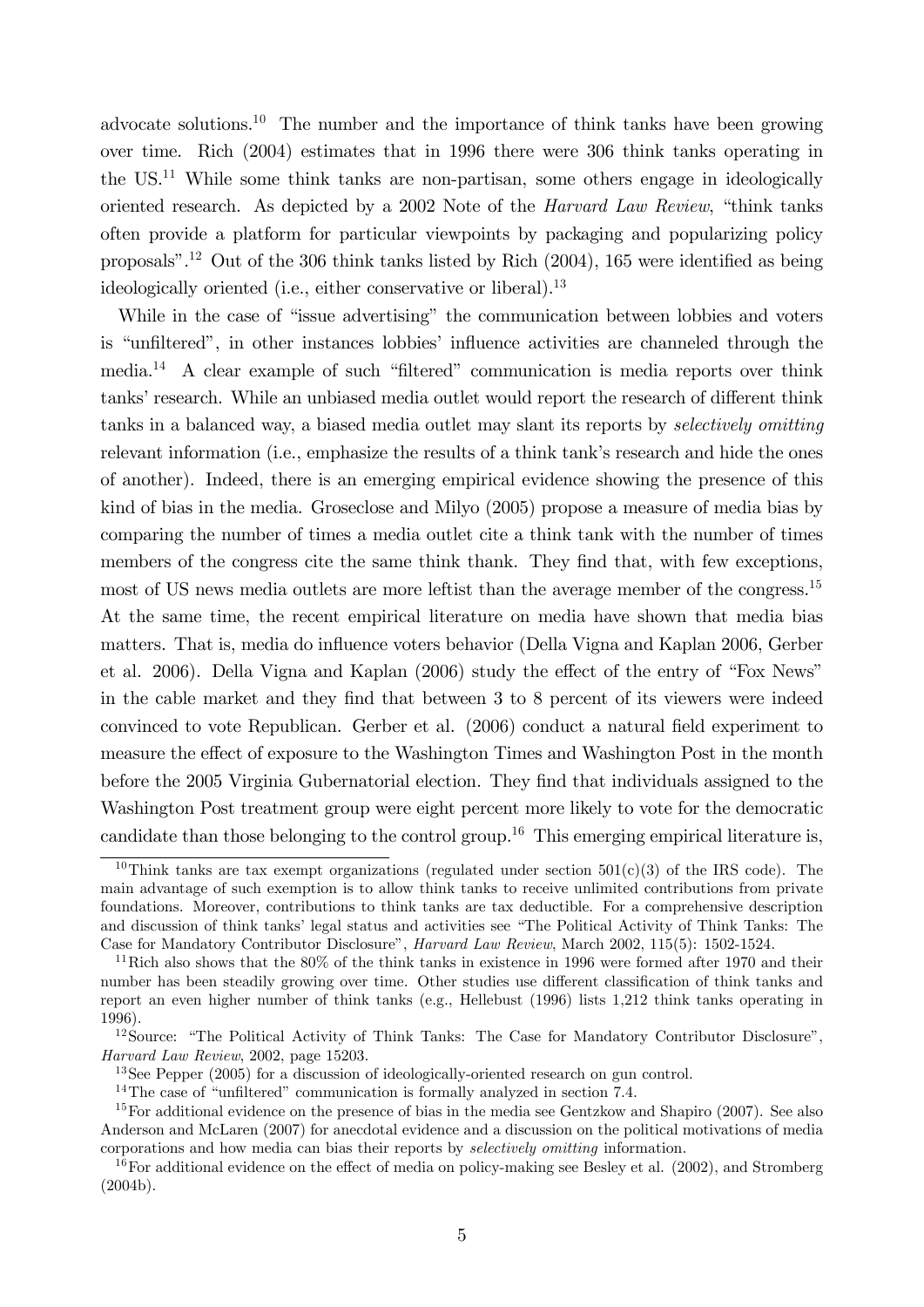advocate solutions.[10] The number and the importance of think tanks have been growing over time. Rich (2004) estimates that in 1996 there were 306 think tanks operating in the US.[11] While some think tanks are non-partisan, some others engage in ideologically oriented research. As depicted by a 2002 Note of the *Harvard Law Review*, "think tanks often provide a platform for particular viewpoints by packaging and popularizing policy proposals".[12] Out of the 306 think tanks listed by Rich (2004), 165 were identified as being ideologically oriented (i.e., either conservative or liberal).[13]

While in the case of "issue advertising" the communication between lobbies and voters is "unfiltered", in other instances lobbies' influence activities are channeled through the media.[14] A clear example of such "filtered" communication is media reports over think tanks' research. While an unbiased media outlet would report the research of different think tanks in a balanced way, a biased media outlet may slant its reports by *selectively omitting* relevant information (i.e., emphasize the results of a think tank's research and hide the ones of another). Indeed, there is an emerging empirical evidence showing the presence of this kind of bias in the media. Groseclose and Milyo (2005) propose a measure of media bias by comparing the number of times a media outlet cite a think tank with the number of times members of the congress cite the same think thank. They find that, with few exceptions, most of US news media outlets are more leftist than the average member of the congress.[15] At the same time, the recent empirical literature on media have shown that media bias matters. That is, media do influence voters behavior (Della Vigna and Kaplan 2006, Gerber et al. 2006). Della Vigna and Kaplan (2006) study the effect of the entry of "Fox News" in the cable market and they find that between 3 to 8 percent of its viewers were indeed convinced to vote Republican. Gerber et al. (2006) conduct a natural field experiment to measure the effect of exposure to the Washington Times and Washington Post in the month before the 2005 Virginia Gubernatorial election. They find that individuals assigned to the Washington Post treatment group were eight percent more likely to vote for the democratic candidate than those belonging to the control group.[16] This emerging empirical literature is,

---

[10] Think tanks are tax exempt organizations (regulated under section 501(c)(3) of the IRS code). The main advantage of such exemption is to allow think tanks to receive unlimited contributions from private foundations. Moreover, contributions to think tanks are tax deductible. For a comprehensive description and discussion of think tanks' legal status and activities see "The Political Activity of Think Tanks: The Case for Mandatory Contributor Disclosure", *Harvard Law Review*, March 2002, 115(5): 1502-1524.

[11] Rich also shows that the 80% of the think tanks in existence in 1996 were formed after 1970 and their number has been steadily growing over time. Other studies use different classification of think tanks and report an even higher number of think tanks (e.g., Hellebust (1996) lists 1,212 think tanks operating in 1996).

[12] Source: "The Political Activity of Think Tanks: The Case for Mandatory Contributor Disclosure", *Harvard Law Review*, 2002, page 15203.

[13] See Pepper (2005) for a discussion of ideologically-oriented research on gun control.

[14] The case of "unfiltered" communication is formally analyzed in section 7.4.

[15] For additional evidence on the presence of bias in the media see Gentzkow and Shapiro (2007). See also Anderson and McLaren (2007) for anecdotal evidence and a discussion on the political motivations of media corporations and how media can bias their reports by *selectively omitting* information.

[16] For additional evidence on the effect of media on policy-making see Besley et al. (2002), and Stromberg (2004b).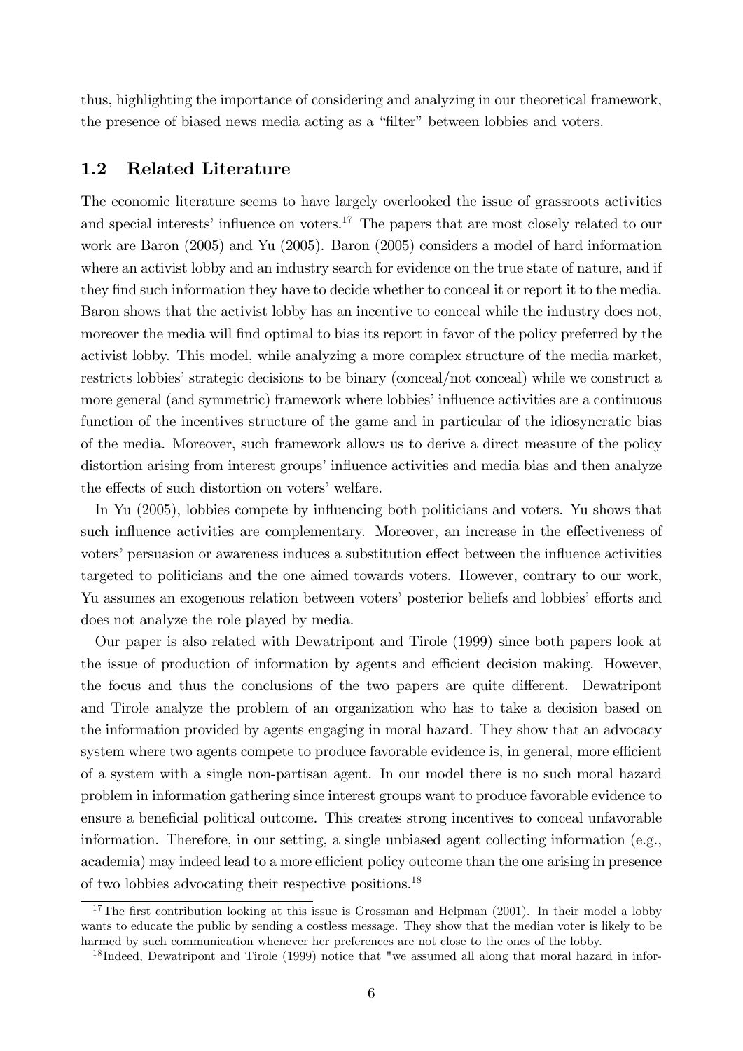thus, highlighting the importance of considering and analyzing in our theoretical framework, the presence of biased news media acting as a "filter" between lobbies and voters.

## 1.2 Related Literature

The economic literature seems to have largely overlooked the issue of grassroots activities and special interests' influence on voters.[17] The papers that are most closely related to our work are Baron (2005) and Yu (2005). Baron (2005) considers a model of hard information where an activist lobby and an industry search for evidence on the true state of nature, and if they find such information they have to decide whether to conceal it or report it to the media. Baron shows that the activist lobby has an incentive to conceal while the industry does not, moreover the media will find optimal to bias its report in favor of the policy preferred by the activist lobby. This model, while analyzing a more complex structure of the media market, restricts lobbies' strategic decisions to be binary (conceal/not conceal) while we construct a more general (and symmetric) framework where lobbies' influence activities are a continuous function of the incentives structure of the game and in particular of the idiosyncratic bias of the media. Moreover, such framework allows us to derive a direct measure of the policy distortion arising from interest groups' influence activities and media bias and then analyze the effects of such distortion on voters' welfare.

In Yu (2005), lobbies compete by influencing both politicians and voters. Yu shows that such influence activities are complementary. Moreover, an increase in the effectiveness of voters' persuasion or awareness induces a substitution effect between the influence activities targeted to politicians and the one aimed towards voters. However, contrary to our work, Yu assumes an exogenous relation between voters' posterior beliefs and lobbies' efforts and does not analyze the role played by media.

Our paper is also related with Dewatripont and Tirole (1999) since both papers look at the issue of production of information by agents and efficient decision making. However, the focus and thus the conclusions of the two papers are quite different. Dewatripont and Tirole analyze the problem of an organization who has to take a decision based on the information provided by agents engaging in moral hazard. They show that an advocacy system where two agents compete to produce favorable evidence is, in general, more efficient of a system with a single non-partisan agent. In our model there is no such moral hazard problem in information gathering since interest groups want to produce favorable evidence to ensure a beneficial political outcome. This creates strong incentives to conceal unfavorable information. Therefore, in our setting, a single unbiased agent collecting information (e.g., academia) may indeed lead to a more efficient policy outcome than the one arising in presence of two lobbies advocating their respective positions.[18]

---

[17] The first contribution looking at this issue is Grossman and Helpman (2001). In their model a lobby wants to educate the public by sending a costless message. They show that the median voter is likely to be harmed by such communication whenever her preferences are not close to the ones of the lobby.

[18] Indeed, Dewatripont and Tirole (1999) notice that "we assumed all along that moral hazard in infor-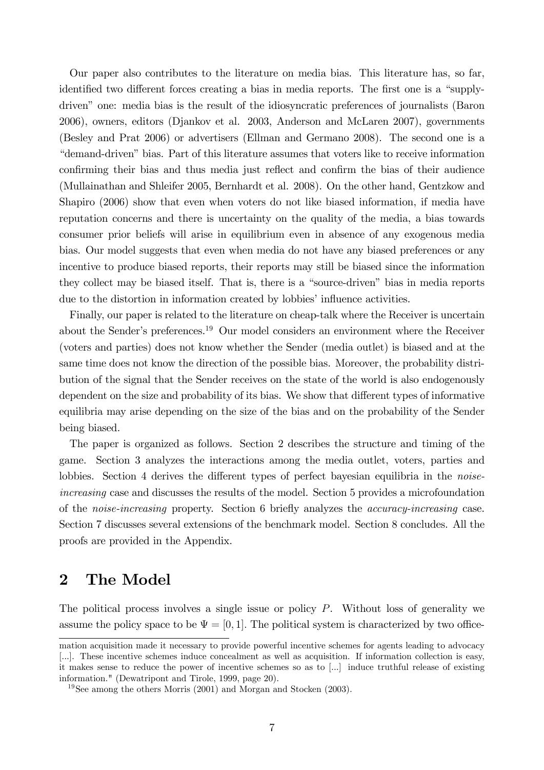Our paper also contributes to the literature on media bias. This literature has, so far, identified two different forces creating a bias in media reports. The first one is a "supply-driven" one: media bias is the result of the idiosyncratic preferences of journalists (Baron 2006), owners, editors (Djankov et al. 2003, Anderson and McLaren 2007), governments (Besley and Prat 2006) or advertisers (Ellman and Germano 2008). The second one is a "demand-driven" bias. Part of this literature assumes that voters like to receive information confirming their bias and thus media just reflect and confirm the bias of their audience (Mullainathan and Shleifer 2005, Bernhardt et al. 2008). On the other hand, Gentzkow and Shapiro (2006) show that even when voters do not like biased information, if media have reputation concerns and there is uncertainty on the quality of the media, a bias towards consumer prior beliefs will arise in equilibrium even in absence of any exogenous media bias. Our model suggests that even when media do not have any biased preferences or any incentive to produce biased reports, their reports may still be biased since the information they collect may be biased itself. That is, there is a "source-driven" bias in media reports due to the distortion in information created by lobbies' influence activities.

Finally, our paper is related to the literature on cheap-talk where the Receiver is uncertain about the Sender's preferences.[19] Our model considers an environment where the Receiver (voters and parties) does not know whether the Sender (media outlet) is biased and at the same time does not know the direction of the possible bias. Moreover, the probability distribution of the signal that the Sender receives on the state of the world is also endogenously dependent on the size and probability of its bias. We show that different types of informative equilibria may arise depending on the size of the bias and on the probability of the Sender being biased.

The paper is organized as follows. Section 2 describes the structure and timing of the game. Section 3 analyzes the interactions among the media outlet, voters, parties and lobbies. Section 4 derives the different types of perfect bayesian equilibria in the *noise-increasing* case and discusses the results of the model. Section 5 provides a microfoundation of the *noise-increasing* property. Section 6 briefly analyzes the *accuracy-increasing* case. Section 7 discusses several extensions of the benchmark model. Section 8 concludes. All the proofs are provided in the Appendix.

## 2 The Model

The political process involves a single issue or policy $P$. Without loss of generality we assume the policy space to be $\Psi = [0, 1]$. The political system is characterized by two office-

---

mation acquisition made it necessary to provide powerful incentive schemes for agents leading to advocacy [...]. These incentive schemes induce concealment as well as acquisition. If information collection is easy, it makes sense to reduce the power of incentive schemes so as to [...] induce truthful release of existing information." (Dewatripont and Tirole, 1999, page 20).

[19] See among the others Morris (2001) and Morgan and Stocken (2003).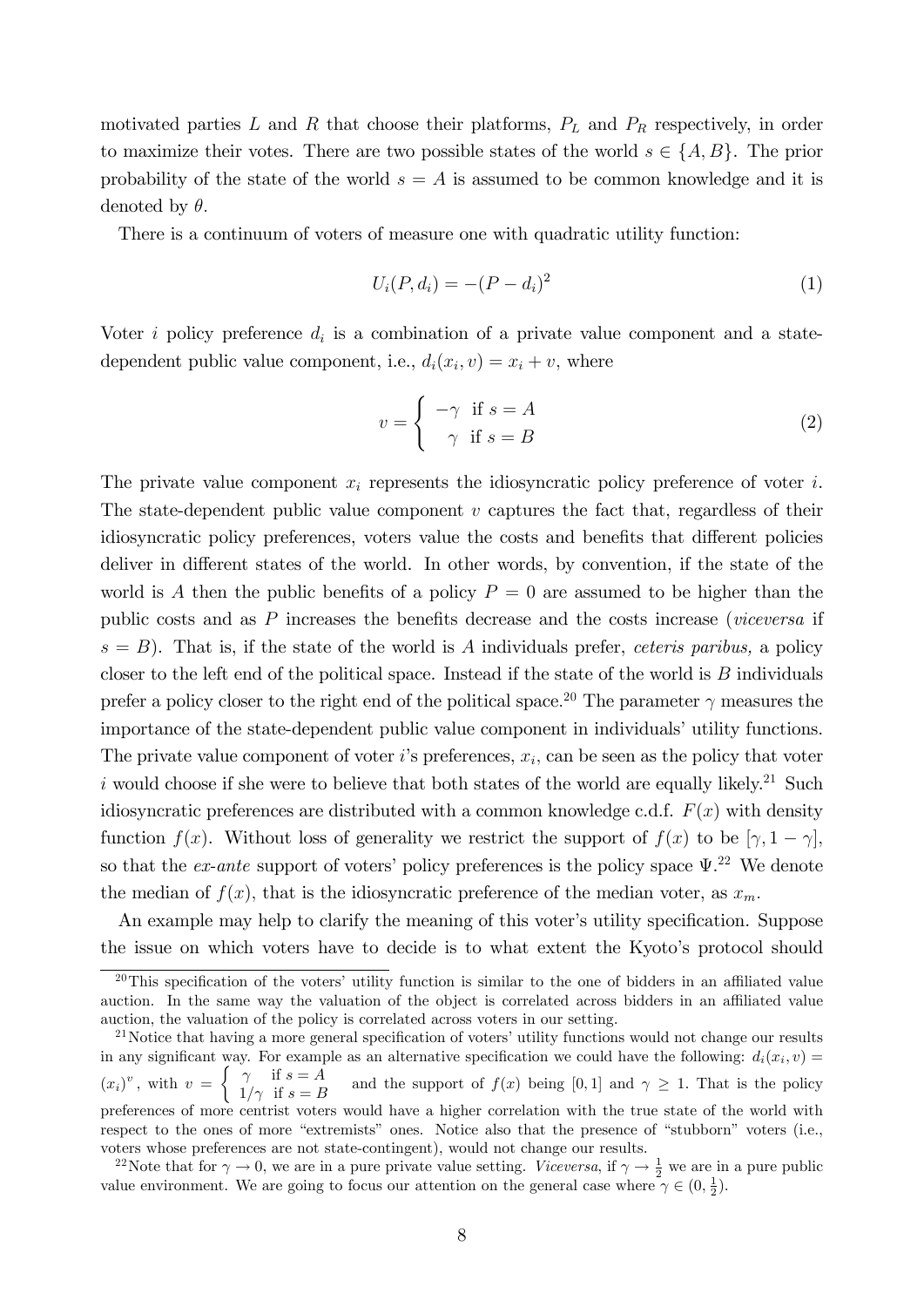motivated parties $L$ and $R$ that choose their platforms, $P_L$ and $P_R$ respectively, in order to maximize their votes. There are two possible states of the world $s \in \{A, B\}$. The prior probability of the state of the world $s = A$ is assumed to be common knowledge and it is denoted by $\theta$.

There is a continuum of voters of measure one with quadratic utility function:

$$U_i(P, d_i) = -(P - d_i)^2 \tag{1}$$

Voter $i$ policy preference $d_i$ is a combination of a private value component and a state-dependent public value component, i.e., $d_i(x_i, v) = x_i + v$, where

$$v = \begin{cases} -\gamma & \text{if } s = A \\ \gamma & \text{if } s = B \end{cases} \tag{2}$$

The private value component $x_i$ represents the idiosyncratic policy preference of voter $i$. The state-dependent public value component $v$ captures the fact that, regardless of their idiosyncratic policy preferences, voters value the costs and benefits that different policies deliver in different states of the world. In other words, by convention, if the state of the world is $A$ then the public benefits of a policy $P = 0$ are assumed to be higher than the public costs and as $P$ increases the benefits decrease and the costs increase (*viceversa* if $s = B$). That is, if the state of the world is $A$ individuals prefer, *ceteris paribus,* a policy closer to the left end of the political space. Instead if the state of the world is $B$ individuals prefer a policy closer to the right end of the political space.[20] The parameter $\gamma$ measures the importance of the state-dependent public value component in individuals' utility functions. The private value component of voter $i$'s preferences, $x_i$, can be seen as the policy that voter $i$ would choose if she were to believe that both states of the world are equally likely.[21] Such idiosyncratic preferences are distributed with a common knowledge c.d.f. $F(x)$ with density function $f(x)$. Without loss of generality we restrict the support of $f(x)$ to be $[\gamma, 1-\gamma]$, so that the *ex-ante* support of voters' policy preferences is the policy space $\Psi$.[22] We denote the median of $f(x)$, that is the idiosyncratic preference of the median voter, as $x_m$.

An example may help to clarify the meaning of this voter's utility specification. Suppose the issue on which voters have to decide is to what extent the Kyoto's protocol should

---

[20] This specification of the voters' utility function is similar to the one of bidders in an affiliated value auction. In the same way the valuation of the object is correlated across bidders in an affiliated value auction, the valuation of the policy is correlated across voters in our setting.

[21] Notice that having a more general specification of voters' utility functions would not change our results in any significant way. For example as an alternative specification we could have the following: $d_i(x_i, v) = (x_i)^v$, with $v = \begin{cases} \gamma & \text{if } s = A \\ 1/\gamma & \text{if } s = B \end{cases}$ and the support of $f(x)$ being $[0,1]$ and $\gamma \geq 1$. That is the policy preferences of more centrist voters would have a higher correlation with the true state of the world with respect to the ones of more "extremists" ones. Notice also that the presence of "stubborn" voters (i.e., voters whose preferences are not state-contingent), would not change our results.

[22] Note that for $\gamma \to 0$, we are in a pure private value setting. *Viceversa*, if $\gamma \to \frac{1}{2}$ we are in a pure public value environment. We are going to focus our attention on the general case where $\gamma \in (0, \frac{1}{2})$.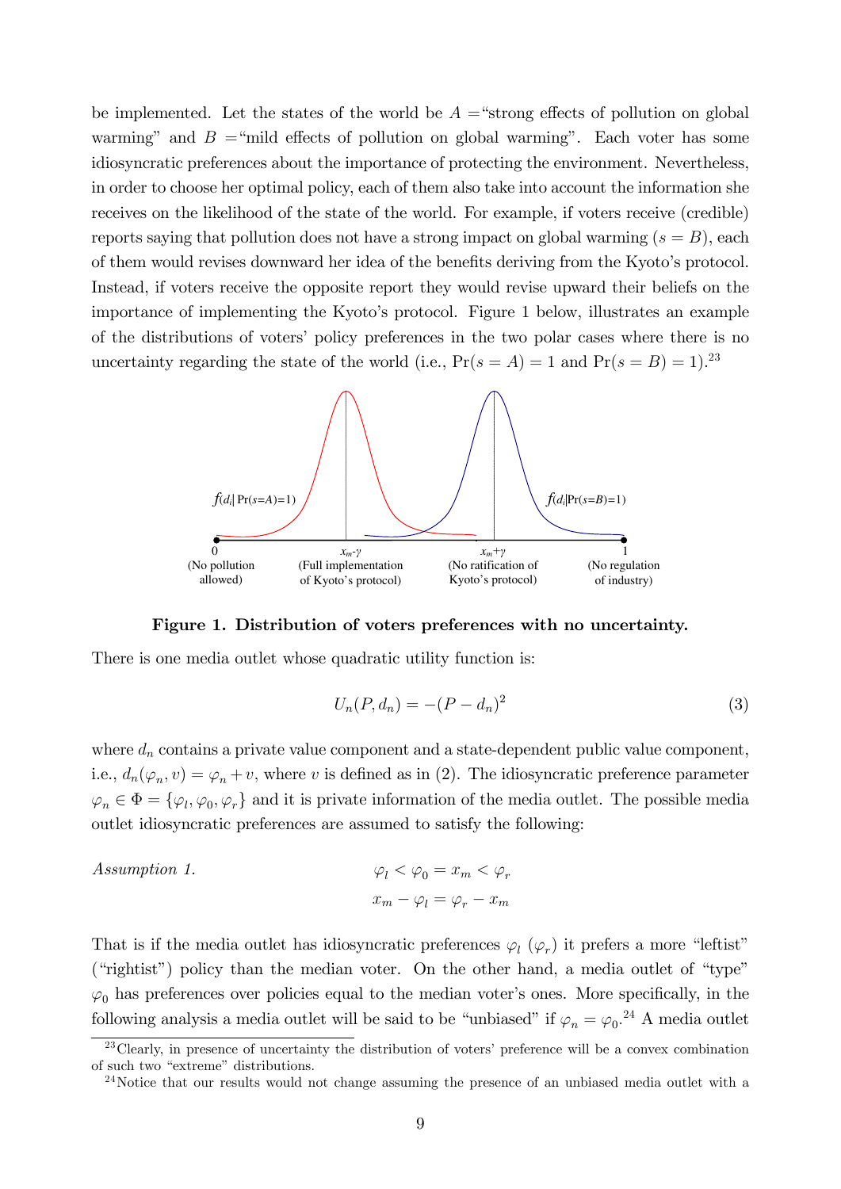be implemented. Let the states of the world be $A$ ="strong effects of pollution on global warming" and $B$ ="mild effects of pollution on global warming". Each voter has some idiosyncratic preferences about the importance of protecting the environment. Nevertheless, in order to choose her optimal policy, each of them also take into account the information she receives on the likelihood of the state of the world. For example, if voters receive (credible) reports saying that pollution does not have a strong impact on global warming ($s = B$), each of them would revises downward her idea of the benefits deriving from the Kyoto's protocol. Instead, if voters receive the opposite report they would revise upward their beliefs on the importance of implementing the Kyoto's protocol. Figure 1 below, illustrates an example of the distributions of voters' policy preferences in the two polar cases where there is no uncertainty regarding the state of the world (i.e., $\Pr(s = A) = 1$ and $\Pr(s = B) = 1$).[23]

**Figure 1. Distribution of voters preferences with no uncertainty.**

There is one media outlet whose quadratic utility function is:

$$U_n(P, d_n) = -(P - d_n)^2 \tag{3}$$

where $d_n$ contains a private value component and a state-dependent public value component, i.e., $d_n(\varphi_n, v) = \varphi_n + v$, where $v$ is defined as in (2). The idiosyncratic preference parameter $\varphi_n \in \Phi = \{\varphi_l, \varphi_0, \varphi_r\}$ and it is private information of the media outlet. The possible media outlet idiosyncratic preferences are assumed to satisfy the following:

*Assumption 1.*

$$\varphi_l < \varphi_0 = x_m < \varphi_r$$
$$x_m - \varphi_l = \varphi_r - x_m$$

That is if the media outlet has idiosyncratic preferences $\varphi_l$ ($\varphi_r$) it prefers a more "leftist" ("rightist") policy than the median voter. On the other hand, a media outlet of "type" $\varphi_0$ has preferences over policies equal to the median voter's ones. More specifically, in the following analysis a media outlet will be said to be "unbiased" if $\varphi_n = \varphi_0$.[24] A media outlet

[23] Clearly, in presence of uncertainty the distribution of voters' preference will be a convex combination of such two "extreme" distributions.

[24] Notice that our results would not change assuming the presence of an unbiased media outlet with a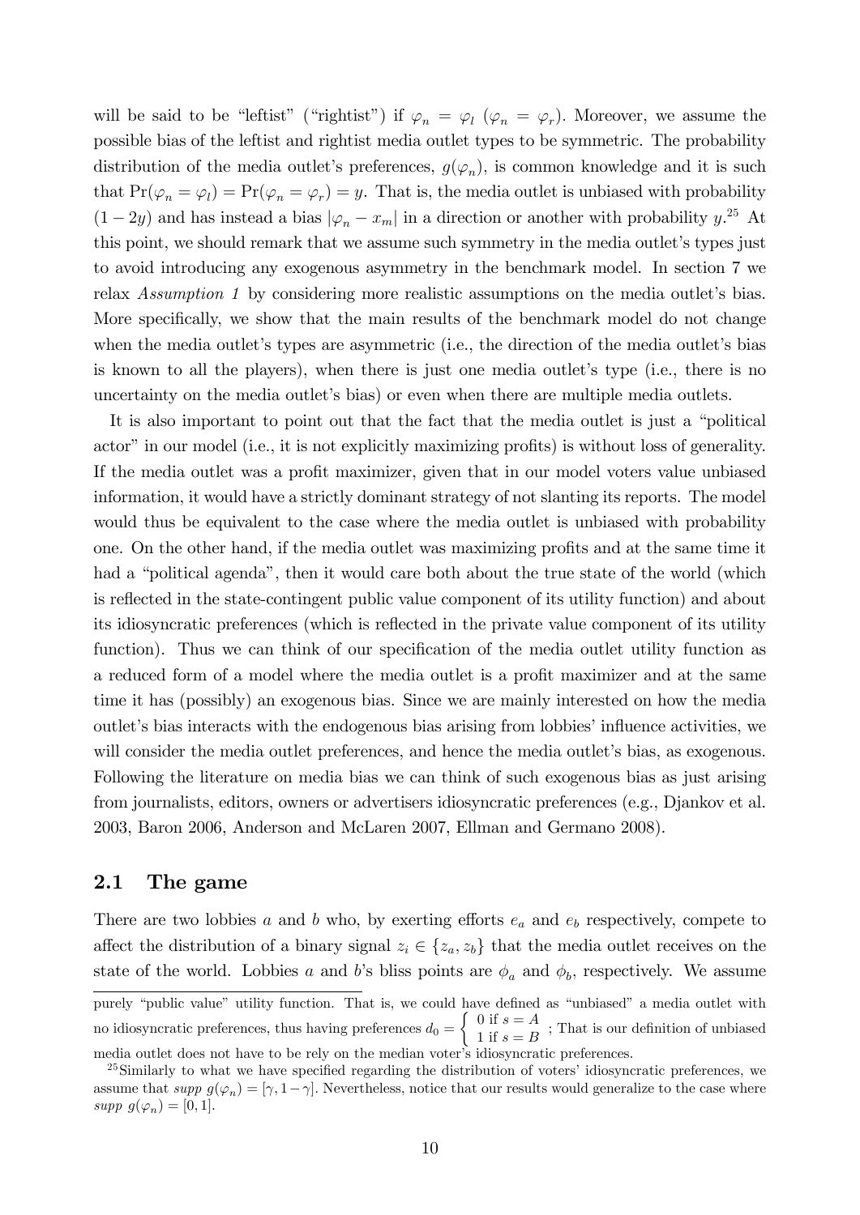will be said to be "leftist" ("rightist") if $\varphi_n = \varphi_l$ ($\varphi_n = \varphi_r$). Moreover, we assume the possible bias of the leftist and rightist media outlet types to be symmetric. The probability distribution of the media outlet's preferences, $g(\varphi_n)$, is common knowledge and it is such that $\Pr(\varphi_n = \varphi_l) = \Pr(\varphi_n = \varphi_r) = y$. That is, the media outlet is unbiased with probability $(1-2y)$ and has instead a bias $|\varphi_n - x_m|$ in a direction or another with probability $y$.[25] At this point, we should remark that we assume such symmetry in the media outlet's types just to avoid introducing any exogenous asymmetry in the benchmark model. In section 7 we relax *Assumption 1* by considering more realistic assumptions on the media outlet's bias. More specifically, we show that the main results of the benchmark model do not change when the media outlet's types are asymmetric (i.e., the direction of the media outlet's bias is known to all the players), when there is just one media outlet's type (i.e., there is no uncertainty on the media outlet's bias) or even when there are multiple media outlets.

It is also important to point out that the fact that the media outlet is just a "political actor" in our model (i.e., it is not explicitly maximizing profits) is without loss of generality. If the media outlet was a profit maximizer, given that in our model voters value unbiased information, it would have a strictly dominant strategy of not slanting its reports. The model would thus be equivalent to the case where the media outlet is unbiased with probability one. On the other hand, if the media outlet was maximizing profits and at the same time it had a "political agenda", then it would care both about the true state of the world (which is reflected in the state-contingent public value component of its utility function) and about its idiosyncratic preferences (which is reflected in the private value component of its utility function). Thus we can think of our specification of the media outlet utility function as a reduced form of a model where the media outlet is a profit maximizer and at the same time it has (possibly) an exogenous bias. Since we are mainly interested on how the media outlet's bias interacts with the endogenous bias arising from lobbies' influence activities, we will consider the media outlet preferences, and hence the media outlet's bias, as exogenous. Following the literature on media bias we can think of such exogenous bias as just arising from journalists, editors, owners or advertisers idiosyncratic preferences (e.g., Djankov et al. 2003, Baron 2006, Anderson and McLaren 2007, Ellman and Germano 2008).

## 2.1 The game

There are two lobbies $a$ and $b$ who, by exerting efforts $e_a$ and $e_b$ respectively, compete to affect the distribution of a binary signal $z_i \in \{z_a, z_b\}$ that the media outlet receives on the state of the world. Lobbies $a$ and $b$'s bliss points are $\phi_a$ and $\phi_b$, respectively. We assume

---

purely "public value" utility function. That is, we could have defined as "unbiased" a media outlet with no idiosyncratic preferences, thus having preferences $d_0 = \begin{cases} 0 \text{ if } s = A \\ 1 \text{ if } s = B \end{cases}$; That is our definition of unbiased media outlet does not have to be rely on the median voter's idiosyncratic preferences.

[25] Similarly to what we have specified regarding the distribution of voters' idiosyncratic preferences, we assume that $supp\ g(\varphi_n) = [\gamma, 1-\gamma]$. Nevertheless, notice that our results would generalize to the case where $supp\ g(\varphi_n) = [0, 1]$.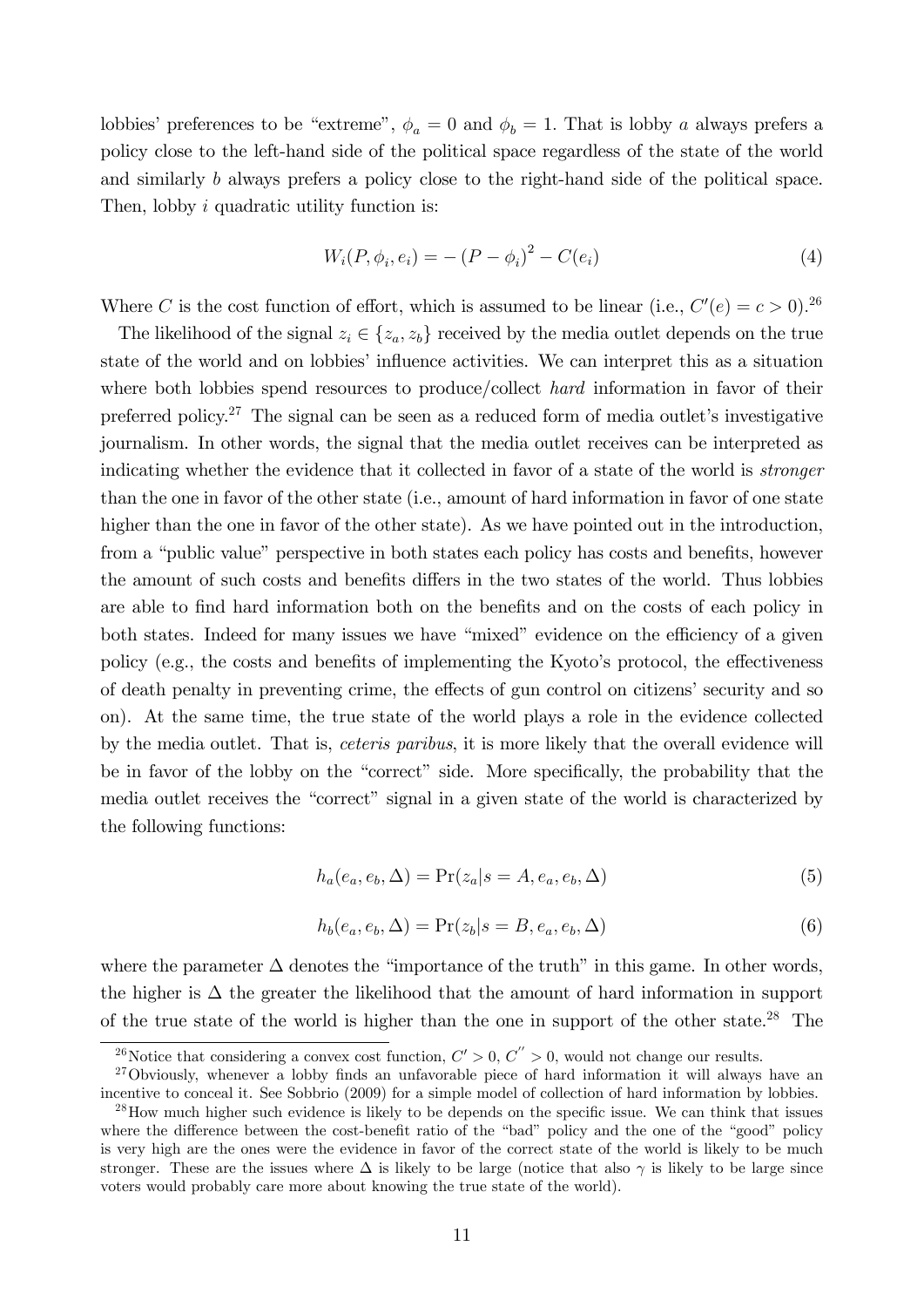lobbies' preferences to be "extreme", $\phi_a = 0$ and $\phi_b = 1$. That is lobby $a$ always prefers a policy close to the left-hand side of the political space regardless of the state of the world and similarly $b$ always prefers a policy close to the right-hand side of the political space. Then, lobby $i$ quadratic utility function is:

$$W_i(P, \phi_i, e_i) = -\left(P - \phi_i\right)^2 - C(e_i) \tag{4}$$

Where $C$ is the cost function of effort, which is assumed to be linear (i.e., $C'(e) = c > 0$).[26]

The likelihood of the signal $z_i \in \{z_a, z_b\}$ received by the media outlet depends on the true state of the world and on lobbies' influence activities. We can interpret this as a situation where both lobbies spend resources to produce/collect *hard* information in favor of their preferred policy.[27] The signal can be seen as a reduced form of media outlet's investigative journalism. In other words, the signal that the media outlet receives can be interpreted as indicating whether the evidence that it collected in favor of a state of the world is *stronger* than the one in favor of the other state (i.e., amount of hard information in favor of one state higher than the one in favor of the other state). As we have pointed out in the introduction, from a "public value" perspective in both states each policy has costs and benefits, however the amount of such costs and benefits differs in the two states of the world. Thus lobbies are able to find hard information both on the benefits and on the costs of each policy in both states. Indeed for many issues we have "mixed" evidence on the efficiency of a given policy (e.g., the costs and benefits of implementing the Kyoto's protocol, the effectiveness of death penalty in preventing crime, the effects of gun control on citizens' security and so on). At the same time, the true state of the world plays a role in the evidence collected by the media outlet. That is, *ceteris paribus*, it is more likely that the overall evidence will be in favor of the lobby on the "correct" side. More specifically, the probability that the media outlet receives the "correct" signal in a given state of the world is characterized by the following functions:

$$h_a(e_a, e_b, \Delta) = \Pr(z_a | s = A, e_a, e_b, \Delta) \tag{5}$$

$$h_b(e_a, e_b, \Delta) = \Pr(z_b | s = B, e_a, e_b, \Delta) \tag{6}$$

where the parameter $\Delta$ denotes the "importance of the truth" in this game. In other words, the higher is $\Delta$ the greater the likelihood that the amount of hard information in support of the true state of the world is higher than the one in support of the other state.[28] The

[26] Notice that considering a convex cost function, $C' > 0$, $C'' > 0$, would not change our results.

[27] Obviously, whenever a lobby finds an unfavorable piece of hard information it will always have an incentive to conceal it. See Sobbrio (2009) for a simple model of collection of hard information by lobbies.

[28] How much higher such evidence is likely to be depends on the specific issue. We can think that issues where the difference between the cost-benefit ratio of the "bad" policy and the one of the "good" policy is very high are the ones were the evidence in favor of the correct state of the world is likely to be much stronger. These are the issues where $\Delta$ is likely to be large (notice that also $\gamma$ is likely to be large since voters would probably care more about knowing the true state of the world).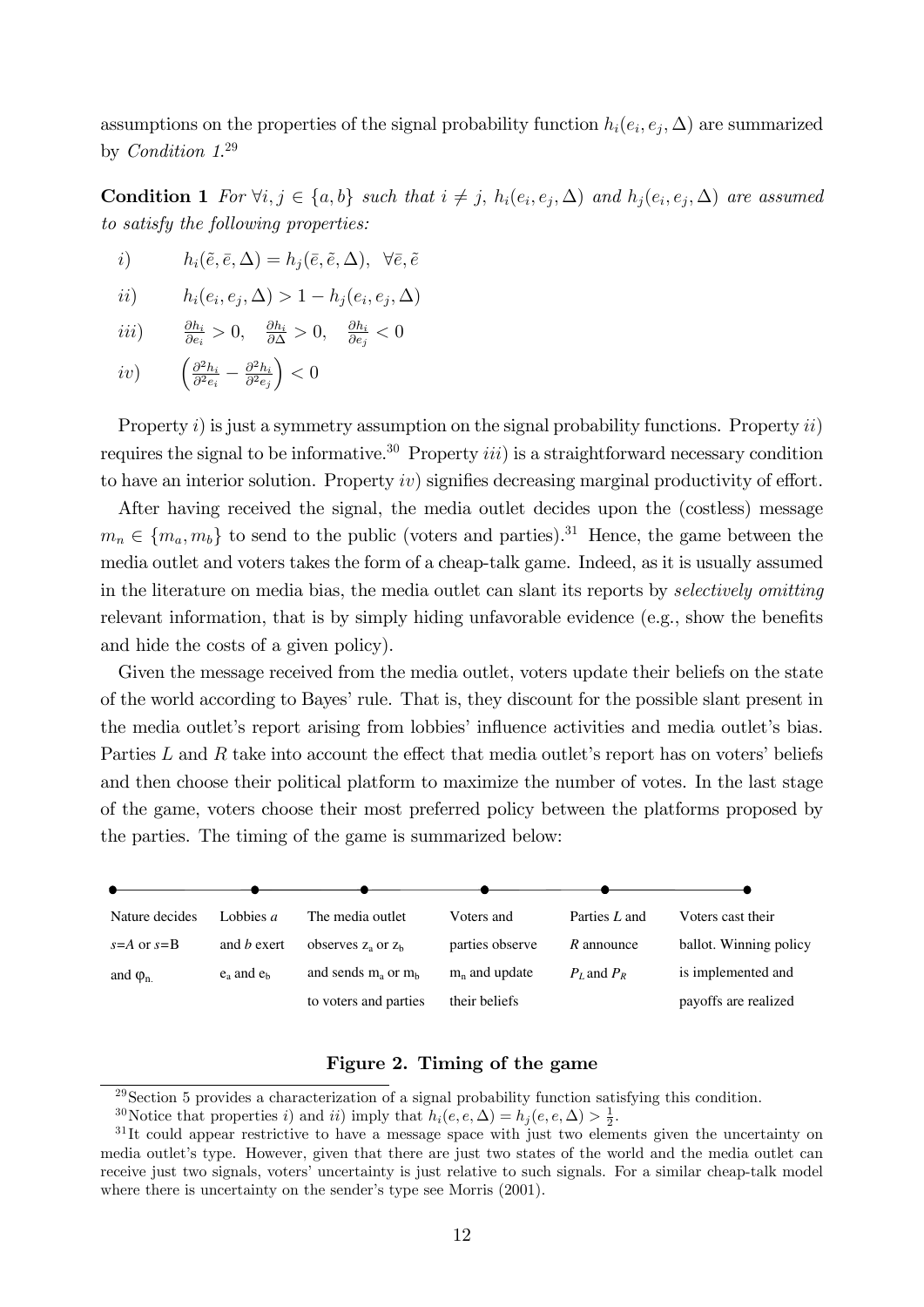assumptions on the properties of the signal probability function $h_i(e_i, e_j, \Delta)$ are summarized by *Condition 1*.[29]

**Condition 1** *For* $\forall i, j \in \{a, b\}$ *such that* $i \neq j$, $h_i(e_i, e_j, \Delta)$ *and* $h_j(e_i, e_j, \Delta)$ *are assumed to satisfy the following properties:*

$i)$ $\quad h_i(\tilde{e}, \bar{e}, \Delta) = h_j(\bar{e}, \tilde{e}, \Delta), \ \forall \bar{e}, \tilde{e}$

$ii)$ $\quad h_i(e_i, e_j, \Delta) > 1 - h_j(e_i, e_j, \Delta)$

$iii)$ $\quad \frac{\partial h_i}{\partial e_i} > 0, \quad \frac{\partial h_i}{\partial \Delta} > 0, \quad \frac{\partial h_i}{\partial e_j} < 0$

$iv)$ $\quad \left( \frac{\partial^2 h_i}{\partial^2 e_i} - \frac{\partial^2 h_i}{\partial^2 e_j} \right) < 0$

Property $i)$ is just a symmetry assumption on the signal probability functions. Property $ii)$ requires the signal to be informative.[30] Property $iii)$ is a straightforward necessary condition to have an interior solution. Property $iv)$ signifies decreasing marginal productivity of effort.

After having received the signal, the media outlet decides upon the (costless) message $m_n \in \{m_a, m_b\}$ to send to the public (voters and parties).[31] Hence, the game between the media outlet and voters takes the form of a cheap-talk game. Indeed, as it is usually assumed in the literature on media bias, the media outlet can slant its reports by *selectively omitting* relevant information, that is by simply hiding unfavorable evidence (e.g., show the benefits and hide the costs of a given policy).

Given the message received from the media outlet, voters update their beliefs on the state of the world according to Bayes' rule. That is, they discount for the possible slant present in the media outlet's report arising from lobbies' influence activities and media outlet's bias. Parties $L$ and $R$ take into account the effect that media outlet's report has on voters' beliefs and then choose their political platform to maximize the number of votes. In the last stage of the game, voters choose their most preferred policy between the platforms proposed by the parties. The timing of the game is summarized below:

| Nature decides $s$=$A$ or $s$=B and $\varphi_n$. | Lobbies $a$ and $b$ exert $e_a$ and $e_b$ | The media outlet observes $z_a$ or $z_b$ and sends $m_a$ or $m_b$ to voters and parties | Voters and parties observe $m_n$ and update their beliefs | Parties $L$ and $R$ announce $P_L$ and $P_R$ | Voters cast their ballot. Winning policy is implemented and payoffs are realized |
|---|---|---|---|---|---|

**Figure 2. Timing of the game**

[29] Section 5 provides a characterization of a signal probability function satisfying this condition.

[30] Notice that properties $i)$ and $ii)$ imply that $h_i(e, e, \Delta) = h_j(e, e, \Delta) > \frac{1}{2}$.

[31] It could appear restrictive to have a message space with just two elements given the uncertainty on media outlet's type. However, given that there are just two states of the world and the media outlet can receive just two signals, voters' uncertainty is just relative to such signals. For a similar cheap-talk model where there is uncertainty on the sender's type see Morris (2001).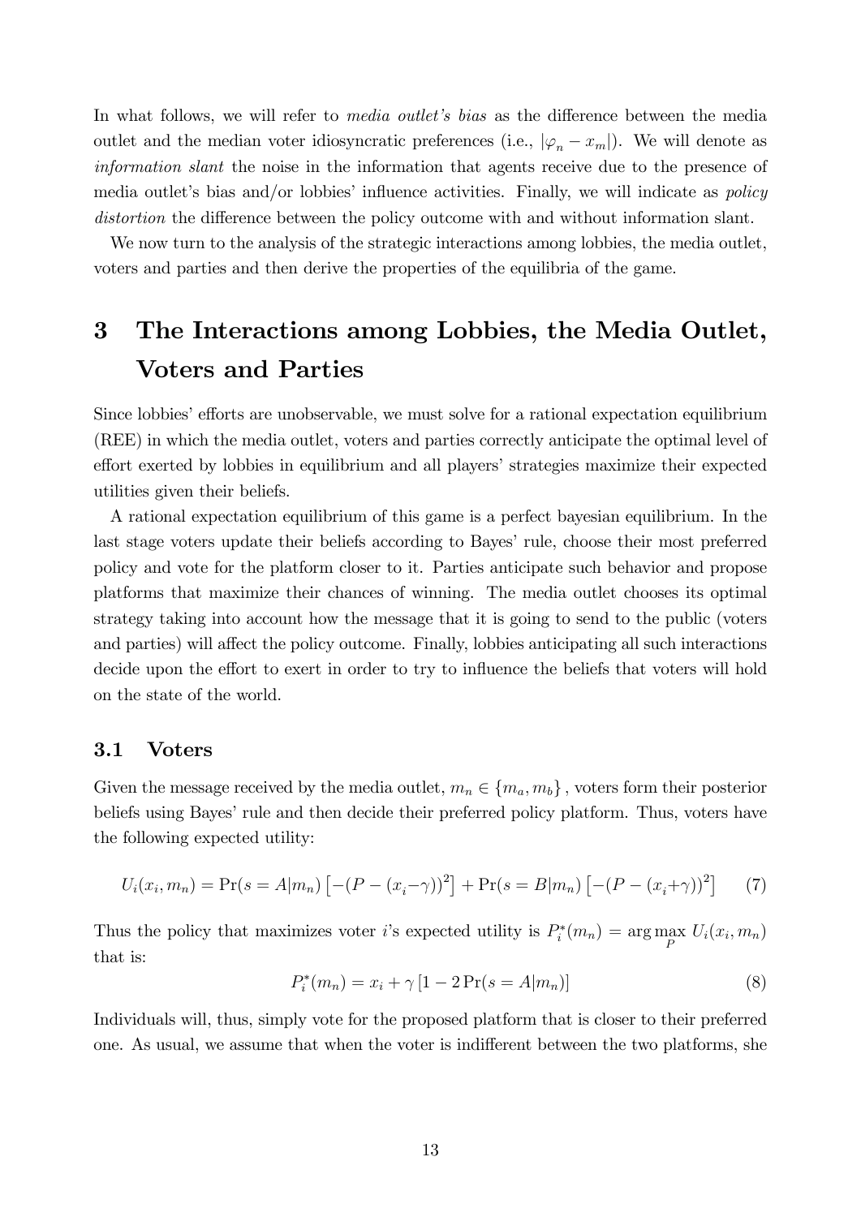In what follows, we will refer to *media outlet's bias* as the difference between the media outlet and the median voter idiosyncratic preferences (i.e., $|\varphi_n - x_m|$). We will denote as *information slant* the noise in the information that agents receive due to the presence of media outlet's bias and/or lobbies' influence activities. Finally, we will indicate as *policy distortion* the difference between the policy outcome with and without information slant.

We now turn to the analysis of the strategic interactions among lobbies, the media outlet, voters and parties and then derive the properties of the equilibria of the game.

# 3 The Interactions among Lobbies, the Media Outlet, Voters and Parties

Since lobbies' efforts are unobservable, we must solve for a rational expectation equilibrium (REE) in which the media outlet, voters and parties correctly anticipate the optimal level of effort exerted by lobbies in equilibrium and all players' strategies maximize their expected utilities given their beliefs.

A rational expectation equilibrium of this game is a perfect bayesian equilibrium. In the last stage voters update their beliefs according to Bayes' rule, choose their most preferred policy and vote for the platform closer to it. Parties anticipate such behavior and propose platforms that maximize their chances of winning. The media outlet chooses its optimal strategy taking into account how the message that it is going to send to the public (voters and parties) will affect the policy outcome. Finally, lobbies anticipating all such interactions decide upon the effort to exert in order to try to influence the beliefs that voters will hold on the state of the world.

## 3.1 Voters

Given the message received by the media outlet, $m_n \in \{m_a, m_b\}$, voters form their posterior beliefs using Bayes' rule and then decide their preferred policy platform. Thus, voters have the following expected utility:

$$U_i(x_i, m_n) = \Pr(s = A|m_n)\left[-(P - (x_i - \gamma))^2\right] + \Pr(s = B|m_n)\left[-(P - (x_i + \gamma))^2\right] \tag{7}$$

Thus the policy that maximizes voter $i$'s expected utility is $P_i^*(m_n) = \arg\max_P U_i(x_i, m_n)$ that is:

$$P_i^*(m_n) = x_i + \gamma\left[1 - 2\Pr(s = A|m_n)\right] \tag{8}$$

Individuals will, thus, simply vote for the proposed platform that is closer to their preferred one. As usual, we assume that when the voter is indifferent between the two platforms, she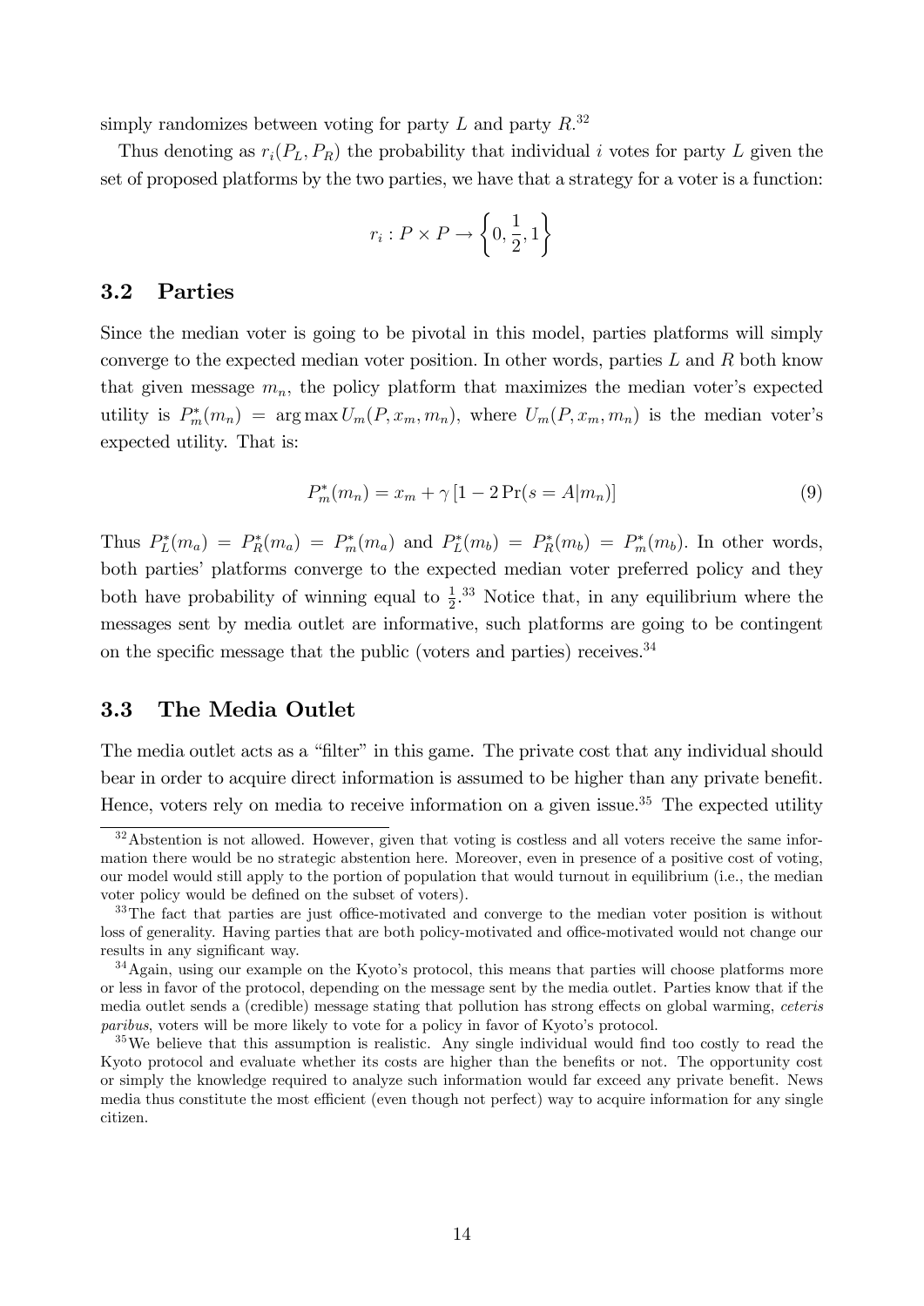simply randomizes between voting for party $L$ and party $R$.[32]

Thus denoting as $r_i(P_L, P_R)$ the probability that individual $i$ votes for party $L$ given the set of proposed platforms by the two parties, we have that a strategy for a voter is a function:

$$r_i : P \times P \to \left\{0, \frac{1}{2}, 1\right\}$$

## 3.2 Parties

Since the median voter is going to be pivotal in this model, parties platforms will simply converge to the expected median voter position. In other words, parties $L$ and $R$ both know that given message $m_n$, the policy platform that maximizes the median voter's expected utility is $P_m^*(m_n) = \arg\max U_m(P, x_m, m_n)$, where $U_m(P, x_m, m_n)$ is the median voter's expected utility. That is:

$$P_m^*(m_n) = x_m + \gamma \left[1 - 2\Pr(s = A|m_n)\right] \tag{9}$$

Thus $P_L^*(m_a) = P_R^*(m_a) = P_m^*(m_a)$ and $P_L^*(m_b) = P_R^*(m_b) = P_m^*(m_b)$. In other words, both parties' platforms converge to the expected median voter preferred policy and they both have probability of winning equal to $\frac{1}{2}$.[33] Notice that, in any equilibrium where the messages sent by media outlet are informative, such platforms are going to be contingent on the specific message that the public (voters and parties) receives.[34]

## 3.3 The Media Outlet

The media outlet acts as a "filter" in this game. The private cost that any individual should bear in order to acquire direct information is assumed to be higher than any private benefit. Hence, voters rely on media to receive information on a given issue.[35] The expected utility

---

[32] Abstention is not allowed. However, given that voting is costless and all voters receive the same information there would be no strategic abstention here. Moreover, even in presence of a positive cost of voting, our model would still apply to the portion of population that would turnout in equilibrium (i.e., the median voter policy would be defined on the subset of voters).

[33] The fact that parties are just office-motivated and converge to the median voter position is without loss of generality. Having parties that are both policy-motivated and office-motivated would not change our results in any significant way.

[34] Again, using our example on the Kyoto's protocol, this means that parties will choose platforms more or less in favor of the protocol, depending on the message sent by the media outlet. Parties know that if the media outlet sends a (credible) message stating that pollution has strong effects on global warming, *ceteris paribus*, voters will be more likely to vote for a policy in favor of Kyoto's protocol.

[35] We believe that this assumption is realistic. Any single individual would find too costly to read the Kyoto protocol and evaluate whether its costs are higher than the benefits or not. The opportunity cost or simply the knowledge required to analyze such information would far exceed any private benefit. News media thus constitute the most efficient (even though not perfect) way to acquire information for any single citizen.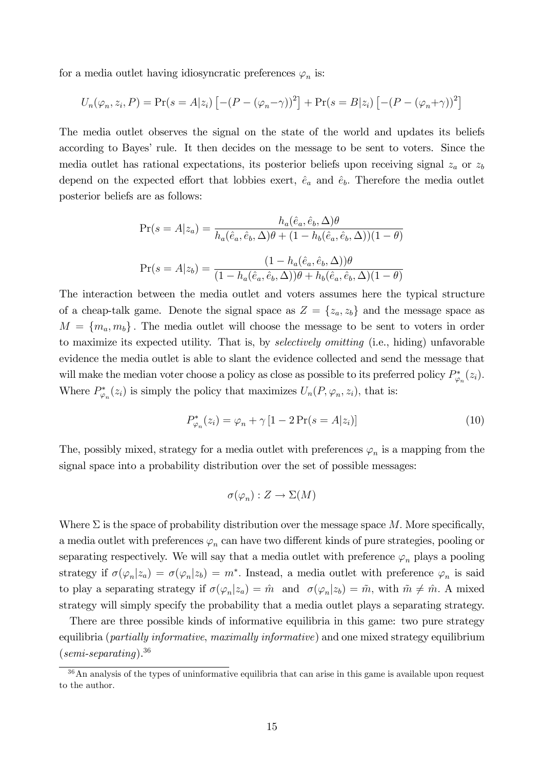for a media outlet having idiosyncratic preferences $\varphi_n$ is:

$$U_n(\varphi_n, z_i, P) = \Pr(s = A|z_i)\left[-(P - (\varphi_n - \gamma))^2\right] + \Pr(s = B|z_i)\left[-(P - (\varphi_n + \gamma))^2\right]$$

The media outlet observes the signal on the state of the world and updates its beliefs according to Bayes' rule. It then decides on the message to be sent to voters. Since the media outlet has rational expectations, its posterior beliefs upon receiving signal $z_a$ or $z_b$ depend on the expected effort that lobbies exert, $\hat{e}_a$ and $\hat{e}_b$. Therefore the media outlet posterior beliefs are as follows:

$$\Pr(s = A|z_a) = \frac{h_a(\hat{e}_a, \hat{e}_b, \Delta)\theta}{h_a(\hat{e}_a, \hat{e}_b, \Delta)\theta + (1 - h_b(\hat{e}_a, \hat{e}_b, \Delta))(1 - \theta)}$$

$$\Pr(s = A|z_b) = \frac{(1 - h_a(\hat{e}_a, \hat{e}_b, \Delta))\theta}{(1 - h_a(\hat{e}_a, \hat{e}_b, \Delta))\theta + h_b(\hat{e}_a, \hat{e}_b, \Delta)(1 - \theta)}$$

The interaction between the media outlet and voters assumes here the typical structure of a cheap-talk game. Denote the signal space as $Z = \{z_a, z_b\}$ and the message space as $M = \{m_a, m_b\}$. The media outlet will choose the message to be sent to voters in order to maximize its expected utility. That is, by *selectively omitting* (i.e., hiding) unfavorable evidence the media outlet is able to slant the evidence collected and send the message that will make the median voter choose a policy as close as possible to its preferred policy $P^*_{\varphi_n}(z_i)$. Where $P^*_{\varphi_n}(z_i)$ is simply the policy that maximizes $U_n(P, \varphi_n, z_i)$, that is:

$$P^*_{\varphi_n}(z_i) = \varphi_n + \gamma\left[1 - 2\Pr(s = A|z_i)\right] \tag{10}$$

The, possibly mixed, strategy for a media outlet with preferences $\varphi_n$ is a mapping from the signal space into a probability distribution over the set of possible messages:

$$\sigma(\varphi_n) : Z \rightarrow \Sigma(M)$$

Where $\Sigma$ is the space of probability distribution over the message space $M$. More specifically, a media outlet with preferences $\varphi_n$ can have two different kinds of pure strategies, pooling or separating respectively. We will say that a media outlet with preference $\varphi_n$ plays a pooling strategy if $\sigma(\varphi_n|z_a) = \sigma(\varphi_n|z_b) = m^*$. Instead, a media outlet with preference $\varphi_n$ is said to play a separating strategy if $\sigma(\varphi_n|z_a) = \hat{m}$ and $\sigma(\varphi_n|z_b) = \tilde{m}$, with $\tilde{m} \neq \hat{m}$. A mixed strategy will simply specify the probability that a media outlet plays a separating strategy.

There are three possible kinds of informative equilibria in this game: two pure strategy equilibria (*partially informative*, *maximally informative*) and one mixed strategy equilibrium (*semi-separating*).[36]

[36] An analysis of the types of uninformative equilibria that can arise in this game is available upon request to the author.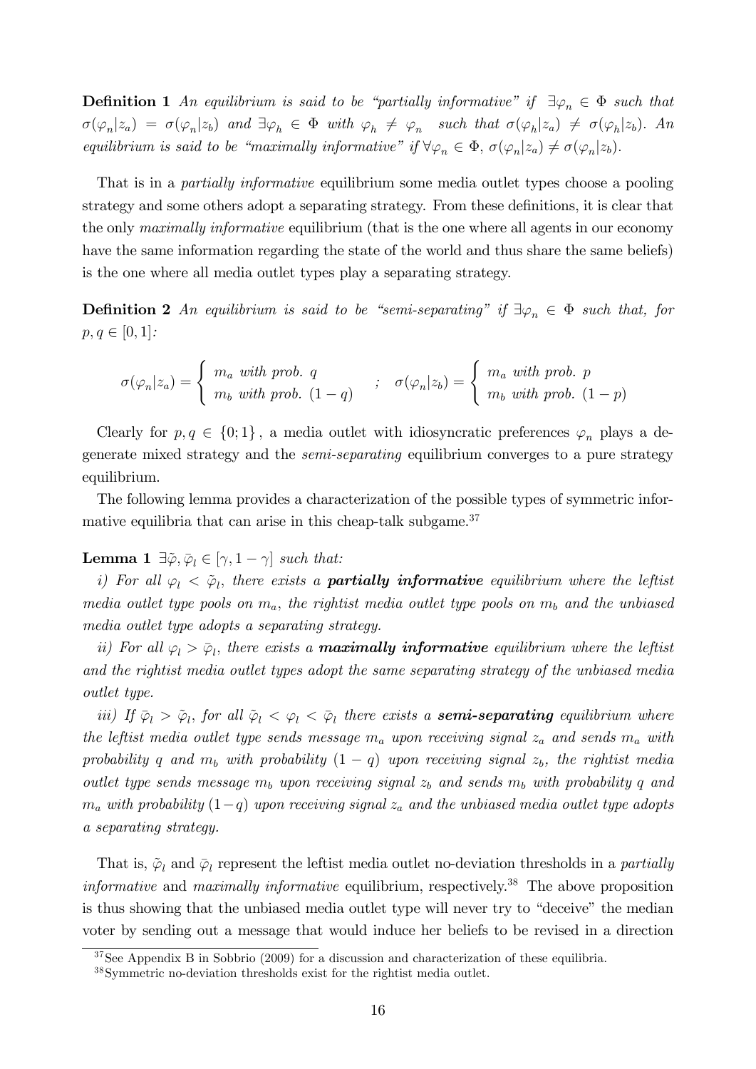**Definition 1** *An equilibrium is said to be "partially informative" if $\exists \varphi_n \in \Phi$ such that $\sigma(\varphi_n|z_a) = \sigma(\varphi_n|z_b)$ and $\exists \varphi_h \in \Phi$ with $\varphi_h \neq \varphi_n$ such that $\sigma(\varphi_h|z_a) \neq \sigma(\varphi_h|z_b)$. An equilibrium is said to be "maximally informative" if $\forall \varphi_n \in \Phi$, $\sigma(\varphi_n|z_a) \neq \sigma(\varphi_n|z_b)$.*

That is in a *partially informative* equilibrium some media outlet types choose a pooling strategy and some others adopt a separating strategy. From these definitions, it is clear that the only *maximally informative* equilibrium (that is the one where all agents in our economy have the same information regarding the state of the world and thus share the same beliefs) is the one where all media outlet types play a separating strategy.

**Definition 2** *An equilibrium is said to be "semi-separating" if $\exists \varphi_n \in \Phi$ such that, for $p, q \in [0, 1]$:*

$$\sigma(\varphi_n|z_a) = \begin{cases} m_a \text{ with prob. } q \\ m_b \text{ with prob. } (1-q) \end{cases} \quad ; \quad \sigma(\varphi_n|z_b) = \begin{cases} m_a \text{ with prob. } p \\ m_b \text{ with prob. } (1-p) \end{cases}$$

Clearly for $p, q \in \{0; 1\}$, a media outlet with idiosyncratic preferences $\varphi_n$ plays a degenerate mixed strategy and the *semi-separating* equilibrium converges to a pure strategy equilibrium.

The following lemma provides a characterization of the possible types of symmetric informative equilibria that can arise in this cheap-talk subgame.[37]

**Lemma 1** *$\exists \tilde{\varphi}, \bar{\varphi}_l \in [\gamma, 1-\gamma]$ such that:*

*i) For all $\varphi_l < \tilde{\varphi}_l$, there exists a* ***partially informative*** *equilibrium where the leftist media outlet type pools on $m_a$, the rightist media outlet type pools on $m_b$ and the unbiased media outlet type adopts a separating strategy.*

*ii) For all $\varphi_l > \bar{\varphi}_l$, there exists a* ***maximally informative*** *equilibrium where the leftist and the rightist media outlet types adopt the same separating strategy of the unbiased media outlet type.*

*iii) If $\bar{\varphi}_l > \tilde{\varphi}_l$, for all $\tilde{\varphi}_l < \varphi_l < \bar{\varphi}_l$ there exists a* ***semi-separating*** *equilibrium where the leftist media outlet type sends message $m_a$ upon receiving signal $z_a$ and sends $m_a$ with probability $q$ and $m_b$ with probability $(1-q)$ upon receiving signal $z_b$, the rightist media outlet type sends message $m_b$ upon receiving signal $z_b$ and sends $m_b$ with probability $q$ and $m_a$ with probability $(1-q)$ upon receiving signal $z_a$ and the unbiased media outlet type adopts a separating strategy.*

That is, $\tilde{\varphi}_l$ and $\bar{\varphi}_l$ represent the leftist media outlet no-deviation thresholds in a *partially informative* and *maximally informative* equilibrium, respectively.[38] The above proposition is thus showing that the unbiased media outlet type will never try to "deceive" the median voter by sending out a message that would induce her beliefs to be revised in a direction

[37] See Appendix B in Sobbrio (2009) for a discussion and characterization of these equilibria.

[38] Symmetric no-deviation thresholds exist for the rightist media outlet.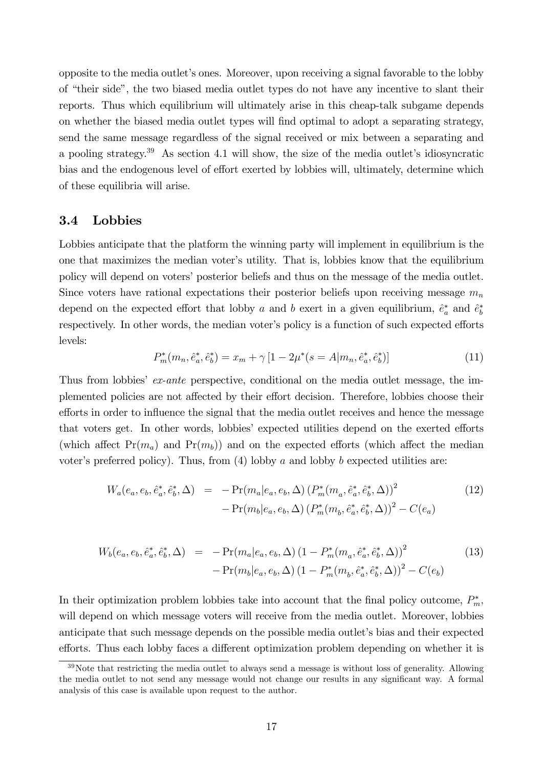opposite to the media outlet's ones. Moreover, upon receiving a signal favorable to the lobby of "their side", the two biased media outlet types do not have any incentive to slant their reports. Thus which equilibrium will ultimately arise in this cheap-talk subgame depends on whether the biased media outlet types will find optimal to adopt a separating strategy, send the same message regardless of the signal received or mix between a separating and a pooling strategy.[39] As section 4.1 will show, the size of the media outlet's idiosyncratic bias and the endogenous level of effort exerted by lobbies will, ultimately, determine which of these equilibria will arise.

### 3.4 Lobbies

Lobbies anticipate that the platform the winning party will implement in equilibrium is the one that maximizes the median voter's utility. That is, lobbies know that the equilibrium policy will depend on voters' posterior beliefs and thus on the message of the media outlet. Since voters have rational expectations their posterior beliefs upon receiving message $m_n$ depend on the expected effort that lobby $a$ and $b$ exert in a given equilibrium, $\hat{e}_a^*$ and $\hat{e}_b^*$ respectively. In other words, the median voter's policy is a function of such expected efforts levels:

$$P_m^*(m_n, \hat{e}_a^*, \hat{e}_b^*) = x_m + \gamma \left[1 - 2\mu^*(s = A|m_n, \hat{e}_a^*, \hat{e}_b^*)\right] \tag{11}$$

Thus from lobbies' *ex-ante* perspective, conditional on the media outlet message, the implemented policies are not affected by their effort decision. Therefore, lobbies choose their efforts in order to influence the signal that the media outlet receives and hence the message that voters get. In other words, lobbies' expected utilities depend on the exerted efforts (which affect $\Pr(m_a)$ and $\Pr(m_b)$) and on the expected efforts (which affect the median voter's preferred policy). Thus, from (4) lobby $a$ and lobby $b$ expected utilities are:

$$\begin{aligned} W_a(e_a, e_b, \hat{e}_a^*, \hat{e}_b^*, \Delta) &= -\Pr(m_a|e_a, e_b, \Delta) \left(P_m^*(m_a, \hat{e}_a^*, \hat{e}_b^*, \Delta)\right)^2 \\ &\quad - \Pr(m_b|e_a, e_b, \Delta) \left(P_m^*(m_b, \hat{e}_a^*, \hat{e}_b^*, \Delta)\right)^2 - C(e_a) \end{aligned} \tag{12}$$

$$\begin{aligned} W_b(e_a, e_b, \hat{e}_a^*, \hat{e}_b^*, \Delta) &= -\Pr(m_a|e_a, e_b, \Delta) \left(1 - P_m^*(m_a, \hat{e}_a^*, \hat{e}_b^*, \Delta)\right)^2 \\ &\quad - \Pr(m_b|e_a, e_b, \Delta) \left(1 - P_m^*(m_b, \hat{e}_a^*, \hat{e}_b^*, \Delta)\right)^2 - C(e_b) \end{aligned} \tag{13}$$

In their optimization problem lobbies take into account that the final policy outcome, $P_m^*$, will depend on which message voters will receive from the media outlet. Moreover, lobbies anticipate that such message depends on the possible media outlet's bias and their expected efforts. Thus each lobby faces a different optimization problem depending on whether it is

[39] Note that restricting the media outlet to always send a message is without loss of generality. Allowing the media outlet to not send any message would not change our results in any significant way. A formal analysis of this case is available upon request to the author.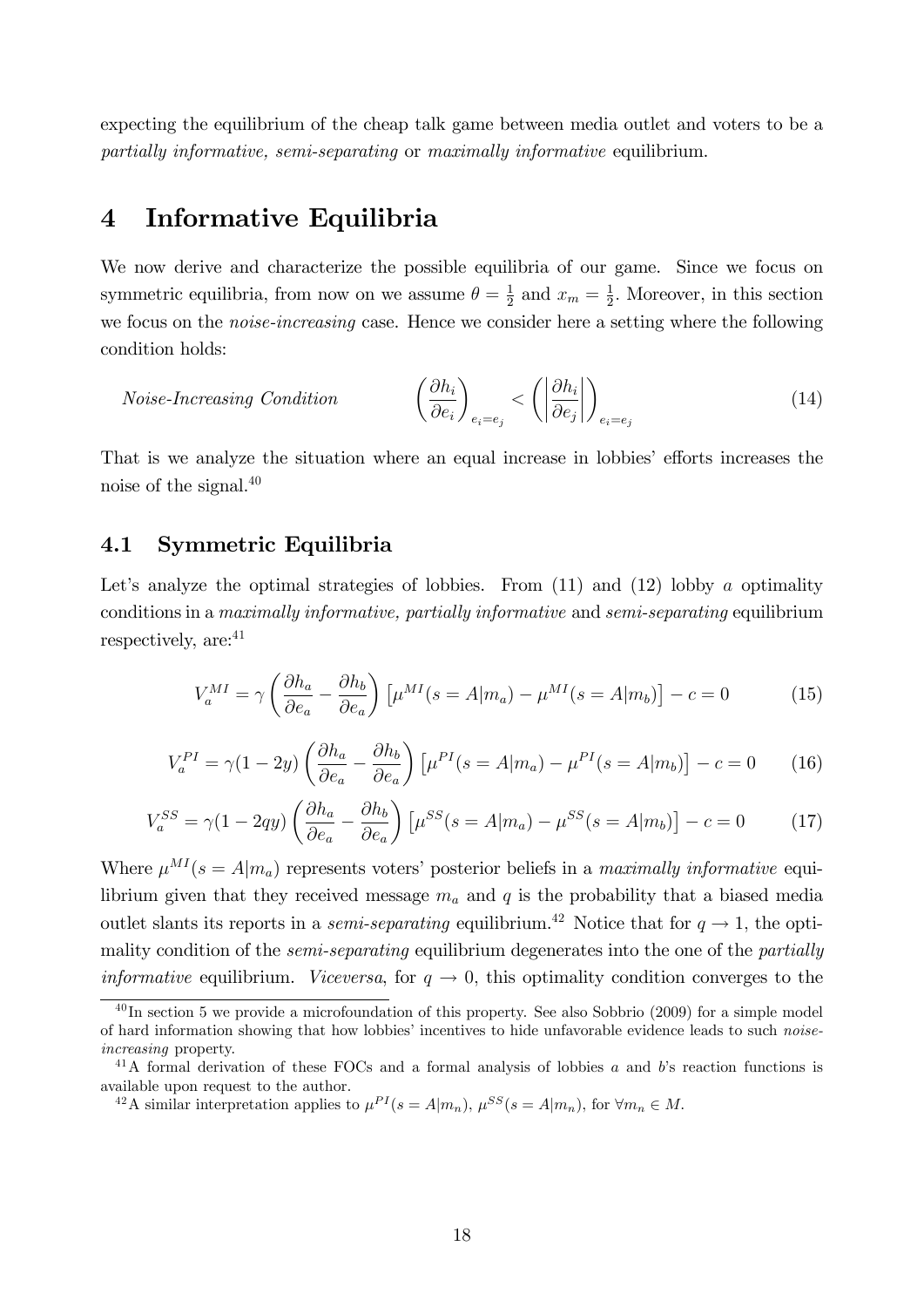expecting the equilibrium of the cheap talk game between media outlet and voters to be a *partially informative, semi-separating* or *maximally informative* equilibrium.

# 4 Informative Equilibria

We now derive and characterize the possible equilibria of our game. Since we focus on symmetric equilibria, from now on we assume $\theta = \frac{1}{2}$ and $x_m = \frac{1}{2}$. Moreover, in this section we focus on the *noise-increasing* case. Hence we consider here a setting where the following condition holds:

$$\textit{Noise-Increasing Condition} \qquad \left(\frac{\partial h_i}{\partial e_i}\right)_{e_i = e_j} < \left(\left|\frac{\partial h_i}{\partial e_j}\right|\right)_{e_i = e_j} \tag{14}$$

That is we analyze the situation where an equal increase in lobbies' efforts increases the noise of the signal.[40]

## 4.1 Symmetric Equilibria

Let's analyze the optimal strategies of lobbies. From (11) and (12) lobby $a$ optimality conditions in a *maximally informative, partially informative* and *semi-separating* equilibrium respectively, are:[41]

$$V_a^{MI} = \gamma \left(\frac{\partial h_a}{\partial e_a} - \frac{\partial h_b}{\partial e_a}\right) \left[\mu^{MI}(s = A|m_a) - \mu^{MI}(s = A|m_b)\right] - c = 0 \tag{15}$$

$$V_a^{PI} = \gamma(1 - 2y) \left(\frac{\partial h_a}{\partial e_a} - \frac{\partial h_b}{\partial e_a}\right) \left[\mu^{PI}(s = A|m_a) - \mu^{PI}(s = A|m_b)\right] - c = 0 \tag{16}$$

$$V_a^{SS} = \gamma(1 - 2qy) \left(\frac{\partial h_a}{\partial e_a} - \frac{\partial h_b}{\partial e_a}\right) \left[\mu^{SS}(s = A|m_a) - \mu^{SS}(s = A|m_b)\right] - c = 0 \tag{17}$$

Where $\mu^{MI}(s = A|m_a)$ represents voters' posterior beliefs in a *maximally informative* equilibrium given that they received message $m_a$ and $q$ is the probability that a biased media outlet slants its reports in a *semi-separating* equilibrium.[42] Notice that for $q \to 1$, the optimality condition of the *semi-separating* equilibrium degenerates into the one of the *partially informative* equilibrium. *Viceversa*, for $q \to 0$, this optimality condition converges to the

[40] In section 5 we provide a microfoundation of this property. See also Sobbrio (2009) for a simple model of hard information showing that how lobbies' incentives to hide unfavorable evidence leads to such *noise-increasing* property.

[41] A formal derivation of these FOCs and a formal analysis of lobbies $a$ and $b$'s reaction functions is available upon request to the author.

[42] A similar interpretation applies to $\mu^{PI}(s = A|m_n)$, $\mu^{SS}(s = A|m_n)$, for $\forall m_n \in M$.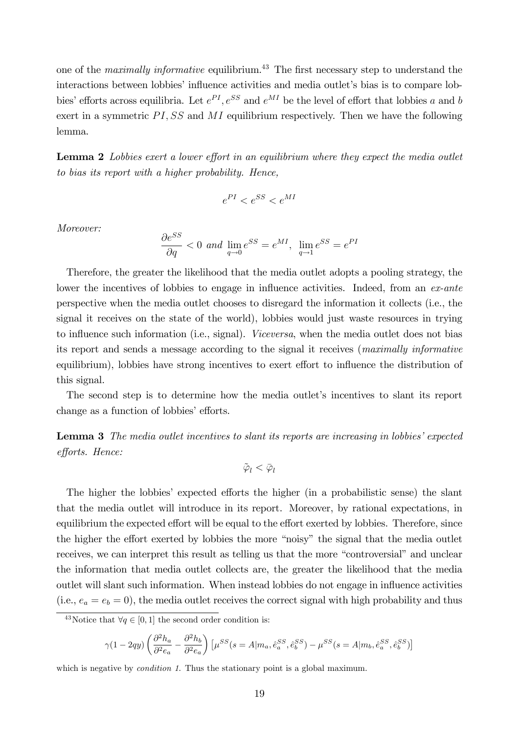one of the *maximally informative* equilibrium.[43] The first necessary step to understand the interactions between lobbies' influence activities and media outlet's bias is to compare lobbies' efforts across equilibria. Let $e^{PI}, e^{SS}$ and $e^{MI}$ be the level of effort that lobbies $a$ and $b$ exert in a symmetric $PI, SS$ and $MI$ equilibrium respectively. Then we have the following lemma.

**Lemma 2** *Lobbies exert a lower effort in an equilibrium where they expect the media outlet to bias its report with a higher probability. Hence,*

$$e^{PI} < e^{SS} < e^{MI}$$

*Moreover:*

$$\frac{\partial e^{SS}}{\partial q} < 0 \text{ and } \lim_{q \to 0} e^{SS} = e^{MI}, \ \lim_{q \to 1} e^{SS} = e^{PI}$$

Therefore, the greater the likelihood that the media outlet adopts a pooling strategy, the lower the incentives of lobbies to engage in influence activities. Indeed, from an *ex-ante* perspective when the media outlet chooses to disregard the information it collects (i.e., the signal it receives on the state of the world), lobbies would just waste resources in trying to influence such information (i.e., signal). *Viceversa*, when the media outlet does not bias its report and sends a message according to the signal it receives (*maximally informative* equilibrium), lobbies have strong incentives to exert effort to influence the distribution of this signal.

The second step is to determine how the media outlet's incentives to slant its report change as a function of lobbies' efforts.

**Lemma 3** *The media outlet incentives to slant its reports are increasing in lobbies' expected efforts. Hence:*

$$\tilde{\varphi}_l < \bar{\varphi}_l$$

The higher the lobbies' expected efforts the higher (in a probabilistic sense) the slant that the media outlet will introduce in its report. Moreover, by rational expectations, in equilibrium the expected effort will be equal to the effort exerted by lobbies. Therefore, since the higher the effort exerted by lobbies the more "noisy" the signal that the media outlet receives, we can interpret this result as telling us that the more "controversial" and unclear the information that media outlet collects are, the greater the likelihood that the media outlet will slant such information. When instead lobbies do not engage in influence activities (i.e., $e_a = e_b = 0$), the media outlet receives the correct signal with high probability and thus

[43] Notice that $\forall q \in [0, 1]$ the second order condition is:

$$\gamma(1 - 2qy)\left(\frac{\partial^2 h_a}{\partial^2 e_a} - \frac{\partial^2 h_b}{\partial^2 e_a}\right)\left[\mu^{SS}(s = A|m_a, \hat{e}_a^{SS}, \hat{e}_b^{SS}) - \mu^{SS}(s = A|m_b, \hat{e}_a^{SS}, \hat{e}_b^{SS})\right]$$

which is negative by *condition 1.* Thus the stationary point is a global maximum.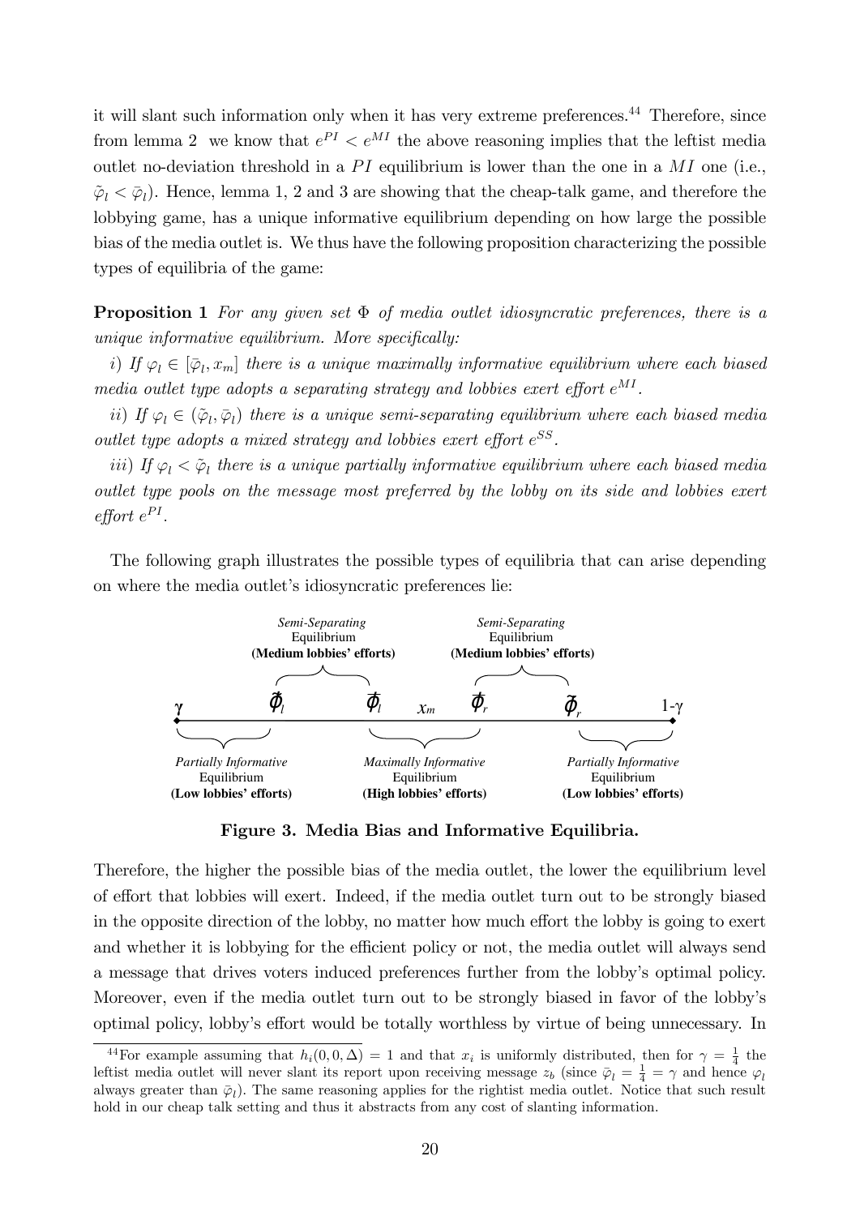it will slant such information only when it has very extreme preferences.[44] Therefore, since from lemma 2 we know that $e^{PI} < e^{MI}$ the above reasoning implies that the leftist media outlet no-deviation threshold in a $PI$ equilibrium is lower than the one in a $MI$ one (i.e., $\tilde{\varphi}_l < \bar{\varphi}_l$). Hence, lemma 1, 2 and 3 are showing that the cheap-talk game, and therefore the lobbying game, has a unique informative equilibrium depending on how large the possible bias of the media outlet is. We thus have the following proposition characterizing the possible types of equilibria of the game:

**Proposition 1** *For any given set $\Phi$ of media outlet idiosyncratic preferences, there is a unique informative equilibrium. More specifically:*

*i) If $\varphi_l \in [\bar{\varphi}_l, x_m]$ there is a unique maximally informative equilibrium where each biased media outlet type adopts a separating strategy and lobbies exert effort $e^{MI}$.*

*ii) If $\varphi_l \in (\tilde{\varphi}_l, \bar{\varphi}_l)$ there is a unique semi-separating equilibrium where each biased media outlet type adopts a mixed strategy and lobbies exert effort $e^{SS}$.*

*iii) If $\varphi_l < \tilde{\varphi}_l$ there is a unique partially informative equilibrium where each biased media outlet type pools on the message most preferred by the lobby on its side and lobbies exert effort $e^{PI}$.*

The following graph illustrates the possible types of equilibria that can arise depending on where the media outlet's idiosyncratic preferences lie:

*Semi-Separating* Equilibrium **(Medium lobbies' efforts)** — between $\tilde{\varphi}_l$ and $\bar{\varphi}_l$; *Semi-Separating* Equilibrium **(Medium lobbies' efforts)** — between $\bar{\varphi}_r$ and $\tilde{\varphi}_r$

$\gamma$ — $\tilde{\varphi}_l$ — $\bar{\varphi}_l$ — $x_m$ — $\bar{\varphi}_r$ — $\tilde{\varphi}_r$ — $1-\gamma$

*Partially Informative* Equilibrium **(Low lobbies' efforts)** — between $\gamma$ and $\tilde{\varphi}_l$; *Maximally Informative* Equilibrium **(High lobbies' efforts)** — between $\bar{\varphi}_l$ and $\bar{\varphi}_r$; *Partially Informative* Equilibrium **(Low lobbies' efforts)** — between $\tilde{\varphi}_r$ and $1-\gamma$

**Figure 3. Media Bias and Informative Equilibria.**

Therefore, the higher the possible bias of the media outlet, the lower the equilibrium level of effort that lobbies will exert. Indeed, if the media outlet turn out to be strongly biased in the opposite direction of the lobby, no matter how much effort the lobby is going to exert and whether it is lobbying for the efficient policy or not, the media outlet will always send a message that drives voters induced preferences further from the lobby's optimal policy. Moreover, even if the media outlet turn out to be strongly biased in favor of the lobby's optimal policy, lobby's effort would be totally worthless by virtue of being unnecessary. In

[44] For example assuming that $h_i(0, 0, \Delta) = 1$ and that $x_i$ is uniformly distributed, then for $\gamma = \frac{1}{4}$ the leftist media outlet will never slant its report upon receiving message $z_b$ (since $\bar{\varphi}_l = \frac{1}{4} = \gamma$ and hence $\varphi_l$ always greater than $\bar{\varphi}_l$). The same reasoning applies for the rightist media outlet. Notice that such result hold in our cheap talk setting and thus it abstracts from any cost of slanting information.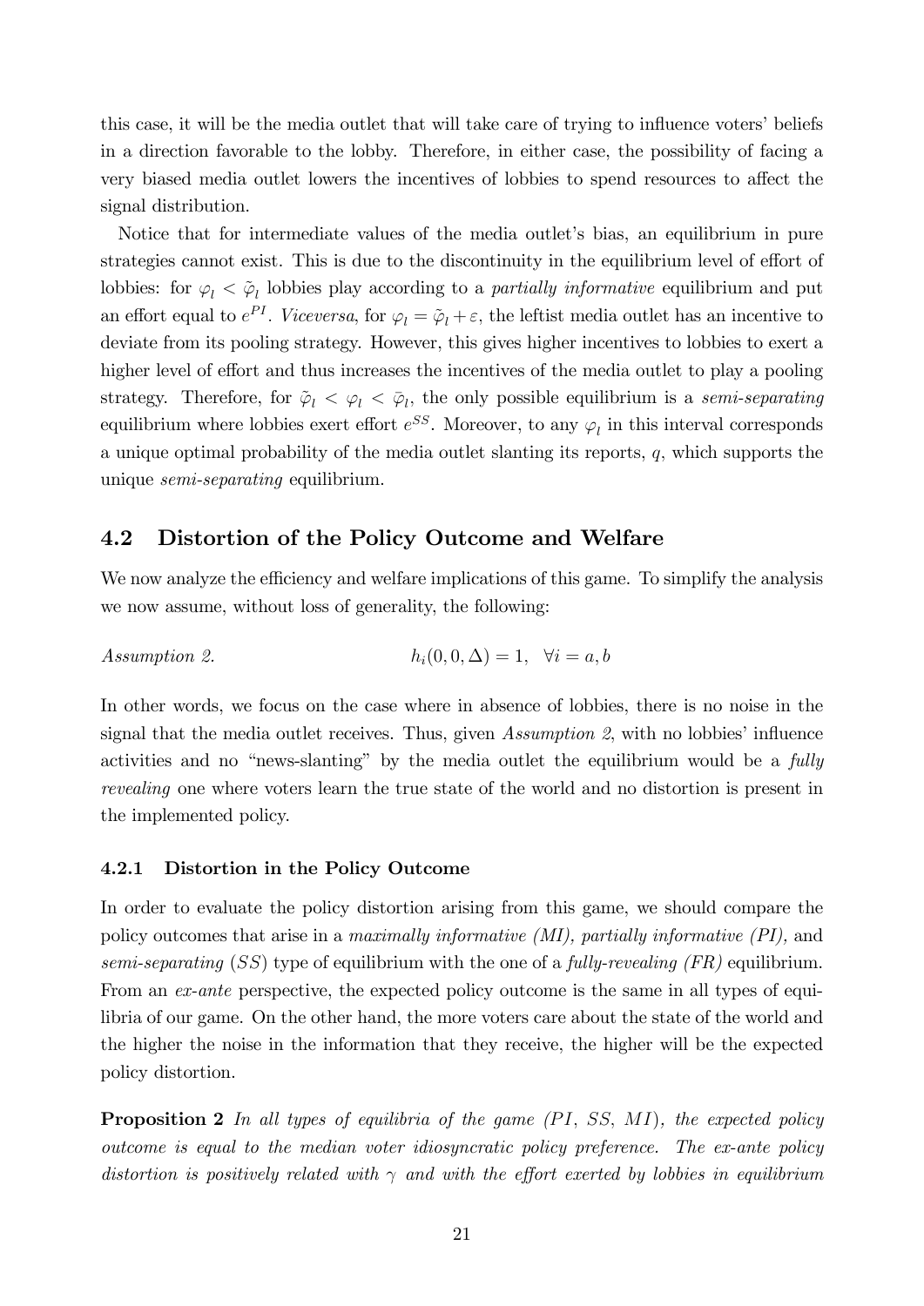this case, it will be the media outlet that will take care of trying to influence voters' beliefs in a direction favorable to the lobby. Therefore, in either case, the possibility of facing a very biased media outlet lowers the incentives of lobbies to spend resources to affect the signal distribution.

Notice that for intermediate values of the media outlet's bias, an equilibrium in pure strategies cannot exist. This is due to the discontinuity in the equilibrium level of effort of lobbies: for $\varphi_l < \tilde{\varphi}_l$ lobbies play according to a *partially informative* equilibrium and put an effort equal to $e^{PI}$. *Viceversa*, for $\varphi_l = \tilde{\varphi}_l + \varepsilon$, the leftist media outlet has an incentive to deviate from its pooling strategy. However, this gives higher incentives to lobbies to exert a higher level of effort and thus increases the incentives of the media outlet to play a pooling strategy. Therefore, for $\tilde{\varphi}_l < \varphi_l < \bar{\varphi}_l$, the only possible equilibrium is a *semi-separating* equilibrium where lobbies exert effort $e^{SS}$. Moreover, to any $\varphi_l$ in this interval corresponds a unique optimal probability of the media outlet slanting its reports, $q$, which supports the unique *semi-separating* equilibrium.

## 4.2 Distortion of the Policy Outcome and Welfare

We now analyze the efficiency and welfare implications of this game. To simplify the analysis we now assume, without loss of generality, the following:

*Assumption 2.* $$h_i(0, 0, \Delta) = 1, \quad \forall i = a, b$$

In other words, we focus on the case where in absence of lobbies, there is no noise in the signal that the media outlet receives. Thus, given *Assumption 2*, with no lobbies' influence activities and no "news-slanting" by the media outlet the equilibrium would be a *fully revealing* one where voters learn the true state of the world and no distortion is present in the implemented policy.

### 4.2.1 Distortion in the Policy Outcome

In order to evaluate the policy distortion arising from this game, we should compare the policy outcomes that arise in a *maximally informative (MI), partially informative (PI),* and *semi-separating* $(SS)$ type of equilibrium with the one of a *fully-revealing (FR)* equilibrium. From an *ex-ante* perspective, the expected policy outcome is the same in all types of equilibria of our game. On the other hand, the more voters care about the state of the world and the higher the noise in the information that they receive, the higher will be the expected policy distortion.

**Proposition 2** *In all types of equilibria of the game ($PI$, $SS$, $MI$), the expected policy outcome is equal to the median voter idiosyncratic policy preference. The ex-ante policy distortion is positively related with $\gamma$ and with the effort exerted by lobbies in equilibrium*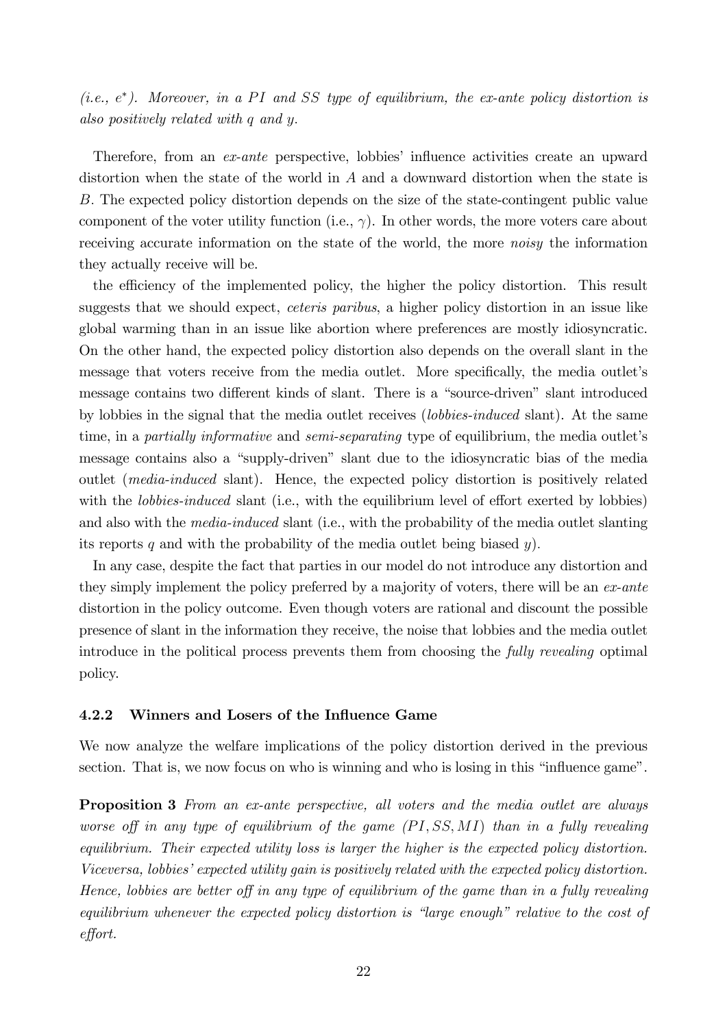*(i.e., $e^*$). Moreover, in a $PI$ and $SS$ type of equilibrium, the ex-ante policy distortion is also positively related with $q$ and $y$.*

Therefore, from an *ex-ante* perspective, lobbies' influence activities create an upward distortion when the state of the world in $A$ and a downward distortion when the state is $B$. The expected policy distortion depends on the size of the state-contingent public value component of the voter utility function (i.e., $\gamma$). In other words, the more voters care about receiving accurate information on the state of the world, the more *noisy* the information they actually receive will be.

the efficiency of the implemented policy, the higher the policy distortion. This result suggests that we should expect, *ceteris paribus*, a higher policy distortion in an issue like global warming than in an issue like abortion where preferences are mostly idiosyncratic. On the other hand, the expected policy distortion also depends on the overall slant in the message that voters receive from the media outlet. More specifically, the media outlet's message contains two different kinds of slant. There is a "source-driven" slant introduced by lobbies in the signal that the media outlet receives (*lobbies-induced* slant). At the same time, in a *partially informative* and *semi-separating* type of equilibrium, the media outlet's message contains also a "supply-driven" slant due to the idiosyncratic bias of the media outlet (*media-induced* slant). Hence, the expected policy distortion is positively related with the *lobbies-induced* slant (i.e., with the equilibrium level of effort exerted by lobbies) and also with the *media-induced* slant (i.e., with the probability of the media outlet slanting its reports $q$ and with the probability of the media outlet being biased $y$).

In any case, despite the fact that parties in our model do not introduce any distortion and they simply implement the policy preferred by a majority of voters, there will be an *ex-ante* distortion in the policy outcome. Even though voters are rational and discount the possible presence of slant in the information they receive, the noise that lobbies and the media outlet introduce in the political process prevents them from choosing the *fully revealing* optimal policy.

### 4.2.2 Winners and Losers of the Influence Game

We now analyze the welfare implications of the policy distortion derived in the previous section. That is, we now focus on who is winning and who is losing in this "influence game".

**Proposition 3** *From an ex-ante perspective, all voters and the media outlet are always worse off in any type of equilibrium of the game ($PI, SS, MI$) than in a fully revealing equilibrium. Their expected utility loss is larger the higher is the expected policy distortion. Viceversa, lobbies' expected utility gain is positively related with the expected policy distortion. Hence, lobbies are better off in any type of equilibrium of the game than in a fully revealing equilibrium whenever the expected policy distortion is "large enough" relative to the cost of effort.*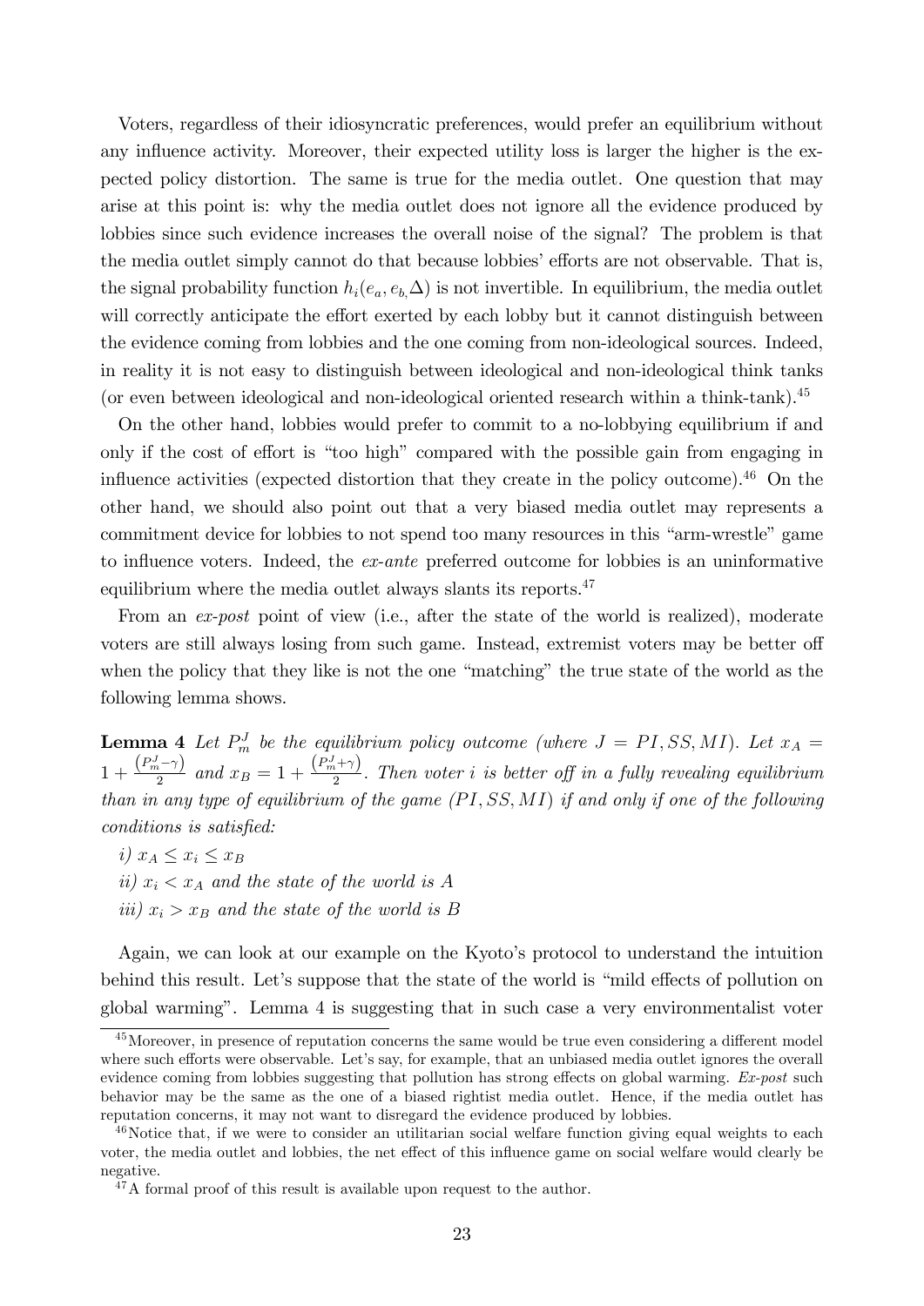Voters, regardless of their idiosyncratic preferences, would prefer an equilibrium without any influence activity. Moreover, their expected utility loss is larger the higher is the expected policy distortion. The same is true for the media outlet. One question that may arise at this point is: why the media outlet does not ignore all the evidence produced by lobbies since such evidence increases the overall noise of the signal? The problem is that the media outlet simply cannot do that because lobbies' efforts are not observable. That is, the signal probability function $h_i(e_a, e_{b,}\Delta)$ is not invertible. In equilibrium, the media outlet will correctly anticipate the effort exerted by each lobby but it cannot distinguish between the evidence coming from lobbies and the one coming from non-ideological sources. Indeed, in reality it is not easy to distinguish between ideological and non-ideological think tanks (or even between ideological and non-ideological oriented research within a think-tank).[45]

On the other hand, lobbies would prefer to commit to a no-lobbying equilibrium if and only if the cost of effort is "too high" compared with the possible gain from engaging in influence activities (expected distortion that they create in the policy outcome).[46] On the other hand, we should also point out that a very biased media outlet may represents a commitment device for lobbies to not spend too many resources in this "arm-wrestle" game to influence voters. Indeed, the *ex-ante* preferred outcome for lobbies is an uninformative equilibrium where the media outlet always slants its reports.[47]

From an *ex-post* point of view (i.e., after the state of the world is realized), moderate voters are still always losing from such game. Instead, extremist voters may be better off when the policy that they like is not the one "matching" the true state of the world as the following lemma shows.

**Lemma 4** *Let $P_m^J$ be the equilibrium policy outcome (where $J = PI, SS, MI$). Let $x_A = 1 + \frac{\left(P_m^J - \gamma\right)}{2}$ and $x_B = 1 + \frac{\left(P_m^J + \gamma\right)}{2}$. Then voter $i$ is better off in a fully revealing equilibrium than in any type of equilibrium of the game $(PI, SS, MI)$ if and only if one of the following conditions is satisfied:*

*i) $x_A \leq x_i \leq x_B$*

*ii) $x_i < x_A$ and the state of the world is $A$*

*iii) $x_i > x_B$ and the state of the world is $B$*

Again, we can look at our example on the Kyoto's protocol to understand the intuition behind this result. Let's suppose that the state of the world is "mild effects of pollution on global warming". Lemma 4 is suggesting that in such case a very environmentalist voter

---

[45] Moreover, in presence of reputation concerns the same would be true even considering a different model where such efforts were observable. Let's say, for example, that an unbiased media outlet ignores the overall evidence coming from lobbies suggesting that pollution has strong effects on global warming. *Ex-post* such behavior may be the same as the one of a biased rightist media outlet. Hence, if the media outlet has reputation concerns, it may not want to disregard the evidence produced by lobbies.

[46] Notice that, if we were to consider an utilitarian social welfare function giving equal weights to each voter, the media outlet and lobbies, the net effect of this influence game on social welfare would clearly be negative.

[47] A formal proof of this result is available upon request to the author.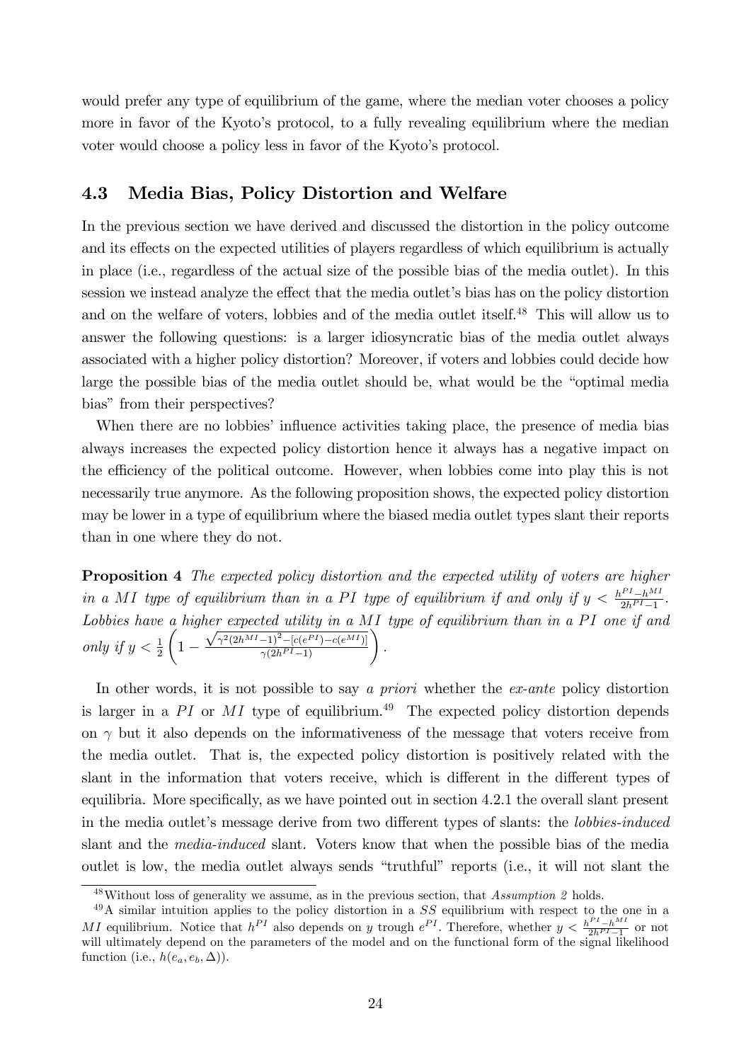would prefer any type of equilibrium of the game, where the median voter chooses a policy more in favor of the Kyoto's protocol, to a fully revealing equilibrium where the median voter would choose a policy less in favor of the Kyoto's protocol.

## 4.3 Media Bias, Policy Distortion and Welfare

In the previous section we have derived and discussed the distortion in the policy outcome and its effects on the expected utilities of players regardless of which equilibrium is actually in place (i.e., regardless of the actual size of the possible bias of the media outlet). In this session we instead analyze the effect that the media outlet's bias has on the policy distortion and on the welfare of voters, lobbies and of the media outlet itself.[48] This will allow us to answer the following questions: is a larger idiosyncratic bias of the media outlet always associated with a higher policy distortion? Moreover, if voters and lobbies could decide how large the possible bias of the media outlet should be, what would be the "optimal media bias" from their perspectives?

When there are no lobbies' influence activities taking place, the presence of media bias always increases the expected policy distortion hence it always has a negative impact on the efficiency of the political outcome. However, when lobbies come into play this is not necessarily true anymore. As the following proposition shows, the expected policy distortion may be lower in a type of equilibrium where the biased media outlet types slant their reports than in one where they do not.

**Proposition 4** *The expected policy distortion and the expected utility of voters are higher in a $MI$ type of equilibrium than in a $PI$ type of equilibrium if and only if $y < \frac{h^{PI}-h^{MI}}{2h^{PI}-1}$. Lobbies have a higher expected utility in a $MI$ type of equilibrium than in a $PI$ one if and only if $y < \frac{1}{2}\left(1 - \frac{\sqrt{\gamma^2(2h^{MI}-1)^2-[c(e^{PI})-c(e^{MI})]}}{\gamma(2h^{PI}-1)}\right)$.*

In other words, it is not possible to say *a priori* whether the *ex-ante* policy distortion is larger in a $PI$ or $MI$ type of equilibrium.[49] The expected policy distortion depends on $\gamma$ but it also depends on the informativeness of the message that voters receive from the media outlet. That is, the expected policy distortion is positively related with the slant in the information that voters receive, which is different in the different types of equilibria. More specifically, as we have pointed out in section 4.2.1 the overall slant present in the media outlet's message derive from two different types of slants: the *lobbies-induced* slant and the *media-induced* slant. Voters know that when the possible bias of the media outlet is low, the media outlet always sends "truthful" reports (i.e., it will not slant the

[48] Without loss of generality we assume, as in the previous section, that *Assumption 2* holds.

[49] A similar intuition applies to the policy distortion in a $SS$ equilibrium with respect to the one in a $MI$ equilibrium. Notice that $h^{PI}$ also depends on $y$ trough $e^{PI}$. Therefore, whether $y < \frac{h^{PI}-h^{MI}}{2h^{PI}-1}$ or not will ultimately depend on the parameters of the model and on the functional form of the signal likelihood function (i.e., $h(e_a, e_b, \Delta)$).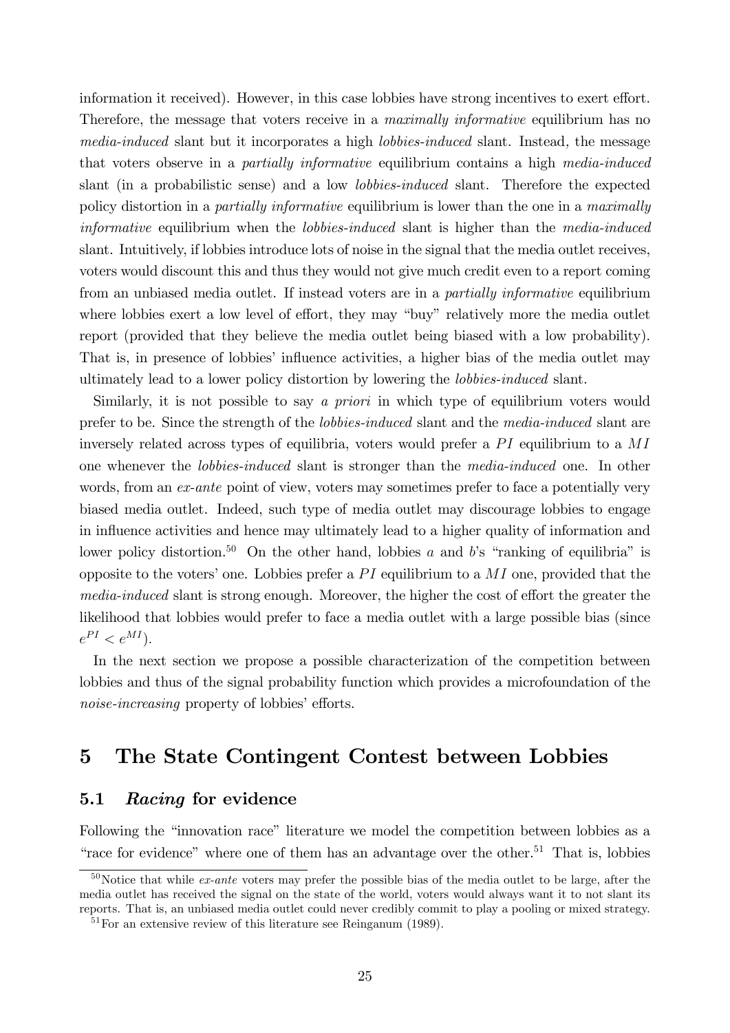information it received). However, in this case lobbies have strong incentives to exert effort. Therefore, the message that voters receive in a *maximally informative* equilibrium has no *media-induced* slant but it incorporates a high *lobbies-induced* slant. Instead, the message that voters observe in a *partially informative* equilibrium contains a high *media-induced* slant (in a probabilistic sense) and a low *lobbies-induced* slant. Therefore the expected policy distortion in a *partially informative* equilibrium is lower than the one in a *maximally informative* equilibrium when the *lobbies-induced* slant is higher than the *media-induced* slant. Intuitively, if lobbies introduce lots of noise in the signal that the media outlet receives, voters would discount this and thus they would not give much credit even to a report coming from an unbiased media outlet. If instead voters are in a *partially informative* equilibrium where lobbies exert a low level of effort, they may "buy" relatively more the media outlet report (provided that they believe the media outlet being biased with a low probability). That is, in presence of lobbies' influence activities, a higher bias of the media outlet may ultimately lead to a lower policy distortion by lowering the *lobbies-induced* slant.

Similarly, it is not possible to say *a priori* in which type of equilibrium voters would prefer to be. Since the strength of the *lobbies-induced* slant and the *media-induced* slant are inversely related across types of equilibria, voters would prefer a $PI$ equilibrium to a $MI$ one whenever the *lobbies-induced* slant is stronger than the *media-induced* one. In other words, from an *ex-ante* point of view, voters may sometimes prefer to face a potentially very biased media outlet. Indeed, such type of media outlet may discourage lobbies to engage in influence activities and hence may ultimately lead to a higher quality of information and lower policy distortion.[50] On the other hand, lobbies $a$ and $b$'s "ranking of equilibria" is opposite to the voters' one. Lobbies prefer a $PI$ equilibrium to a $MI$ one, provided that the *media-induced* slant is strong enough. Moreover, the higher the cost of effort the greater the likelihood that lobbies would prefer to face a media outlet with a large possible bias (since $e^{PI} < e^{MI}$).

In the next section we propose a possible characterization of the competition between lobbies and thus of the signal probability function which provides a microfoundation of the *noise-increasing* property of lobbies' efforts.

# 5 The State Contingent Contest between Lobbies

## 5.1 *Racing* for evidence

Following the "innovation race" literature we model the competition between lobbies as a "race for evidence" where one of them has an advantage over the other.[51] That is, lobbies

[50] Notice that while *ex-ante* voters may prefer the possible bias of the media outlet to be large, after the media outlet has received the signal on the state of the world, voters would always want it to not slant its reports. That is, an unbiased media outlet could never credibly commit to play a pooling or mixed strategy.

[51] For an extensive review of this literature see Reinganum (1989).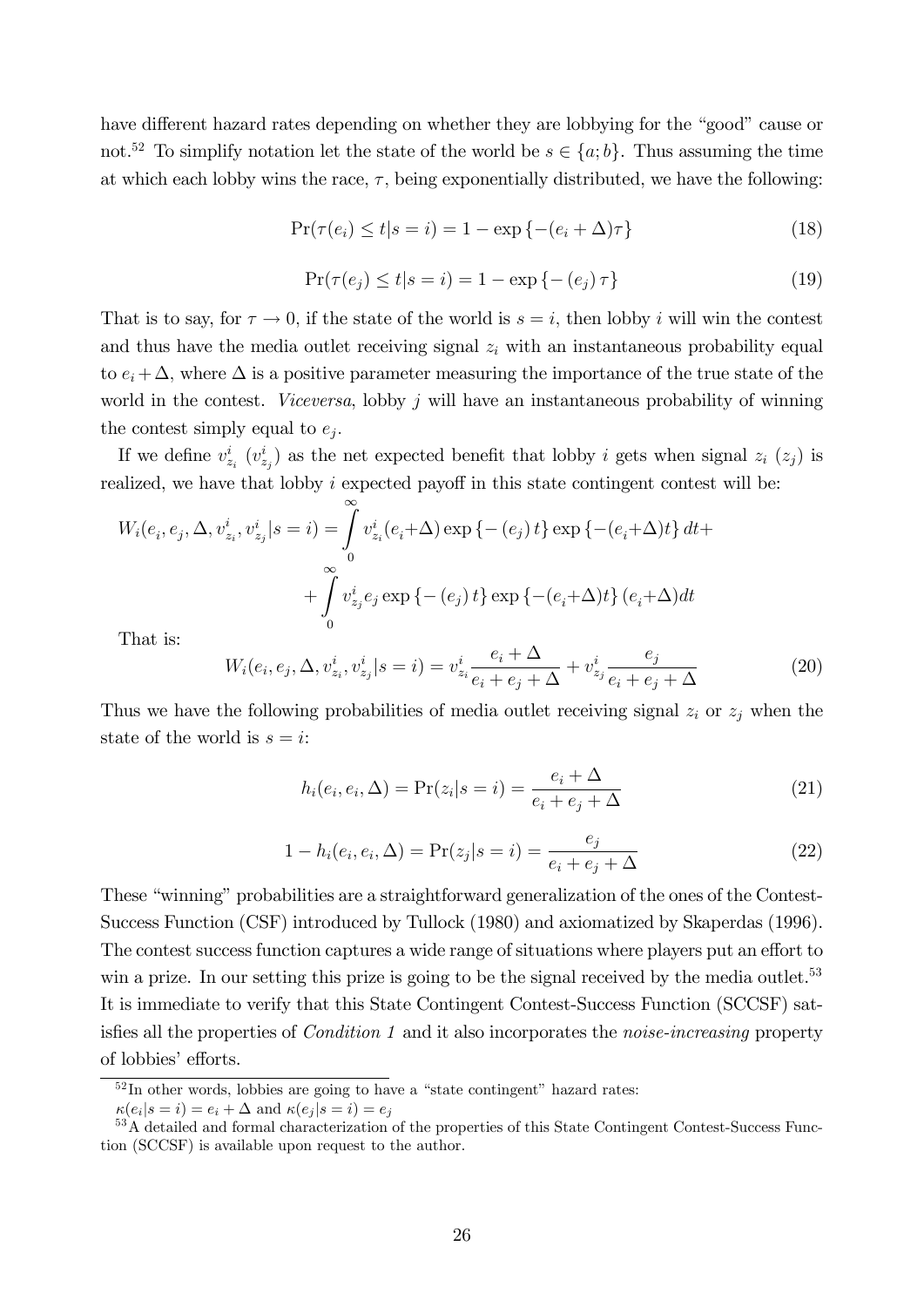have different hazard rates depending on whether they are lobbying for the "good" cause or not.[52] To simplify notation let the state of the world be $s \in \{a; b\}$. Thus assuming the time at which each lobby wins the race, $\tau$, being exponentially distributed, we have the following:

$$\Pr(\tau(e_i) \leq t | s = i) = 1 - \exp\{-(e_i + \Delta)\tau\} \tag{18}$$

$$\Pr(\tau(e_j) \leq t | s = i) = 1 - \exp\{-(e_j)\tau\} \tag{19}$$

That is to say, for $\tau \to 0$, if the state of the world is $s = i$, then lobby $i$ will win the contest and thus have the media outlet receiving signal $z_i$ with an instantaneous probability equal to $e_i + \Delta$, where $\Delta$ is a positive parameter measuring the importance of the true state of the world in the contest. *Viceversa*, lobby $j$ will have an instantaneous probability of winning the contest simply equal to $e_j$.

If we define $v^i_{z_i}$ ($v^i_{z_j}$) as the net expected benefit that lobby $i$ gets when signal $z_i$ ($z_j$) is realized, we have that lobby $i$ expected payoff in this state contingent contest will be:

$$W_i(e_i, e_j, \Delta, v^i_{z_i}, v^i_{z_j} | s = i) = \int_0^\infty v^i_{z_i}(e_i + \Delta) \exp\{-(e_j)t\} \exp\{-(e_i + \Delta)t\} dt +$$
$$+ \int_0^\infty v^i_{z_j} e_j \exp\{-(e_j)t\} \exp\{-(e_i + \Delta)t\} (e_i + \Delta) dt$$

That is:

$$W_i(e_i, e_j, \Delta, v^i_{z_i}, v^i_{z_j} | s = i) = v^i_{z_i} \frac{e_i + \Delta}{e_i + e_j + \Delta} + v^i_{z_j} \frac{e_j}{e_i + e_j + \Delta} \tag{20}$$

Thus we have the following probabilities of media outlet receiving signal $z_i$ or $z_j$ when the state of the world is $s = i$:

$$h_i(e_i, e_i, \Delta) = \Pr(z_i | s = i) = \frac{e_i + \Delta}{e_i + e_j + \Delta} \tag{21}$$

$$1 - h_i(e_i, e_i, \Delta) = \Pr(z_j | s = i) = \frac{e_j}{e_i + e_j + \Delta} \tag{22}$$

These "winning" probabilities are a straightforward generalization of the ones of the Contest-Success Function (CSF) introduced by Tullock (1980) and axiomatized by Skaperdas (1996). The contest success function captures a wide range of situations where players put an effort to win a prize. In our setting this prize is going to be the signal received by the media outlet.[53] It is immediate to verify that this State Contingent Contest-Success Function (SCCSF) satisfies all the properties of *Condition 1* and it also incorporates the *noise-increasing* property of lobbies' efforts.

[52] In other words, lobbies are going to have a "state contingent" hazard rates: $\kappa(e_i | s = i) = e_i + \Delta$ and $\kappa(e_j | s = i) = e_j$

[53] A detailed and formal characterization of the properties of this State Contingent Contest-Success Function (SCCSF) is available upon request to the author.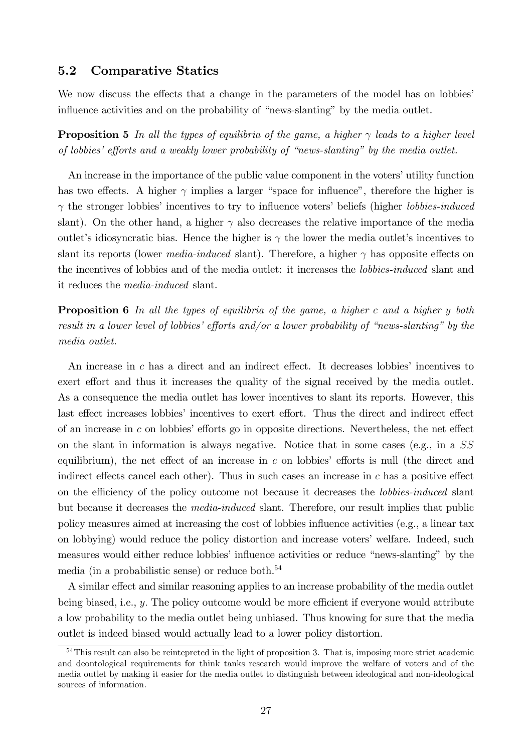### 5.2 Comparative Statics

We now discuss the effects that a change in the parameters of the model has on lobbies' influence activities and on the probability of "news-slanting" by the media outlet.

**Proposition 5** *In all the types of equilibria of the game, a higher $\gamma$ leads to a higher level of lobbies' efforts and a weakly lower probability of "news-slanting" by the media outlet.*

An increase in the importance of the public value component in the voters' utility function has two effects. A higher $\gamma$ implies a larger "space for influence", therefore the higher is $\gamma$ the stronger lobbies' incentives to try to influence voters' beliefs (higher *lobbies-induced* slant). On the other hand, a higher $\gamma$ also decreases the relative importance of the media outlet's idiosyncratic bias. Hence the higher is $\gamma$ the lower the media outlet's incentives to slant its reports (lower *media-induced* slant). Therefore, a higher $\gamma$ has opposite effects on the incentives of lobbies and of the media outlet: it increases the *lobbies-induced* slant and it reduces the *media-induced* slant.

**Proposition 6** *In all the types of equilibria of the game, a higher $c$ and a higher $y$ both result in a lower level of lobbies' efforts and/or a lower probability of "news-slanting" by the media outlet.*

An increase in $c$ has a direct and an indirect effect. It decreases lobbies' incentives to exert effort and thus it increases the quality of the signal received by the media outlet. As a consequence the media outlet has lower incentives to slant its reports. However, this last effect increases lobbies' incentives to exert effort. Thus the direct and indirect effect of an increase in $c$ on lobbies' efforts go in opposite directions. Nevertheless, the net effect on the slant in information is always negative. Notice that in some cases (e.g., in a $SS$ equilibrium), the net effect of an increase in $c$ on lobbies' efforts is null (the direct and indirect effects cancel each other). Thus in such cases an increase in $c$ has a positive effect on the efficiency of the policy outcome not because it decreases the *lobbies-induced* slant but because it decreases the *media-induced* slant. Therefore, our result implies that public policy measures aimed at increasing the cost of lobbies influence activities (e.g., a linear tax on lobbying) would reduce the policy distortion and increase voters' welfare. Indeed, such measures would either reduce lobbies' influence activities or reduce "news-slanting" by the media (in a probabilistic sense) or reduce both.[54]

A similar effect and similar reasoning applies to an increase probability of the media outlet being biased, i.e., $y$. The policy outcome would be more efficient if everyone would attribute a low probability to the media outlet being unbiased. Thus knowing for sure that the media outlet is indeed biased would actually lead to a lower policy distortion.

[54] This result can also be reintepreted in the light of proposition 3. That is, imposing more strict academic and deontological requirements for think tanks research would improve the welfare of voters and of the media outlet by making it easier for the media outlet to distinguish between ideological and non-ideological sources of information.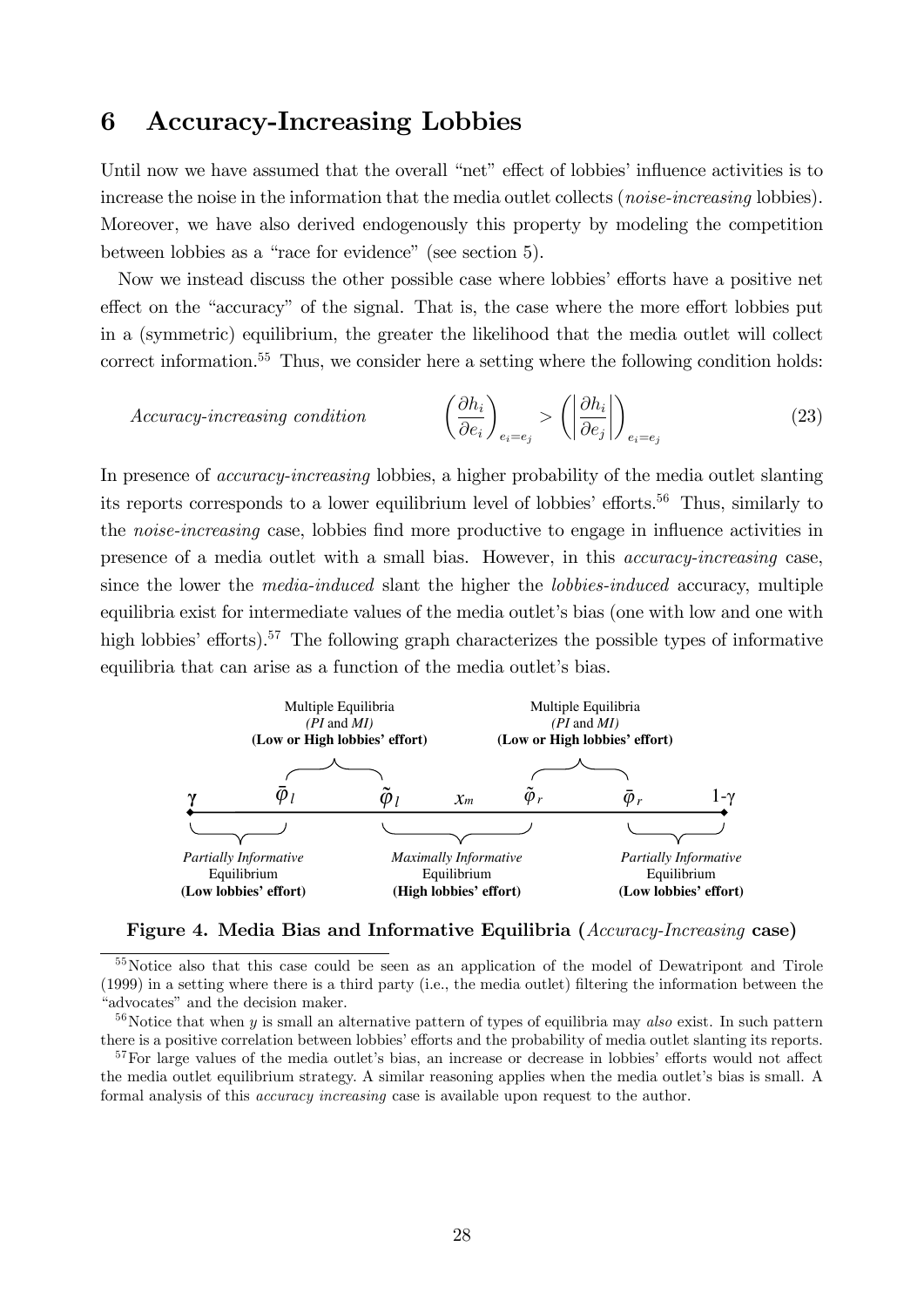# 6 Accuracy-Increasing Lobbies

Until now we have assumed that the overall "net" effect of lobbies' influence activities is to increase the noise in the information that the media outlet collects (*noise-increasing* lobbies). Moreover, we have also derived endogenously this property by modeling the competition between lobbies as a "race for evidence" (see section 5).

Now we instead discuss the other possible case where lobbies' efforts have a positive net effect on the "accuracy" of the signal. That is, the case where the more effort lobbies put in a (symmetric) equilibrium, the greater the likelihood that the media outlet will collect correct information.[55] Thus, we consider here a setting where the following condition holds:

$$\textit{Accuracy-increasing condition} \qquad \left(\frac{\partial h_i}{\partial e_i}\right)_{e_i=e_j} > \left(\left|\frac{\partial h_i}{\partial e_j}\right|\right)_{e_i=e_j} \tag{23}$$

In presence of *accuracy-increasing* lobbies, a higher probability of the media outlet slanting its reports corresponds to a lower equilibrium level of lobbies' efforts.[56] Thus, similarly to the *noise-increasing* case, lobbies find more productive to engage in influence activities in presence of a media outlet with a small bias. However, in this *accuracy-increasing* case, since the lower the *media-induced* slant the higher the *lobbies-induced* accuracy, multiple equilibria exist for intermediate values of the media outlet's bias (one with low and one with high lobbies' efforts).[57] The following graph characterizes the possible types of informative equilibria that can arise as a function of the media outlet's bias.

Multiple Equilibria (*PI* and *MI*) **(Low or High lobbies' effort)** — between $\bar{\varphi}_l$ and $\tilde{\varphi}_l$; Multiple Equilibria (*PI* and *MI*) **(Low or High lobbies' effort)** — between $\tilde{\varphi}_r$ and $\bar{\varphi}_r$

$\gamma$ — $\bar{\varphi}_l$ — $\tilde{\varphi}_l$ — $x_m$ — $\tilde{\varphi}_r$ — $\bar{\varphi}_r$ — $1\text{-}\gamma$

*Partially Informative* Equilibrium **(Low lobbies' effort)** — between $\gamma$ and $\tilde{\varphi}_l$; *Maximally Informative* Equilibrium **(High lobbies' effort)** — between $\bar{\varphi}_l$ and $\bar{\varphi}_r$; *Partially Informative* Equilibrium **(Low lobbies' effort)** — between $\tilde{\varphi}_r$ and $1\text{-}\gamma$

**Figure 4. Media Bias and Informative Equilibria (*Accuracy-Increasing* case)**

[55] Notice also that this case could be seen as an application of the model of Dewatripont and Tirole (1999) in a setting where there is a third party (i.e., the media outlet) filtering the information between the "advocates" and the decision maker.

[56] Notice that when $y$ is small an alternative pattern of types of equilibria may *also* exist. In such pattern there is a positive correlation between lobbies' efforts and the probability of media outlet slanting its reports.

[57] For large values of the media outlet's bias, an increase or decrease in lobbies' efforts would not affect the media outlet equilibrium strategy. A similar reasoning applies when the media outlet's bias is small. A formal analysis of this *accuracy increasing* case is available upon request to the author.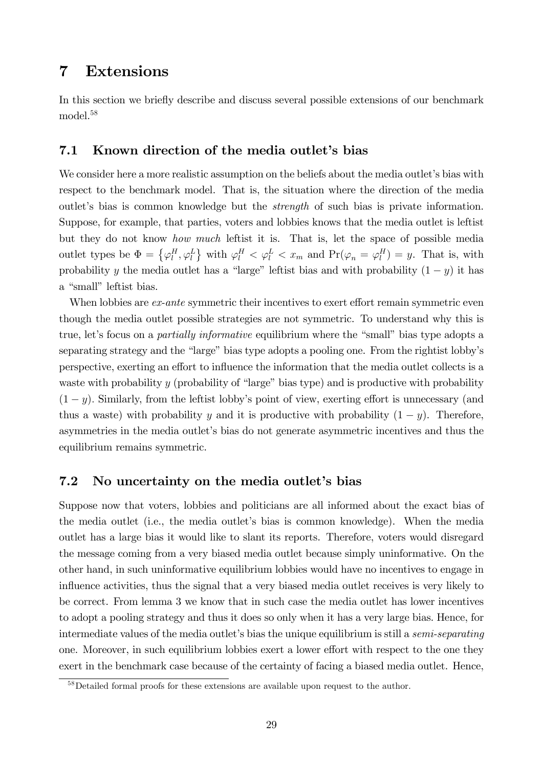# 7 Extensions

In this section we briefly describe and discuss several possible extensions of our benchmark model.[58]

## 7.1 Known direction of the media outlet's bias

We consider here a more realistic assumption on the beliefs about the media outlet's bias with respect to the benchmark model. That is, the situation where the direction of the media outlet's bias is common knowledge but the *strength* of such bias is private information. Suppose, for example, that parties, voters and lobbies knows that the media outlet is leftist but they do not know *how much* leftist it is. That is, let the space of possible media outlet types be $\Phi = \{\varphi_l^H, \varphi_l^L\}$ with $\varphi_l^H < \varphi_l^L < x_m$ and $\Pr(\varphi_n = \varphi_l^H) = y$. That is, with probability $y$ the media outlet has a "large" leftist bias and with probability $(1-y)$ it has a "small" leftist bias.

When lobbies are *ex-ante* symmetric their incentives to exert effort remain symmetric even though the media outlet possible strategies are not symmetric. To understand why this is true, let's focus on a *partially informative* equilibrium where the "small" bias type adopts a separating strategy and the "large" bias type adopts a pooling one. From the rightist lobby's perspective, exerting an effort to influence the information that the media outlet collects is a waste with probability $y$ (probability of "large" bias type) and is productive with probability $(1-y)$. Similarly, from the leftist lobby's point of view, exerting effort is unnecessary (and thus a waste) with probability $y$ and it is productive with probability $(1-y)$. Therefore, asymmetries in the media outlet's bias do not generate asymmetric incentives and thus the equilibrium remains symmetric.

## 7.2 No uncertainty on the media outlet's bias

Suppose now that voters, lobbies and politicians are all informed about the exact bias of the media outlet (i.e., the media outlet's bias is common knowledge). When the media outlet has a large bias it would like to slant its reports. Therefore, voters would disregard the message coming from a very biased media outlet because simply uninformative. On the other hand, in such uninformative equilibrium lobbies would have no incentives to engage in influence activities, thus the signal that a very biased media outlet receives is very likely to be correct. From lemma 3 we know that in such case the media outlet has lower incentives to adopt a pooling strategy and thus it does so only when it has a very large bias. Hence, for intermediate values of the media outlet's bias the unique equilibrium is still a *semi-separating* one. Moreover, in such equilibrium lobbies exert a lower effort with respect to the one they exert in the benchmark case because of the certainty of facing a biased media outlet. Hence,

[58] Detailed formal proofs for these extensions are available upon request to the author.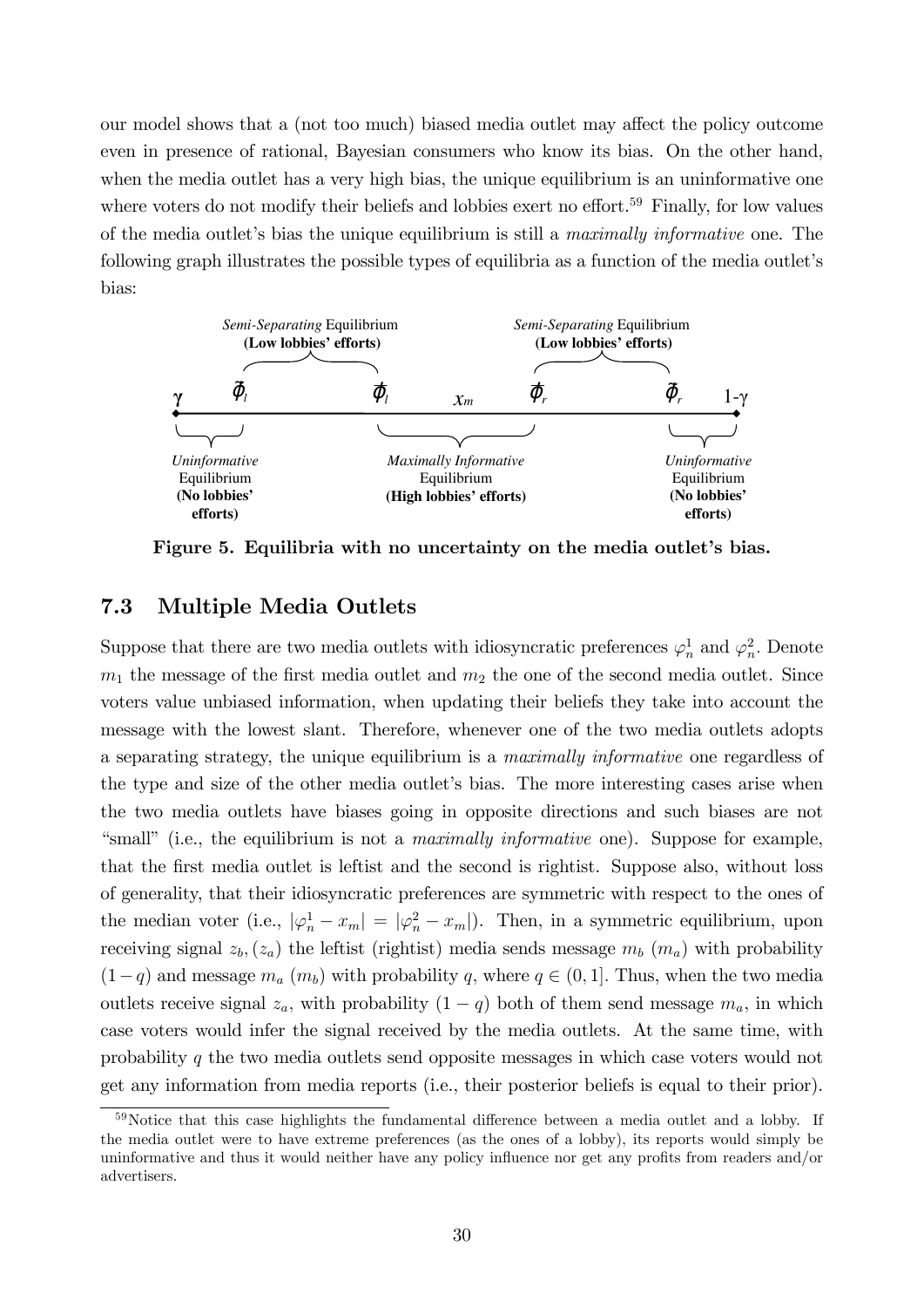our model shows that a (not too much) biased media outlet may affect the policy outcome even in presence of rational, Bayesian consumers who know its bias. On the other hand, when the media outlet has a very high bias, the unique equilibrium is an uninformative one where voters do not modify their beliefs and lobbies exert no effort.[59] Finally, for low values of the media outlet's bias the unique equilibrium is still a *maximally informative* one. The following graph illustrates the possible types of equilibria as a function of the media outlet's bias:

*Semi-Separating* Equilibrium **(Low lobbies' efforts)** — between $\tilde{\varphi}_l$ and $\bar{\varphi}_l$

*Semi-Separating* Equilibrium **(Low lobbies' efforts)** — between $\bar{\varphi}_r$ and $\tilde{\varphi}_r$

Axis: $\gamma$, $\tilde{\varphi}_l$, $\bar{\varphi}_l$, $x_m$, $\bar{\varphi}_r$, $\tilde{\varphi}_r$, $1-\gamma$

*Uninformative* Equilibrium **(No lobbies' efforts)** — between $\gamma$ and $\tilde{\varphi}_l$

*Maximally Informative* Equilibrium **(High lobbies' efforts)** — between $\bar{\varphi}_l$ and $\bar{\varphi}_r$

*Uninformative* Equilibrium **(No lobbies' efforts)** — between $\tilde{\varphi}_r$ and $1-\gamma$

**Figure 5. Equilibria with no uncertainty on the media outlet's bias.**

## 7.3 Multiple Media Outlets

Suppose that there are two media outlets with idiosyncratic preferences $\varphi_n^1$ and $\varphi_n^2$. Denote $m_1$ the message of the first media outlet and $m_2$ the one of the second media outlet. Since voters value unbiased information, when updating their beliefs they take into account the message with the lowest slant. Therefore, whenever one of the two media outlets adopts a separating strategy, the unique equilibrium is a *maximally informative* one regardless of the type and size of the other media outlet's bias. The more interesting cases arise when the two media outlets have biases going in opposite directions and such biases are not "small" (i.e., the equilibrium is not a *maximally informative* one). Suppose for example, that the first media outlet is leftist and the second is rightist. Suppose also, without loss of generality, that their idiosyncratic preferences are symmetric with respect to the ones of the median voter (i.e., $|\varphi_n^1 - x_m| = |\varphi_n^2 - x_m|$). Then, in a symmetric equilibrium, upon receiving signal $z_b, (z_a)$ the leftist (rightist) media sends message $m_b$ ($m_a$) with probability $(1-q)$ and message $m_a$ ($m_b$) with probability $q$, where $q \in (0, 1]$. Thus, when the two media outlets receive signal $z_a$, with probability $(1-q)$ both of them send message $m_a$, in which case voters would infer the signal received by the media outlets. At the same time, with probability $q$ the two media outlets send opposite messages in which case voters would not get any information from media reports (i.e., their posterior beliefs is equal to their prior).

[59] Notice that this case highlights the fundamental difference between a media outlet and a lobby. If the media outlet were to have extreme preferences (as the ones of a lobby), its reports would simply be uninformative and thus it would neither have any policy influence nor get any profits from readers and/or advertisers.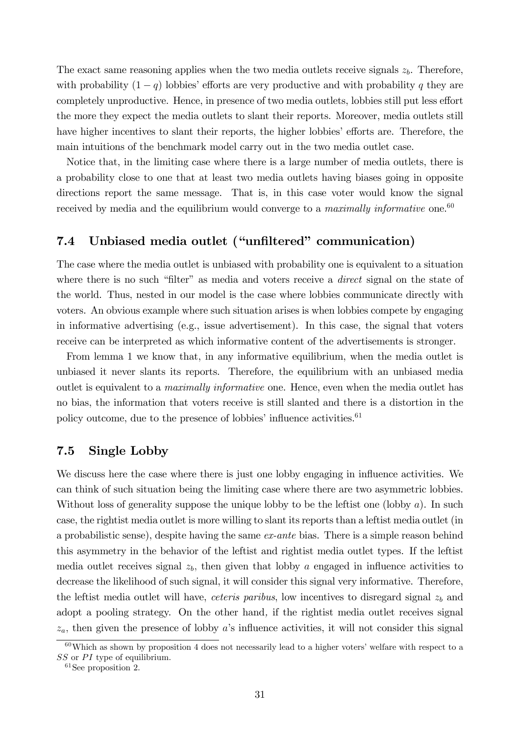The exact same reasoning applies when the two media outlets receive signals $z_b$. Therefore, with probability $(1-q)$ lobbies' efforts are very productive and with probability $q$ they are completely unproductive. Hence, in presence of two media outlets, lobbies still put less effort the more they expect the media outlets to slant their reports. Moreover, media outlets still have higher incentives to slant their reports, the higher lobbies' efforts are. Therefore, the main intuitions of the benchmark model carry out in the two media outlet case.

Notice that, in the limiting case where there is a large number of media outlets, there is a probability close to one that at least two media outlets having biases going in opposite directions report the same message. That is, in this case voter would know the signal received by media and the equilibrium would converge to a *maximally informative* one.[60]

## 7.4 Unbiased media outlet ("unfiltered" communication)

The case where the media outlet is unbiased with probability one is equivalent to a situation where there is no such "filter" as media and voters receive a *direct* signal on the state of the world. Thus, nested in our model is the case where lobbies communicate directly with voters. An obvious example where such situation arises is when lobbies compete by engaging in informative advertising (e.g., issue advertisement). In this case, the signal that voters receive can be interpreted as which informative content of the advertisements is stronger.

From lemma 1 we know that, in any informative equilibrium, when the media outlet is unbiased it never slants its reports. Therefore, the equilibrium with an unbiased media outlet is equivalent to a *maximally informative* one. Hence, even when the media outlet has no bias, the information that voters receive is still slanted and there is a distortion in the policy outcome, due to the presence of lobbies' influence activities.[61]

## 7.5 Single Lobby

We discuss here the case where there is just one lobby engaging in influence activities. We can think of such situation being the limiting case where there are two asymmetric lobbies. Without loss of generality suppose the unique lobby to be the leftist one (lobby $a$). In such case, the rightist media outlet is more willing to slant its reports than a leftist media outlet (in a probabilistic sense), despite having the same *ex-ante* bias. There is a simple reason behind this asymmetry in the behavior of the leftist and rightist media outlet types. If the leftist media outlet receives signal $z_b$, then given that lobby $a$ engaged in influence activities to decrease the likelihood of such signal, it will consider this signal very informative. Therefore, the leftist media outlet will have, *ceteris paribus*, low incentives to disregard signal $z_b$ and adopt a pooling strategy. On the other hand, if the rightist media outlet receives signal $z_a$, then given the presence of lobby $a$'s influence activities, it will not consider this signal

[60] Which as shown by proposition 4 does not necessarily lead to a higher voters' welfare with respect to a $SS$ or $PI$ type of equilibrium.

[61] See proposition 2.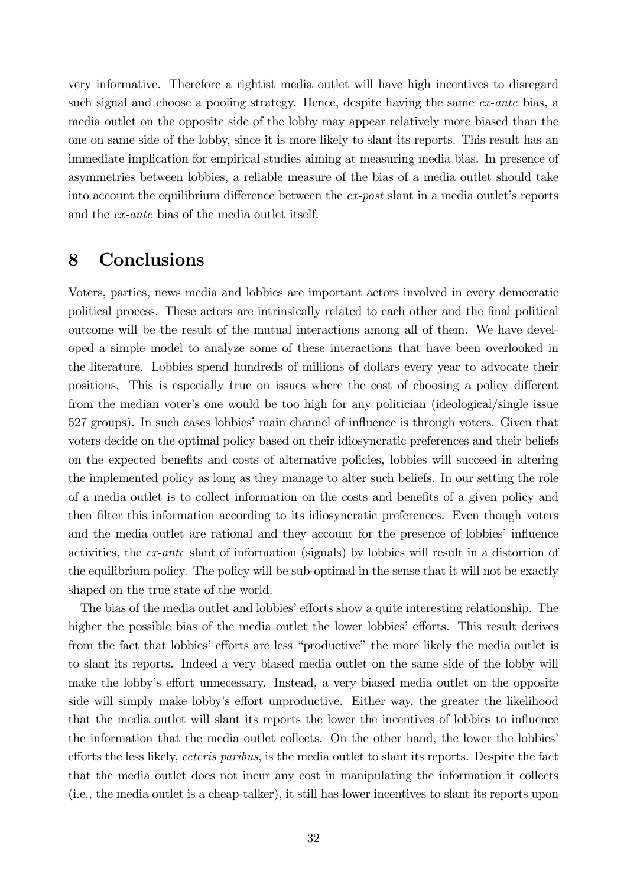very informative. Therefore a rightist media outlet will have high incentives to disregard such signal and choose a pooling strategy. Hence, despite having the same *ex-ante* bias, a media outlet on the opposite side of the lobby may appear relatively more biased than the one on same side of the lobby, since it is more likely to slant its reports. This result has an immediate implication for empirical studies aiming at measuring media bias. In presence of asymmetries between lobbies, a reliable measure of the bias of a media outlet should take into account the equilibrium difference between the *ex-post* slant in a media outlet's reports and the *ex-ante* bias of the media outlet itself.

## 8 Conclusions

Voters, parties, news media and lobbies are important actors involved in every democratic political process. These actors are intrinsically related to each other and the final political outcome will be the result of the mutual interactions among all of them. We have developed a simple model to analyze some of these interactions that have been overlooked in the literature. Lobbies spend hundreds of millions of dollars every year to advocate their positions. This is especially true on issues where the cost of choosing a policy different from the median voter's one would be too high for any politician (ideological/single issue 527 groups). In such cases lobbies' main channel of influence is through voters. Given that voters decide on the optimal policy based on their idiosyncratic preferences and their beliefs on the expected benefits and costs of alternative policies, lobbies will succeed in altering the implemented policy as long as they manage to alter such beliefs. In our setting the role of a media outlet is to collect information on the costs and benefits of a given policy and then filter this information according to its idiosyncratic preferences. Even though voters and the media outlet are rational and they account for the presence of lobbies' influence activities, the *ex-ante* slant of information (signals) by lobbies will result in a distortion of the equilibrium policy. The policy will be sub-optimal in the sense that it will not be exactly shaped on the true state of the world.

The bias of the media outlet and lobbies' efforts show a quite interesting relationship. The higher the possible bias of the media outlet the lower lobbies' efforts. This result derives from the fact that lobbies' efforts are less "productive" the more likely the media outlet is to slant its reports. Indeed a very biased media outlet on the same side of the lobby will make the lobby's effort unnecessary. Instead, a very biased media outlet on the opposite side will simply make lobby's effort unproductive. Either way, the greater the likelihood that the media outlet will slant its reports the lower the incentives of lobbies to influence the information that the media outlet collects. On the other hand, the lower the lobbies' efforts the less likely, *ceteris paribus*, is the media outlet to slant its reports. Despite the fact that the media outlet does not incur any cost in manipulating the information it collects (i.e., the media outlet is a cheap-talker), it still has lower incentives to slant its reports upon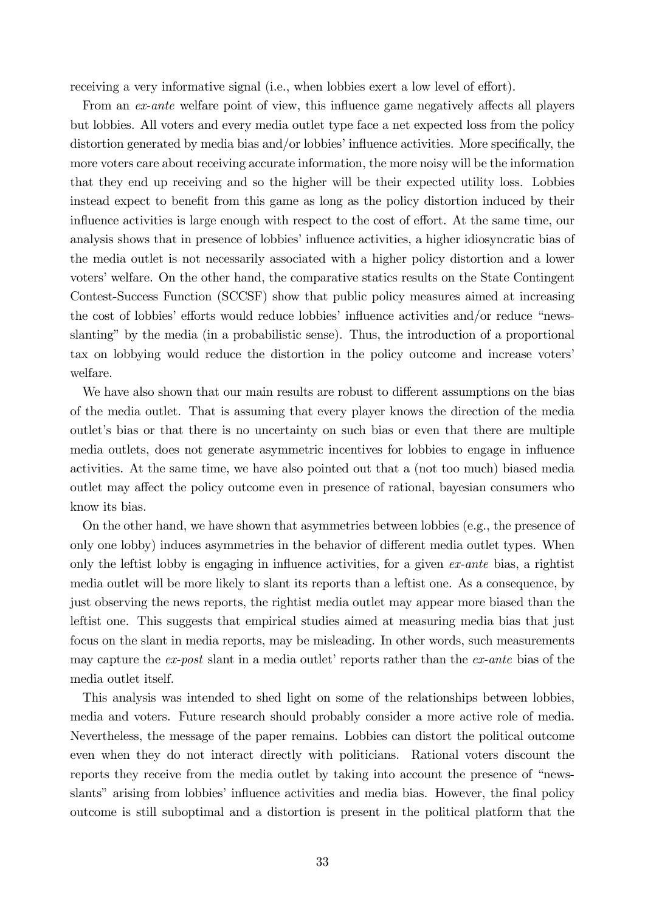receiving a very informative signal (i.e., when lobbies exert a low level of effort).

From an *ex-ante* welfare point of view, this influence game negatively affects all players but lobbies. All voters and every media outlet type face a net expected loss from the policy distortion generated by media bias and/or lobbies' influence activities. More specifically, the more voters care about receiving accurate information, the more noisy will be the information that they end up receiving and so the higher will be their expected utility loss. Lobbies instead expect to benefit from this game as long as the policy distortion induced by their influence activities is large enough with respect to the cost of effort. At the same time, our analysis shows that in presence of lobbies' influence activities, a higher idiosyncratic bias of the media outlet is not necessarily associated with a higher policy distortion and a lower voters' welfare. On the other hand, the comparative statics results on the State Contingent Contest-Success Function (SCCSF) show that public policy measures aimed at increasing the cost of lobbies' efforts would reduce lobbies' influence activities and/or reduce "news-slanting" by the media (in a probabilistic sense). Thus, the introduction of a proportional tax on lobbying would reduce the distortion in the policy outcome and increase voters' welfare.

We have also shown that our main results are robust to different assumptions on the bias of the media outlet. That is assuming that every player knows the direction of the media outlet's bias or that there is no uncertainty on such bias or even that there are multiple media outlets, does not generate asymmetric incentives for lobbies to engage in influence activities. At the same time, we have also pointed out that a (not too much) biased media outlet may affect the policy outcome even in presence of rational, bayesian consumers who know its bias.

On the other hand, we have shown that asymmetries between lobbies (e.g., the presence of only one lobby) induces asymmetries in the behavior of different media outlet types. When only the leftist lobby is engaging in influence activities, for a given *ex-ante* bias, a rightist media outlet will be more likely to slant its reports than a leftist one. As a consequence, by just observing the news reports, the rightist media outlet may appear more biased than the leftist one. This suggests that empirical studies aimed at measuring media bias that just focus on the slant in media reports, may be misleading. In other words, such measurements may capture the *ex-post* slant in a media outlet' reports rather than the *ex-ante* bias of the media outlet itself.

This analysis was intended to shed light on some of the relationships between lobbies, media and voters. Future research should probably consider a more active role of media. Nevertheless, the message of the paper remains. Lobbies can distort the political outcome even when they do not interact directly with politicians. Rational voters discount the reports they receive from the media outlet by taking into account the presence of "news-slants" arising from lobbies' influence activities and media bias. However, the final policy outcome is still suboptimal and a distortion is present in the political platform that the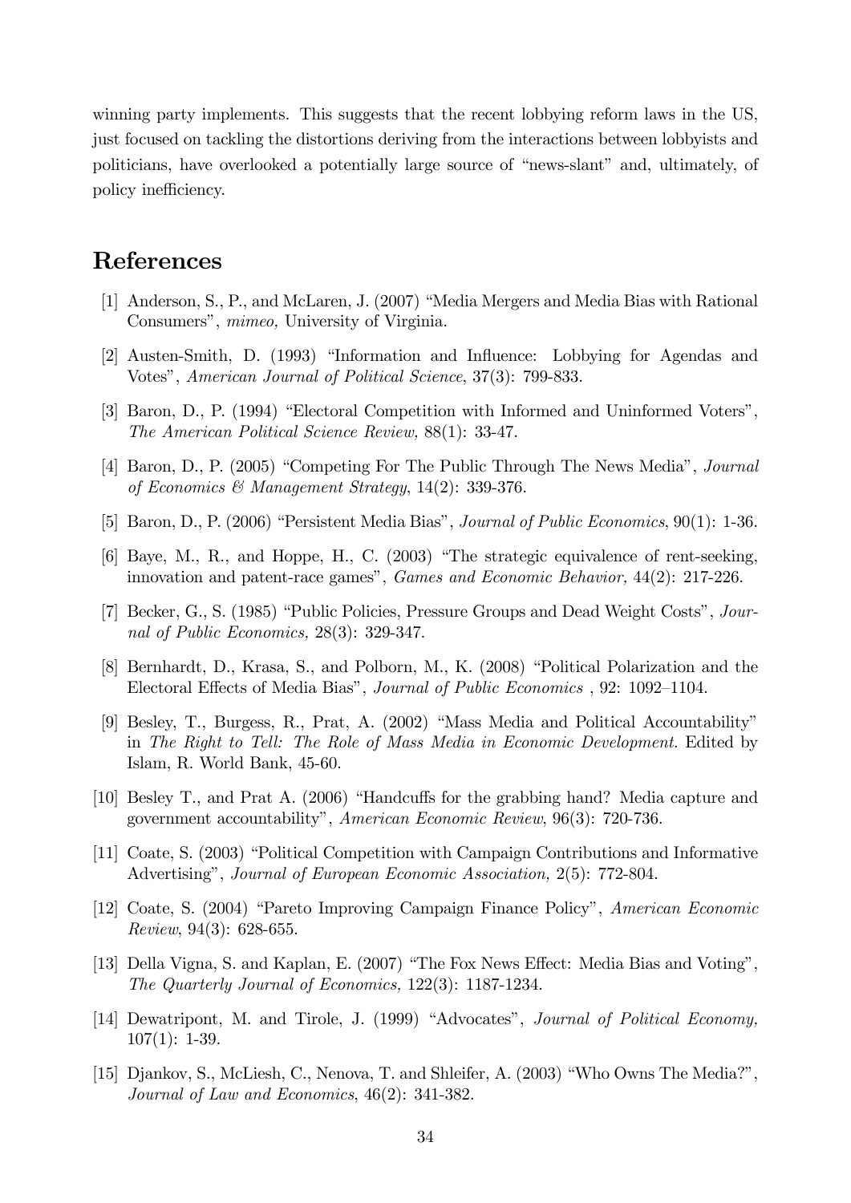winning party implements. This suggests that the recent lobbying reform laws in the US, just focused on tackling the distortions deriving from the interactions between lobbyists and politicians, have overlooked a potentially large source of "news-slant" and, ultimately, of policy inefficiency.

# References

[1] Anderson, S., P., and McLaren, J. (2007) "Media Mergers and Media Bias with Rational Consumers", *mimeo,* University of Virginia.

[2] Austen-Smith, D. (1993) "Information and Influence: Lobbying for Agendas and Votes", *American Journal of Political Science*, 37(3): 799-833.

[3] Baron, D., P. (1994) "Electoral Competition with Informed and Uninformed Voters", *The American Political Science Review,* 88(1): 33-47.

[4] Baron, D., P. (2005) "Competing For The Public Through The News Media", *Journal of Economics & Management Strategy*, 14(2): 339-376.

[5] Baron, D., P. (2006) "Persistent Media Bias", *Journal of Public Economics*, 90(1): 1-36.

[6] Baye, M., R., and Hoppe, H., C. (2003) "The strategic equivalence of rent-seeking, innovation and patent-race games", *Games and Economic Behavior,* 44(2): 217-226.

[7] Becker, G., S. (1985) "Public Policies, Pressure Groups and Dead Weight Costs", *Journal of Public Economics,* 28(3): 329-347.

[8] Bernhardt, D., Krasa, S., and Polborn, M., K. (2008) "Political Polarization and the Electoral Effects of Media Bias", *Journal of Public Economics* , 92: 1092–1104.

[9] Besley, T., Burgess, R., Prat, A. (2002) "Mass Media and Political Accountability" in *The Right to Tell: The Role of Mass Media in Economic Development.* Edited by Islam, R. World Bank, 45-60.

[10] Besley T., and Prat A. (2006) "Handcuffs for the grabbing hand? Media capture and government accountability", *American Economic Review*, 96(3): 720-736.

[11] Coate, S. (2003) "Political Competition with Campaign Contributions and Informative Advertising", *Journal of European Economic Association,* 2(5): 772-804.

[12] Coate, S. (2004) "Pareto Improving Campaign Finance Policy", *American Economic Review*, 94(3): 628-655.

[13] Della Vigna, S. and Kaplan, E. (2007) "The Fox News Effect: Media Bias and Voting", *The Quarterly Journal of Economics,* 122(3): 1187-1234.

[14] Dewatripont, M. and Tirole, J. (1999) "Advocates", *Journal of Political Economy,* 107(1): 1-39.

[15] Djankov, S., McLiesh, C., Nenova, T. and Shleifer, A. (2003) "Who Owns The Media?", *Journal of Law and Economics*, 46(2): 341-382.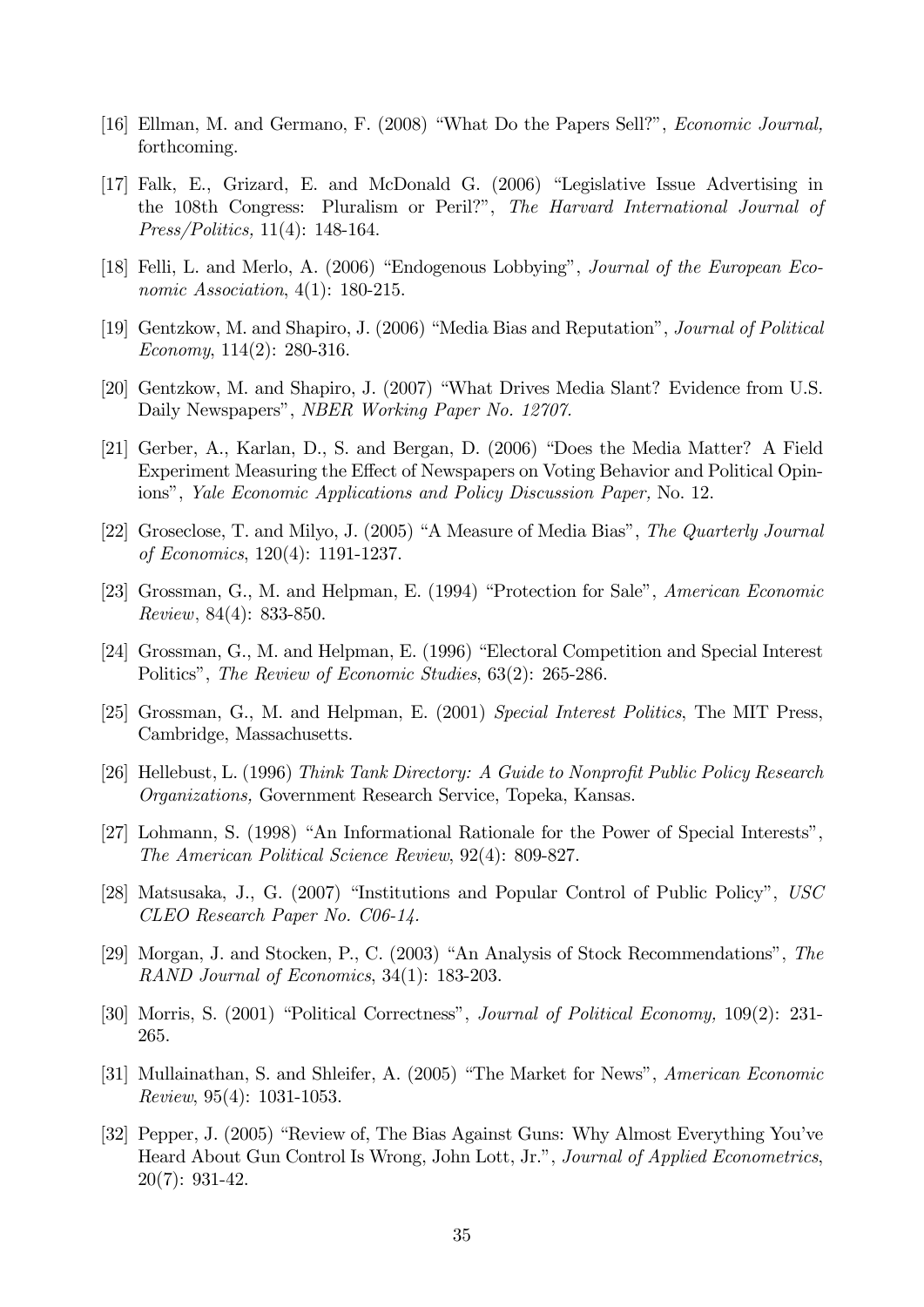[16] Ellman, M. and Germano, F. (2008) "What Do the Papers Sell?", *Economic Journal,* forthcoming.

[17] Falk, E., Grizard, E. and McDonald G. (2006) "Legislative Issue Advertising in the 108th Congress: Pluralism or Peril?", *The Harvard International Journal of Press/Politics,* 11(4): 148-164.

[18] Felli, L. and Merlo, A. (2006) "Endogenous Lobbying", *Journal of the European Economic Association*, 4(1): 180-215.

[19] Gentzkow, M. and Shapiro, J. (2006) "Media Bias and Reputation", *Journal of Political Economy*, 114(2): 280-316.

[20] Gentzkow, M. and Shapiro, J. (2007) "What Drives Media Slant? Evidence from U.S. Daily Newspapers", *NBER Working Paper No. 12707.*

[21] Gerber, A., Karlan, D., S. and Bergan, D. (2006) "Does the Media Matter? A Field Experiment Measuring the Effect of Newspapers on Voting Behavior and Political Opinions", *Yale Economic Applications and Policy Discussion Paper,* No. 12.

[22] Groseclose, T. and Milyo, J. (2005) "A Measure of Media Bias", *The Quarterly Journal of Economics*, 120(4): 1191-1237.

[23] Grossman, G., M. and Helpman, E. (1994) "Protection for Sale", *American Economic Review*, 84(4): 833-850.

[24] Grossman, G., M. and Helpman, E. (1996) "Electoral Competition and Special Interest Politics", *The Review of Economic Studies*, 63(2): 265-286.

[25] Grossman, G., M. and Helpman, E. (2001) *Special Interest Politics*, The MIT Press, Cambridge, Massachusetts.

[26] Hellebust, L. (1996) *Think Tank Directory: A Guide to Nonprofit Public Policy Research Organizations,* Government Research Service, Topeka, Kansas.

[27] Lohmann, S. (1998) "An Informational Rationale for the Power of Special Interests", *The American Political Science Review*, 92(4): 809-827.

[28] Matsusaka, J., G. (2007) "Institutions and Popular Control of Public Policy", *USC CLEO Research Paper No. C06-14.*

[29] Morgan, J. and Stocken, P., C. (2003) "An Analysis of Stock Recommendations", *The RAND Journal of Economics*, 34(1): 183-203.

[30] Morris, S. (2001) "Political Correctness", *Journal of Political Economy,* 109(2): 231-265.

[31] Mullainathan, S. and Shleifer, A. (2005) "The Market for News", *American Economic Review*, 95(4): 1031-1053.

[32] Pepper, J. (2005) "Review of, The Bias Against Guns: Why Almost Everything You've Heard About Gun Control Is Wrong, John Lott, Jr.", *Journal of Applied Econometrics*, 20(7): 931-42.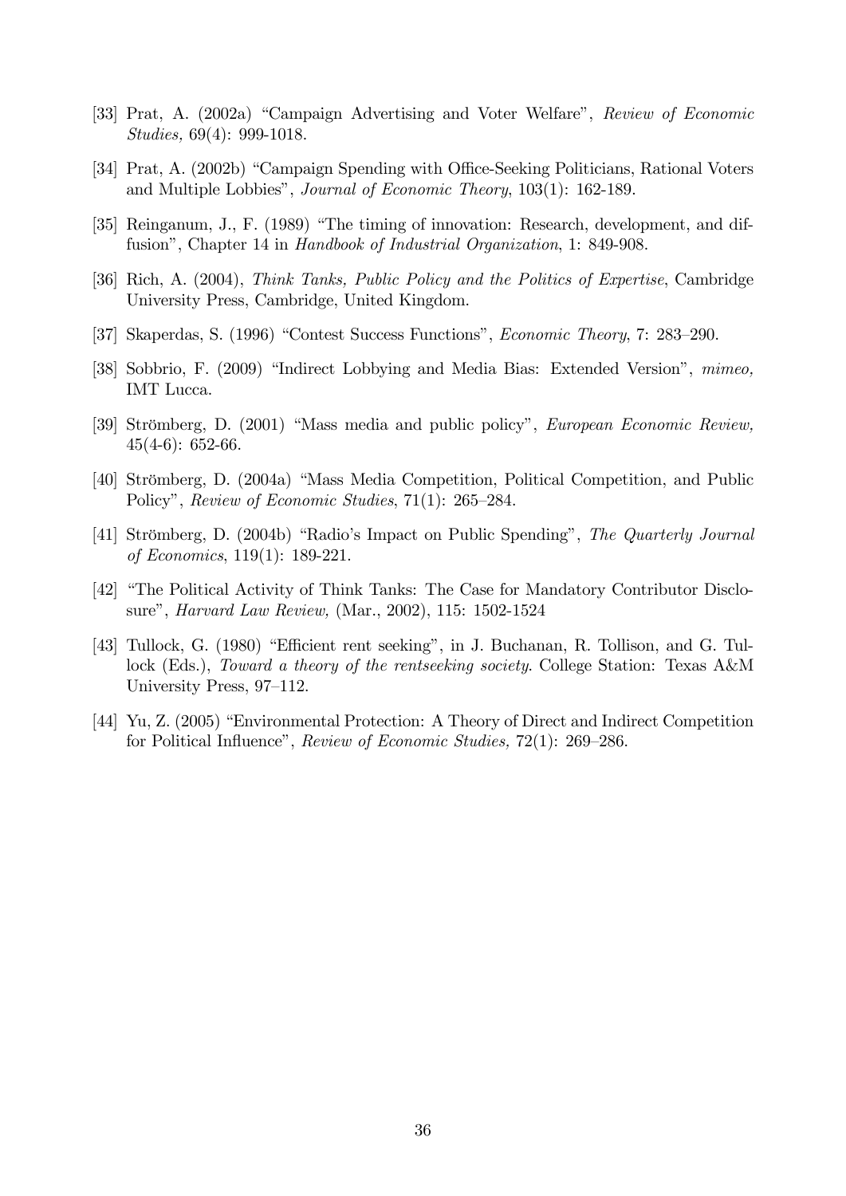[33] Prat, A. (2002a) "Campaign Advertising and Voter Welfare", *Review of Economic Studies,* 69(4): 999-1018.

[34] Prat, A. (2002b) "Campaign Spending with Office-Seeking Politicians, Rational Voters and Multiple Lobbies", *Journal of Economic Theory*, 103(1): 162-189.

[35] Reinganum, J., F. (1989) "The timing of innovation: Research, development, and diffusion", Chapter 14 in *Handbook of Industrial Organization*, 1: 849-908.

[36] Rich, A. (2004), *Think Tanks, Public Policy and the Politics of Expertise*, Cambridge University Press, Cambridge, United Kingdom.

[37] Skaperdas, S. (1996) "Contest Success Functions", *Economic Theory*, 7: 283–290.

[38] Sobbrio, F. (2009) "Indirect Lobbying and Media Bias: Extended Version", *mimeo,* IMT Lucca.

[39] Strömberg, D. (2001) "Mass media and public policy", *European Economic Review,* 45(4-6): 652-66.

[40] Strömberg, D. (2004a) "Mass Media Competition, Political Competition, and Public Policy", *Review of Economic Studies*, 71(1): 265–284.

[41] Strömberg, D. (2004b) "Radio's Impact on Public Spending", *The Quarterly Journal of Economics*, 119(1): 189-221.

[42] "The Political Activity of Think Tanks: The Case for Mandatory Contributor Disclosure", *Harvard Law Review,* (Mar., 2002), 115: 1502-1524

[43] Tullock, G. (1980) "Efficient rent seeking", in J. Buchanan, R. Tollison, and G. Tullock (Eds.), *Toward a theory of the rentseeking society.* College Station: Texas A&M University Press, 97–112.

[44] Yu, Z. (2005) "Environmental Protection: A Theory of Direct and Indirect Competition for Political Influence", *Review of Economic Studies,* 72(1): 269–286.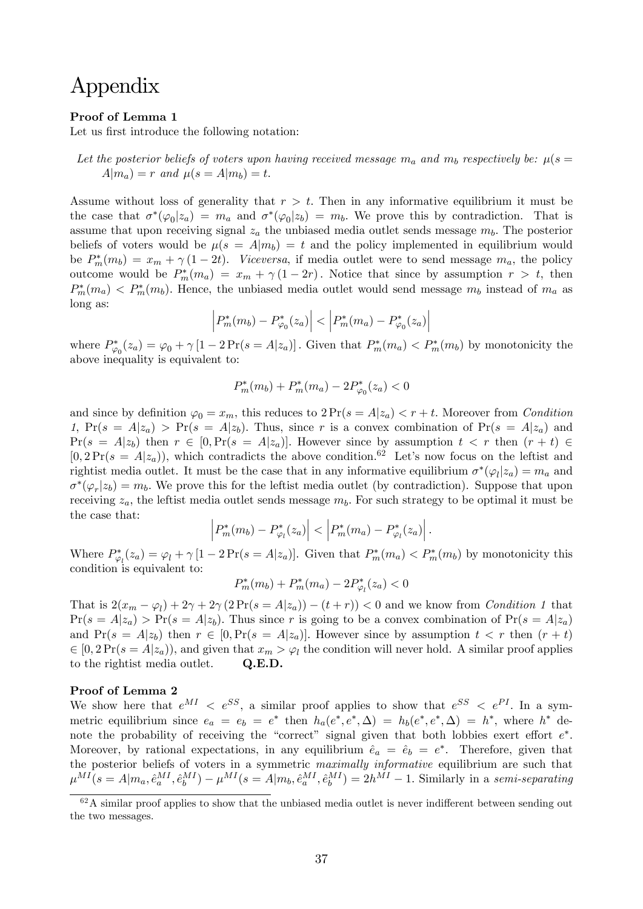# Appendix

**Proof of Lemma 1**

Let us first introduce the following notation:

*Let the posterior beliefs of voters upon having received message $m_a$ and $m_b$ respectively be: $\mu(s = A|m_a) = r$ and $\mu(s = A|m_b) = t$.*

Assume without loss of generality that $r > t$. Then in any informative equilibrium it must be the case that $\sigma^*(\varphi_0|z_a) = m_a$ and $\sigma^*(\varphi_0|z_b) = m_b$. We prove this by contradiction. That is assume that upon receiving signal $z_a$ the unbiased media outlet sends message $m_b$. The posterior beliefs of voters would be $\mu(s = A|m_b) = t$ and the policy implemented in equilibrium would be $P_m^*(m_b) = x_m + \gamma(1 - 2t)$. *Viceversa*, if media outlet were to send message $m_a$, the policy outcome would be $P_m^*(m_a) = x_m + \gamma(1 - 2r)$. Notice that since by assumption $r > t$, then $P_m^*(m_a) < P_m^*(m_b)$. Hence, the unbiased media outlet would send message $m_b$ instead of $m_a$ as long as:

$$\left|P_m^*(m_b) - P_{\varphi_0}^*(z_a)\right| < \left|P_m^*(m_a) - P_{\varphi_0}^*(z_a)\right|$$

where $P_{\varphi_0}^*(z_a) = \varphi_0 + \gamma\left[1 - 2\Pr(s = A|z_a)\right]$. Given that $P_m^*(m_a) < P_m^*(m_b)$ by monotonicity the above inequality is equivalent to:

$$P_m^*(m_b) + P_m^*(m_a) - 2P_{\varphi_0}^*(z_a) < 0$$

and since by definition $\varphi_0 = x_m$, this reduces to $2\Pr(s = A|z_a) < r + t$. Moreover from *Condition 1*, $\Pr(s = A|z_a) > \Pr(s = A|z_b)$. Thus, since $r$ is a convex combination of $\Pr(s = A|z_a)$ and $\Pr(s = A|z_b)$ then $r \in [0, \Pr(s = A|z_a)]$. However since by assumption $t < r$ then $(r + t) \in [0, 2\Pr(s = A|z_a))$, which contradicts the above condition.[62] Let's now focus on the leftist and rightist media outlet. It must be the case that in any informative equilibrium $\sigma^*(\varphi_l|z_a) = m_a$ and $\sigma^*(\varphi_r|z_b) = m_b$. We prove this for the leftist media outlet (by contradiction). Suppose that upon receiving $z_a$, the leftist media outlet sends message $m_b$. For such strategy to be optimal it must be the case that:

$$\left|P_m^*(m_b) - P_{\varphi_l}^*(z_a)\right| < \left|P_m^*(m_a) - P_{\varphi_l}^*(z_a)\right|.$$

Where $P_{\varphi_l}^*(z_a) = \varphi_l + \gamma\left[1 - 2\Pr(s = A|z_a)\right]$. Given that $P_m^*(m_a) < P_m^*(m_b)$ by monotonicity this condition is equivalent to:

$$P_m^*(m_b) + P_m^*(m_a) - 2P_{\varphi_l}^*(z_a) < 0$$

That is $2(x_m - \varphi_l) + 2\gamma + 2\gamma\left(2\Pr(s = A|z_a)\right) - (t + r)) < 0$ and we know from *Condition 1* that $\Pr(s = A|z_a) > \Pr(s = A|z_b)$. Thus since $r$ is going to be a convex combination of $\Pr(s = A|z_a)$ and $\Pr(s = A|z_b)$ then $r \in [0, \Pr(s = A|z_a)]$. However since by assumption $t < r$ then $(r + t) \in [0, 2\Pr(s = A|z_a))$, and given that $x_m > \varphi_l$ the condition will never hold. A similar proof applies to the rightist media outlet. **Q.E.D.**

**Proof of Lemma 2**

We show here that $e^{MI} < e^{SS}$, a similar proof applies to show that $e^{SS} < e^{PI}$. In a symmetric equilibrium since $e_a = e_b = e^*$ then $h_a(e^*, e^*, \Delta) = h_b(e^*, e^*, \Delta) = h^*$, where $h^*$ denote the probability of receiving the "correct" signal given that both lobbies exert effort $e^*$. Moreover, by rational expectations, in any equilibrium $\hat{e}_a = \hat{e}_b = e^*$. Therefore, given that the posterior beliefs of voters in a symmetric *maximally informative* equilibrium are such that $\mu^{MI}(s = A|m_a, \hat{e}_a^{MI}, \hat{e}_b^{MI}) - \mu^{MI}(s = A|m_b, \hat{e}_a^{MI}, \hat{e}_b^{MI}) = 2h^{MI} - 1$. Similarly in a *semi-separating*

[62] A similar proof applies to show that the unbiased media outlet is never indifferent between sending out the two messages.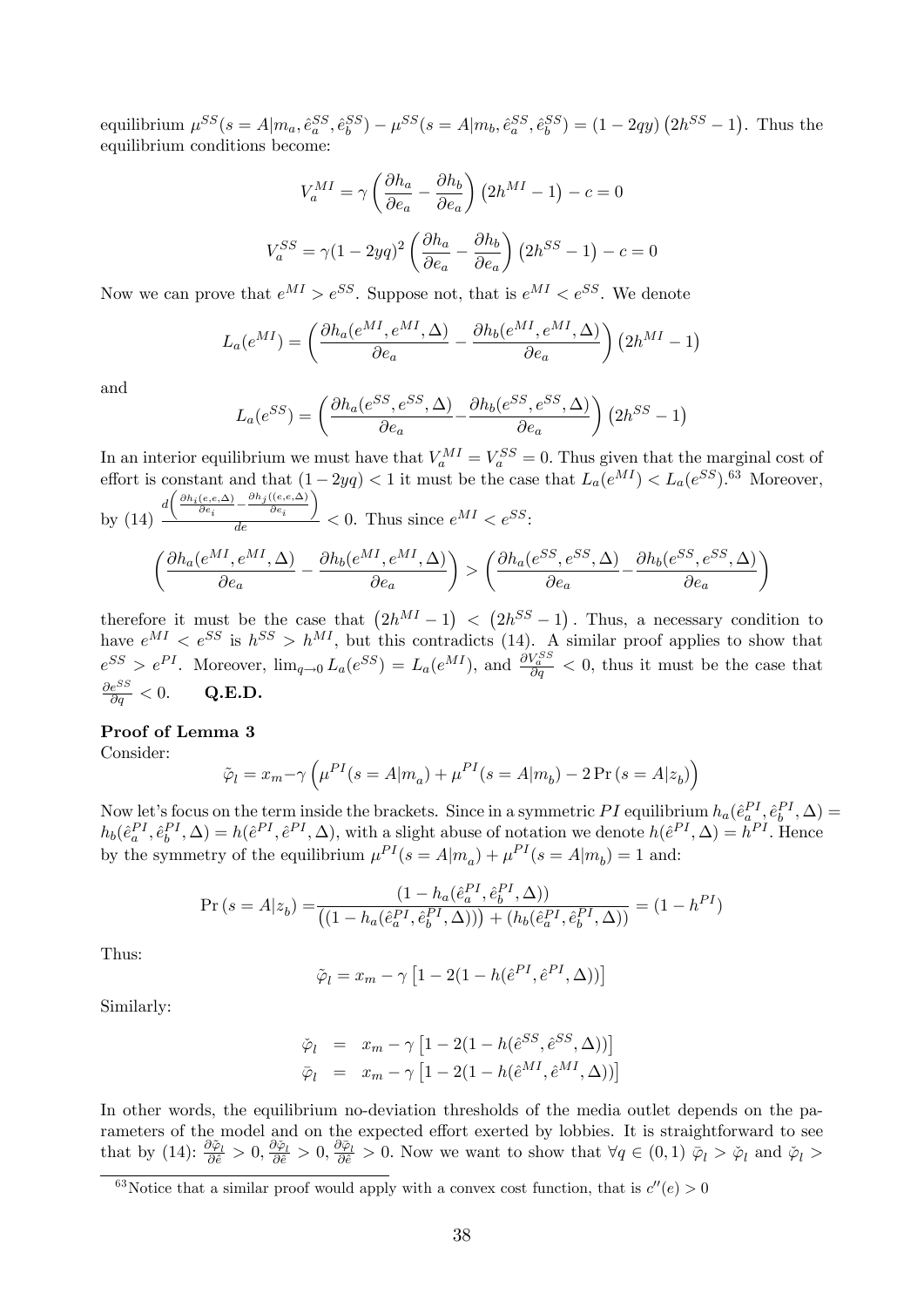equilibrium $\mu^{SS}(s = A|m_a, \hat{e}_a^{SS}, \hat{e}_b^{SS}) - \mu^{SS}(s = A|m_b, \hat{e}_a^{SS}, \hat{e}_b^{SS}) = (1 - 2qy)\left(2h^{SS} - 1\right)$. Thus the equilibrium conditions become:

$$V_a^{MI} = \gamma \left( \frac{\partial h_a}{\partial e_a} - \frac{\partial h_b}{\partial e_a} \right) \left(2h^{MI} - 1\right) - c = 0$$

$$V_a^{SS} = \gamma(1 - 2yq)^2 \left( \frac{\partial h_a}{\partial e_a} - \frac{\partial h_b}{\partial e_a} \right) \left(2h^{SS} - 1\right) - c = 0$$

Now we can prove that $e^{MI} > e^{SS}$. Suppose not, that is $e^{MI} < e^{SS}$. We denote

$$L_a(e^{MI}) = \left( \frac{\partial h_a(e^{MI}, e^{MI}, \Delta)}{\partial e_a} - \frac{\partial h_b(e^{MI}, e^{MI}, \Delta)}{\partial e_a} \right) \left(2h^{MI} - 1\right)$$

and

$$L_a(e^{SS}) = \left( \frac{\partial h_a(e^{SS}, e^{SS}, \Delta)}{\partial e_a} - \frac{\partial h_b(e^{SS}, e^{SS}, \Delta)}{\partial e_a} \right) \left(2h^{SS} - 1\right)$$

In an interior equilibrium we must have that $V_a^{MI} = V_a^{SS} = 0$. Thus given that the marginal cost of effort is constant and that $(1 - 2yq) < 1$ it must be the case that $L_a(e^{MI}) < L_a(e^{SS})$.[63] Moreover, by (14) $\frac{d\left(\frac{\partial h_i(e,e,\Delta)}{\partial e_i} - \frac{\partial h_j((e,e,\Delta)}{\partial e_i}\right)}{de} < 0$. Thus since $e^{MI} < e^{SS}$:

$$\left( \frac{\partial h_a(e^{MI}, e^{MI}, \Delta)}{\partial e_a} - \frac{\partial h_b(e^{MI}, e^{MI}, \Delta)}{\partial e_a} \right) > \left( \frac{\partial h_a(e^{SS}, e^{SS}, \Delta)}{\partial e_a} - \frac{\partial h_b(e^{SS}, e^{SS}, \Delta)}{\partial e_a} \right)$$

therefore it must be the case that $\left(2h^{MI} - 1\right) < \left(2h^{SS} - 1\right)$. Thus, a necessary condition to have $e^{MI} < e^{SS}$ is $h^{SS} > h^{MI}$, but this contradicts (14). A similar proof applies to show that $e^{SS} > e^{PI}$. Moreover, $\lim_{q \to 0} L_a(e^{SS}) = L_a(e^{MI})$, and $\frac{\partial V_a^{SS}}{\partial q} < 0$, thus it must be the case that $\frac{\partial e^{SS}}{\partial q} < 0$. **Q.E.D.**

**Proof of Lemma 3**

Consider:

$$\tilde{\varphi}_l = x_m - \gamma \left( \mu^{PI}(s = A|m_a) + \mu^{PI}(s = A|m_b) - 2\Pr(s = A|z_b) \right)$$

Now let's focus on the term inside the brackets. Since in a symmetric $PI$ equilibrium $h_a(\hat{e}_a^{PI}, \hat{e}_b^{PI}, \Delta) = h_b(\hat{e}_a^{PI}, \hat{e}_b^{PI}, \Delta) = h(\hat{e}^{PI}, \hat{e}^{PI}, \Delta)$, with a slight abuse of notation we denote $h(\hat{e}^{PI}, \Delta) = h^{PI}$. Hence by the symmetry of the equilibrium $\mu^{PI}(s = A|m_a) + \mu^{PI}(s = A|m_b) = 1$ and:

$$\Pr(s = A|z_b) = \frac{(1 - h_a(\hat{e}_a^{PI}, \hat{e}_b^{PI}, \Delta))}{\left((1 - h_a(\hat{e}_a^{PI}, \hat{e}_b^{PI}, \Delta))\right) + (h_b(\hat{e}_a^{PI}, \hat{e}_b^{PI}, \Delta))} = (1 - h^{PI})$$

Thus:

$$\tilde{\varphi}_l = x_m - \gamma \left[1 - 2(1 - h(\hat{e}^{PI}, \hat{e}^{PI}, \Delta))\right]$$

Similarly:

$$\check{\varphi}_l = x_m - \gamma \left[1 - 2(1 - h(\hat{e}^{SS}, \hat{e}^{SS}, \Delta))\right]$$
$$\bar{\varphi}_l = x_m - \gamma \left[1 - 2(1 - h(\hat{e}^{MI}, \hat{e}^{MI}, \Delta))\right]$$

In other words, the equilibrium no-deviation thresholds of the media outlet depends on the parameters of the model and on the expected effort exerted by lobbies. It is straightforward to see that by (14): $\frac{\partial \tilde{\varphi}_l}{\partial \hat{e}} > 0$, $\frac{\partial \check{\varphi}_l}{\partial \hat{e}} > 0$, $\frac{\partial \bar{\varphi}_l}{\partial \hat{e}} > 0$. Now we want to show that $\forall q \in (0, 1)$ $\bar{\varphi}_l > \check{\varphi}_l$ and $\check{\varphi}_l >$

[63] Notice that a similar proof would apply with a convex cost function, that is $c''(e) > 0$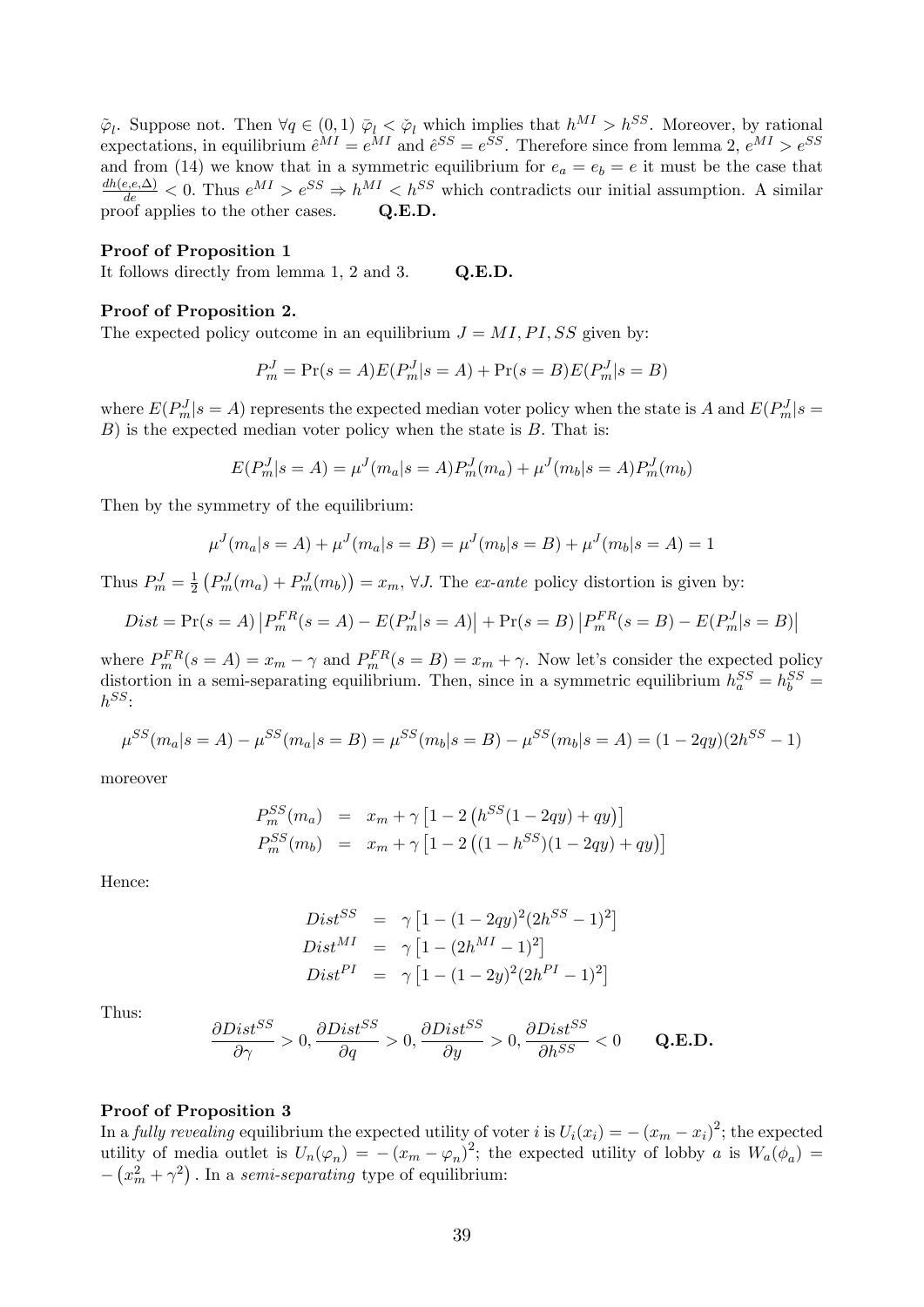$\tilde{\varphi}_l$. Suppose not. Then $\forall q \in (0,1)$ $\bar{\varphi}_l < \check{\varphi}_l$ which implies that $h^{MI} > h^{SS}$. Moreover, by rational expectations, in equilibrium $\hat{e}^{MI} = e^{MI}$ and $\hat{e}^{SS} = e^{SS}$. Therefore since from lemma 2, $e^{MI} > e^{SS}$ and from (14) we know that in a symmetric equilibrium for $e_a = e_b = e$ it must be the case that $\frac{dh(e,e,\Delta)}{de} < 0$. Thus $e^{MI} > e^{SS} \Rightarrow h^{MI} < h^{SS}$ which contradicts our initial assumption. A similar proof applies to the other cases. **Q.E.D.**

**Proof of Proposition 1**

It follows directly from lemma 1, 2 and 3. **Q.E.D.**

**Proof of Proposition 2.**

The expected policy outcome in an equilibrium $J = MI, PI, SS$ given by:

$$P_m^J = \Pr(s = A)E(P_m^J | s = A) + \Pr(s = B)E(P_m^J | s = B)$$

where $E(P_m^J | s = A)$ represents the expected median voter policy when the state is $A$ and $E(P_m^J | s = B)$ is the expected median voter policy when the state is $B$. That is:

$$E(P_m^J | s = A) = \mu^J(m_a | s = A)P_m^J(m_a) + \mu^J(m_b | s = A)P_m^J(m_b)$$

Then by the symmetry of the equilibrium:

$$\mu^J(m_a | s = A) + \mu^J(m_a | s = B) = \mu^J(m_b | s = B) + \mu^J(m_b | s = A) = 1$$

Thus $P_m^J = \frac{1}{2}\left(P_m^J(m_a) + P_m^J(m_b)\right) = x_m$, $\forall J$. The *ex-ante* policy distortion is given by:

$$Dist = \Pr(s = A)\left|P_m^{FR}(s = A) - E(P_m^J | s = A)\right| + \Pr(s = B)\left|P_m^{FR}(s = B) - E(P_m^J | s = B)\right|$$

where $P_m^{FR}(s = A) = x_m - \gamma$ and $P_m^{FR}(s = B) = x_m + \gamma$. Now let's consider the expected policy distortion in a semi-separating equilibrium. Then, since in a symmetric equilibrium $h_a^{SS} = h_b^{SS} = h^{SS}$:

$$\mu^{SS}(m_a | s = A) - \mu^{SS}(m_a | s = B) = \mu^{SS}(m_b | s = B) - \mu^{SS}(m_b | s = A) = (1 - 2qy)(2h^{SS} - 1)$$

moreover

$$\begin{aligned}
P_m^{SS}(m_a) &= x_m + \gamma\left[1 - 2\left(h^{SS}(1 - 2qy) + qy\right)\right] \\
P_m^{SS}(m_b) &= x_m + \gamma\left[1 - 2\left((1 - h^{SS})(1 - 2qy) + qy\right)\right]
\end{aligned}$$

Hence:

$$\begin{aligned}
Dist^{SS} &= \gamma\left[1 - (1 - 2qy)^2(2h^{SS} - 1)^2\right] \\
Dist^{MI} &= \gamma\left[1 - (2h^{MI} - 1)^2\right] \\
Dist^{PI} &= \gamma\left[1 - (1 - 2y)^2(2h^{PI} - 1)^2\right]
\end{aligned}$$

Thus:

$$\frac{\partial Dist^{SS}}{\partial \gamma} > 0, \frac{\partial Dist^{SS}}{\partial q} > 0, \frac{\partial Dist^{SS}}{\partial y} > 0, \frac{\partial Dist^{SS}}{\partial h^{SS}} < 0 \qquad \textbf{Q.E.D.}$$

**Proof of Proposition 3**

In a *fully revealing* equilibrium the expected utility of voter $i$ is $U_i(x_i) = -(x_m - x_i)^2$; the expected utility of media outlet is $U_n(\varphi_n) = -(x_m - \varphi_n)^2$; the expected utility of lobby $a$ is $W_a(\phi_a) = -\left(x_m^2 + \gamma^2\right)$. In a *semi-separating* type of equilibrium: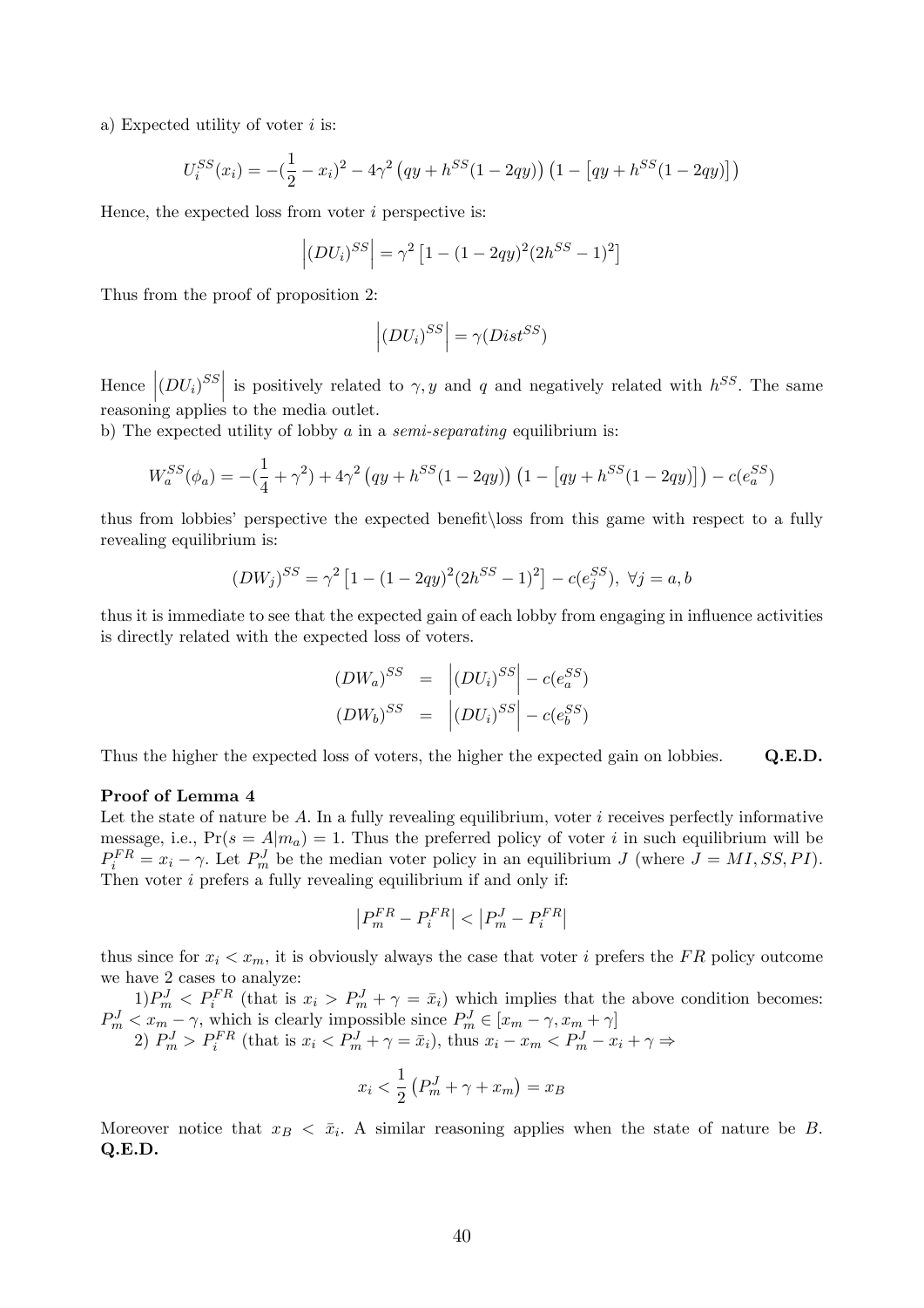a) Expected utility of voter $i$ is:

$$U_i^{SS}(x_i) = -(\frac{1}{2} - x_i)^2 - 4\gamma^2 \left(qy + h^{SS}(1-2qy)\right)\left(1 - \left[qy + h^{SS}(1-2qy)\right]\right)$$

Hence, the expected loss from voter $i$ perspective is:

$$\left|(DU_i)^{SS}\right| = \gamma^2 \left[1 - (1-2qy)^2(2h^{SS}-1)^2\right]$$

Thus from the proof of proposition 2:

$$\left|(DU_i)^{SS}\right| = \gamma(Dist^{SS})$$

Hence $\left|(DU_i)^{SS}\right|$ is positively related to $\gamma, y$ and $q$ and negatively related with $h^{SS}$. The same reasoning applies to the media outlet.

b) The expected utility of lobby $a$ in a *semi-separating* equilibrium is:

$$W_a^{SS}(\phi_a) = -(\frac{1}{4} + \gamma^2) + 4\gamma^2 \left(qy + h^{SS}(1-2qy)\right)\left(1 - \left[qy + h^{SS}(1-2qy)\right]\right) - c(e_a^{SS})$$

thus from lobbies' perspective the expected benefit\loss from this game with respect to a fully revealing equilibrium is:

$$(DW_j)^{SS} = \gamma^2 \left[1 - (1-2qy)^2(2h^{SS}-1)^2\right] - c(e_j^{SS}),\ \forall j = a, b$$

thus it is immediate to see that the expected gain of each lobby from engaging in influence activities is directly related with the expected loss of voters.

$$\begin{aligned}(DW_a)^{SS} &= \left|(DU_i)^{SS}\right| - c(e_a^{SS}) \\ (DW_b)^{SS} &= \left|(DU_i)^{SS}\right| - c(e_b^{SS})\end{aligned}$$

Thus the higher the expected loss of voters, the higher the expected gain on lobbies. **Q.E.D.**

**Proof of Lemma 4**

Let the state of nature be $A$. In a fully revealing equilibrium, voter $i$ receives perfectly informative message, i.e., $\Pr(s = A|m_a) = 1$. Thus the preferred policy of voter $i$ in such equilibrium will be $P_i^{FR} = x_i - \gamma$. Let $P_m^J$ be the median voter policy in an equilibrium $J$ (where $J = MI, SS, PI$). Then voter $i$ prefers a fully revealing equilibrium if and only if:

$$\left|P_m^{FR} - P_i^{FR}\right| < \left|P_m^J - P_i^{FR}\right|$$

thus since for $x_i < x_m$, it is obviously always the case that voter $i$ prefers the $FR$ policy outcome we have 2 cases to analyze:

1) $P_m^J < P_i^{FR}$ (that is $x_i > P_m^J + \gamma = \bar{x}_i$) which implies that the above condition becomes: $P_m^J < x_m - \gamma$, which is clearly impossible since $P_m^J \in [x_m - \gamma, x_m + \gamma]$

2) $P_m^J > P_i^{FR}$ (that is $x_i < P_m^J + \gamma = \bar{x}_i$), thus $x_i - x_m < P_m^J - x_i + \gamma \Rightarrow$

$$x_i < \frac{1}{2}\left(P_m^J + \gamma + x_m\right) = x_B$$

Moreover notice that $x_B < \bar{x}_i$. A similar reasoning applies when the state of nature be $B$. **Q.E.D.**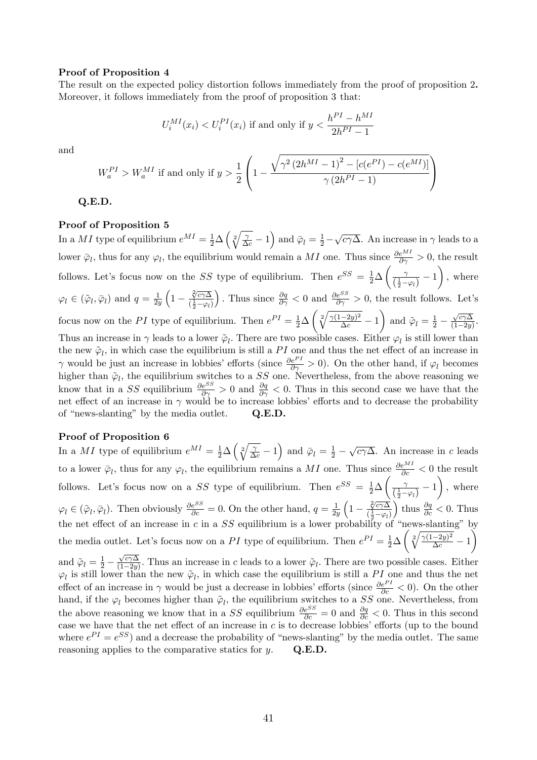**Proof of Proposition 4**

The result on the expected policy distortion follows immediately from the proof of proposition 2**.** Moreover, it follows immediately from the proof of proposition 3 that:

$$U_i^{MI}(x_i) < U_i^{PI}(x_i) \text{ if and only if } y < \frac{h^{PI} - h^{MI}}{2h^{PI} - 1}$$

and

$$W_a^{PI} > W_a^{MI} \text{ if and only if } y > \frac{1}{2}\left(1 - \frac{\sqrt{\gamma^2 \left(2h^{MI} - 1\right)^2 - \left[c(e^{PI}) - c(e^{MI})\right]}}{\gamma \left(2h^{PI} - 1\right)}\right)$$

**Q.E.D.**

**Proof of Proposition 5**

In a $MI$ type of equilibrium $e^{MI} = \frac{1}{2}\Delta\left(\sqrt[2]{\frac{\gamma}{\Delta c}} - 1\right)$ and $\bar{\varphi}_l = \frac{1}{2} - \sqrt{c\gamma\Delta}$. An increase in $\gamma$ leads to a lower $\bar{\varphi}_l$, thus for any $\varphi_l$, the equilibrium would remain a $MI$ one. Thus since $\frac{\partial e^{MI}}{\partial \gamma} > 0$, the result follows. Let's focus now on the $SS$ type of equilibrium. Then $e^{SS} = \frac{1}{2}\Delta\left(\frac{\gamma}{\left(\frac{1}{2} - \varphi_l\right)} - 1\right)$, where $\varphi_l \in (\tilde{\varphi}_l, \bar{\varphi}_l)$ and $q = \frac{1}{2y}\left(1 - \frac{\sqrt[2]{c\gamma\Delta}}{\left(\frac{1}{2} - \varphi_l\right)}\right)$. Thus since $\frac{\partial q}{\partial \gamma} < 0$ and $\frac{\partial e^{SS}}{\partial \gamma} > 0$, the result follows. Let's focus now on the $PI$ type of equilibrium. Then $e^{PI} = \frac{1}{2}\Delta\left(\sqrt[2]{\frac{\gamma(1-2y)^2}{\Delta c}} - 1\right)$ and $\tilde{\varphi}_l = \frac{1}{2} - \frac{\sqrt{c\gamma\Delta}}{(1-2y)}$. Thus an increase in $\gamma$ leads to a lower $\tilde{\varphi}_l$. There are two possible cases. Either $\varphi_l$ is still lower than the new $\tilde{\varphi}_l$, in which case the equilibrium is still a $PI$ one and thus the net effect of an increase in $\gamma$ would be just an increase in lobbies' efforts (since $\frac{\partial e^{PI}}{\partial \gamma} > 0$). On the other hand, if $\varphi_l$ becomes higher than $\tilde{\varphi}_l$, the equilibrium switches to a $SS$ one. Nevertheless, from the above reasoning we know that in a $SS$ equilibrium $\frac{\partial e^{SS}}{\partial \gamma} > 0$ and $\frac{\partial q}{\partial \gamma} < 0$. Thus in this second case we have that the net effect of an increase in $\gamma$ would be to increase lobbies' efforts and to decrease the probability of "news-slanting" by the media outlet. **Q.E.D.**

**Proof of Proposition 6**

In a $MI$ type of equilibrium $e^{MI} = \frac{1}{2}\Delta\left(\sqrt[2]{\frac{\gamma}{\Delta c}} - 1\right)$ and $\bar{\varphi}_l = \frac{1}{2} - \sqrt{c\gamma\Delta}$. An increase in $c$ leads to a lower $\bar{\varphi}_l$, thus for any $\varphi_l$, the equilibrium remains a $MI$ one. Thus since $\frac{\partial e^{MI}}{\partial c} < 0$ the result follows. Let's focus now on a $SS$ type of equilibrium. Then $e^{SS} = \frac{1}{2}\Delta\left(\frac{\gamma}{\left(\frac{1}{2} - \varphi_l\right)} - 1\right)$, where $\varphi_l \in (\tilde{\varphi}_l, \bar{\varphi}_l)$. Then obviously $\frac{\partial e^{SS}}{\partial c} = 0$. On the other hand, $q = \frac{1}{2y}\left(1 - \frac{\sqrt[2]{c\gamma\Delta}}{\left(\frac{1}{2} - \varphi_l\right)}\right)$ thus $\frac{\partial q}{\partial c} < 0$. Thus the net effect of an increase in $c$ in a $SS$ equilibrium is a lower probability of "news-slanting" by the media outlet. Let's focus now on a $PI$ type of equilibrium. Then $e^{PI} = \frac{1}{2}\Delta\left(\sqrt[2]{\frac{\gamma(1-2y)^2}{\Delta c}} - 1\right)$ and $\tilde{\varphi}_l = \frac{1}{2} - \frac{\sqrt{c\gamma\Delta}}{(1-2y)}$. Thus an increase in $c$ leads to a lower $\tilde{\varphi}_l$. There are two possible cases. Either $\varphi_l$ is still lower than the new $\tilde{\varphi}_l$, in which case the equilibrium is still a $PI$ one and thus the net effect of an increase in $\gamma$ would be just a decrease in lobbies' efforts (since $\frac{\partial e^{PI}}{\partial c} < 0$). On the other hand, if the $\varphi_l$ becomes higher than $\tilde{\varphi}_l$, the equilibrium switches to a $SS$ one. Nevertheless, from the above reasoning we know that in a $SS$ equilibrium $\frac{\partial e^{SS}}{\partial c} = 0$ and $\frac{\partial q}{\partial c} < 0$. Thus in this second case we have that the net effect of an increase in $c$ is to decrease lobbies' efforts (up to the bound where $e^{PI} = e^{SS}$) and a decrease the probability of "news-slanting" by the media outlet. The same reasoning applies to the comparative statics for $y$. **Q.E.D.**